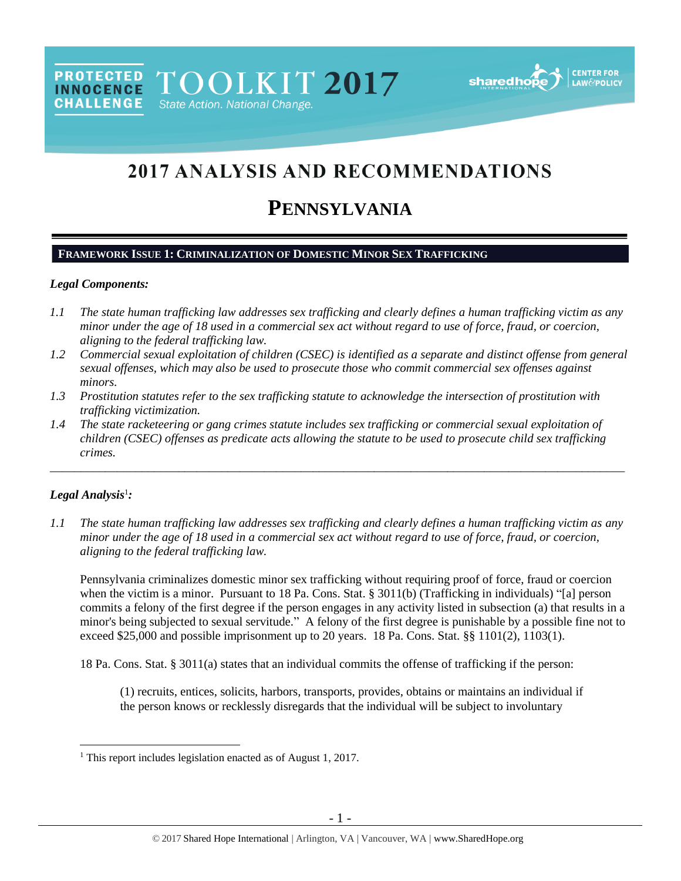PROTECTED INNOCENCE CHALLENGE TOOLKIT 2017 State Action. National Change.

sharedhope INTERNATIONAL | CENTER FOR LAW&POLICY

# 2017 ANALYSIS AND RECOMMENDATIONS

# PENNSYLVANIA

## FRAMEWORK ISSUE 1: CRIMINALIZATION OF DOMESTIC MINOR SEX TRAFFICKING

### *Legal Components:*

*1.1 The state human trafficking law addresses sex trafficking and clearly defines a human trafficking victim as any minor under the age of 18 used in a commercial sex act without regard to use of force, fraud, or coercion, aligning to the federal trafficking law.*

*1.2 Commercial sexual exploitation of children (CSEC) is identified as a separate and distinct offense from general sexual offenses, which may also be used to prosecute those who commit commercial sex offenses against minors.*

*1.3 Prostitution statutes refer to the sex trafficking statute to acknowledge the intersection of prostitution with trafficking victimization.*

*1.4 The state racketeering or gang crimes statute includes sex trafficking or commercial sexual exploitation of children (CSEC) offenses as predicate acts allowing the statute to be used to prosecute child sex trafficking crimes.*

---

### *Legal Analysis*[1]*:*

*1.1 The state human trafficking law addresses sex trafficking and clearly defines a human trafficking victim as any minor under the age of 18 used in a commercial sex act without regard to use of force, fraud, or coercion, aligning to the federal trafficking law.*

Pennsylvania criminalizes domestic minor sex trafficking without requiring proof of force, fraud or coercion when the victim is a minor. Pursuant to 18 Pa. Cons. Stat. § 3011(b) (Trafficking in individuals) "[a] person commits a felony of the first degree if the person engages in any activity listed in subsection (a) that results in a minor's being subjected to sexual servitude." A felony of the first degree is punishable by a possible fine not to exceed $25,000 and possible imprisonment up to 20 years. 18 Pa. Cons. Stat. §§ 1101(2), 1103(1).

18 Pa. Cons. Stat. § 3011(a) states that an individual commits the offense of trafficking if the person:

> (1) recruits, entices, solicits, harbors, transports, provides, obtains or maintains an individual if the person knows or recklessly disregards that the individual will be subject to involuntary

---

[1] This report includes legislation enacted as of August 1, 2017.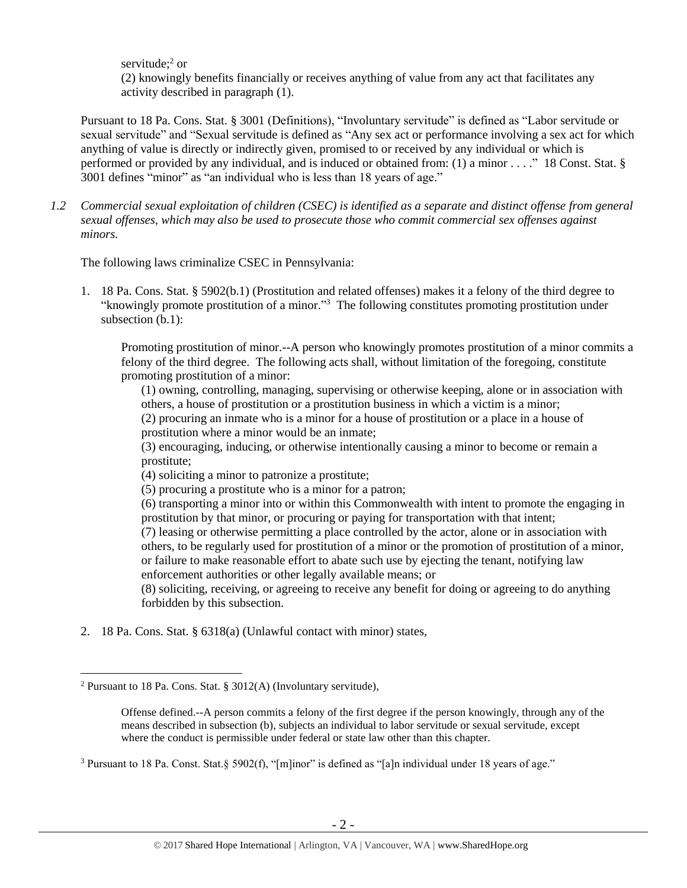servitude;[2] or

(2) knowingly benefits financially or receives anything of value from any act that facilitates any activity described in paragraph (1).

Pursuant to 18 Pa. Cons. Stat. § 3001 (Definitions), "Involuntary servitude" is defined as "Labor servitude or sexual servitude" and "Sexual servitude is defined as "Any sex act or performance involving a sex act for which anything of value is directly or indirectly given, promised to or received by any individual or which is performed or provided by any individual, and is induced or obtained from: (1) a minor . . . ." 18 Const. Stat. § 3001 defines "minor" as "an individual who is less than 18 years of age."

*1.2 Commercial sexual exploitation of children (CSEC) is identified as a separate and distinct offense from general sexual offenses, which may also be used to prosecute those who commit commercial sex offenses against minors.*

The following laws criminalize CSEC in Pennsylvania:

1. 18 Pa. Cons. Stat. § 5902(b.1) (Prostitution and related offenses) makes it a felony of the third degree to "knowingly promote prostitution of a minor."[3] The following constitutes promoting prostitution under subsection (b.1):

   Promoting prostitution of minor.--A person who knowingly promotes prostitution of a minor commits a felony of the third degree. The following acts shall, without limitation of the foregoing, constitute promoting prostitution of a minor:

   (1) owning, controlling, managing, supervising or otherwise keeping, alone or in association with others, a house of prostitution or a prostitution business in which a victim is a minor;
   (2) procuring an inmate who is a minor for a house of prostitution or a place in a house of prostitution where a minor would be an inmate;
   (3) encouraging, inducing, or otherwise intentionally causing a minor to become or remain a prostitute;
   (4) soliciting a minor to patronize a prostitute;
   (5) procuring a prostitute who is a minor for a patron;
   (6) transporting a minor into or within this Commonwealth with intent to promote the engaging in prostitution by that minor, or procuring or paying for transportation with that intent;
   (7) leasing or otherwise permitting a place controlled by the actor, alone or in association with others, to be regularly used for prostitution of a minor or the promotion of prostitution of a minor, or failure to make reasonable effort to abate such use by ejecting the tenant, notifying law enforcement authorities or other legally available means; or
   (8) soliciting, receiving, or agreeing to receive any benefit for doing or agreeing to do anything forbidden by this subsection.

2. 18 Pa. Cons. Stat. § 6318(a) (Unlawful contact with minor) states,

---

[2] Pursuant to 18 Pa. Cons. Stat. § 3012(A) (Involuntary servitude),

> Offense defined.--A person commits a felony of the first degree if the person knowingly, through any of the means described in subsection (b), subjects an individual to labor servitude or sexual servitude, except where the conduct is permissible under federal or state law other than this chapter.

[3] Pursuant to 18 Pa. Const. Stat.§ 5902(f), "[m]inor" is defined as "[a]n individual under 18 years of age."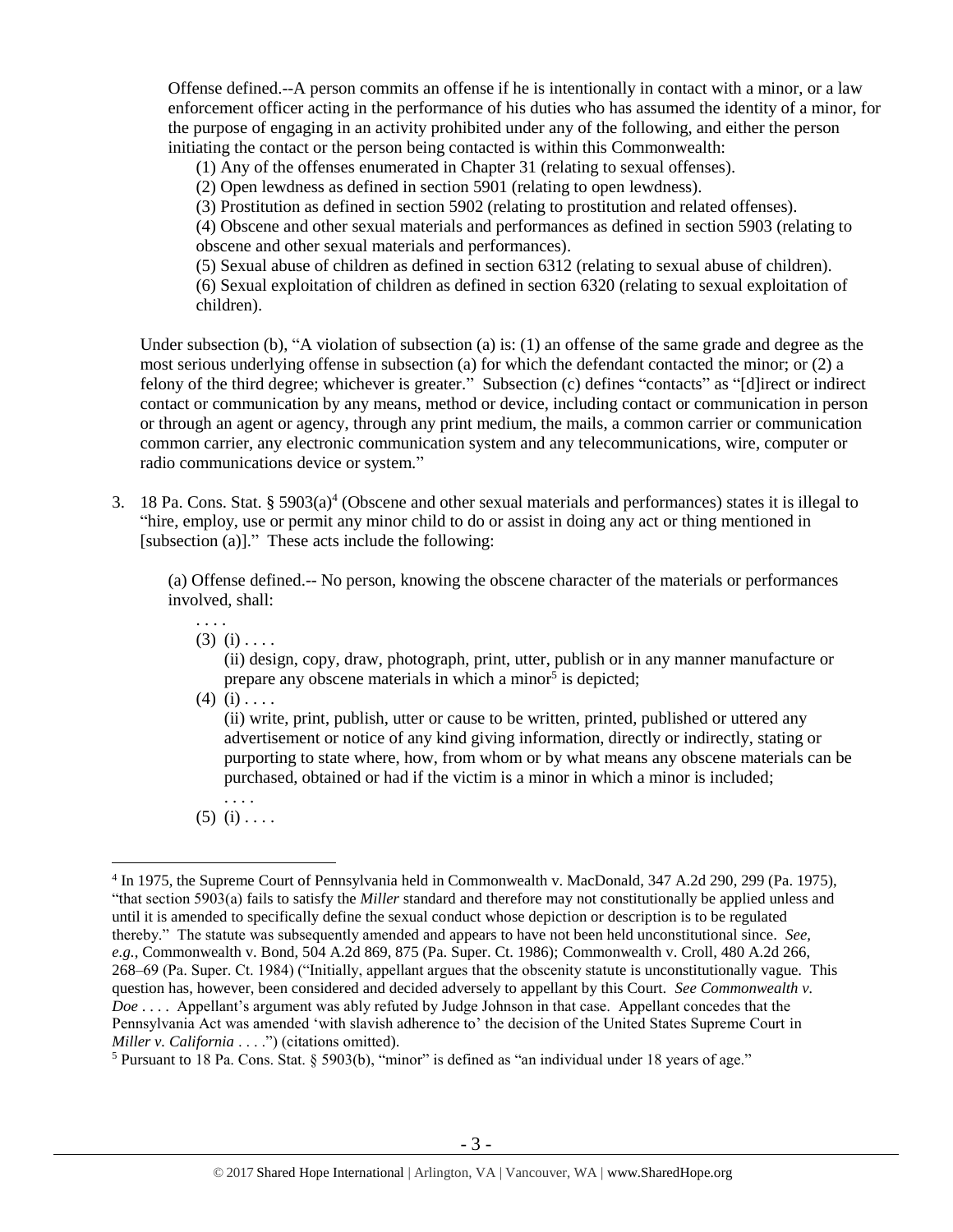Offense defined.--A person commits an offense if he is intentionally in contact with a minor, or a law enforcement officer acting in the performance of his duties who has assumed the identity of a minor, for the purpose of engaging in an activity prohibited under any of the following, and either the person initiating the contact or the person being contacted is within this Commonwealth:

(1) Any of the offenses enumerated in Chapter 31 (relating to sexual offenses).
(2) Open lewdness as defined in section 5901 (relating to open lewdness).
(3) Prostitution as defined in section 5902 (relating to prostitution and related offenses).
(4) Obscene and other sexual materials and performances as defined in section 5903 (relating to obscene and other sexual materials and performances).
(5) Sexual abuse of children as defined in section 6312 (relating to sexual abuse of children).
(6) Sexual exploitation of children as defined in section 6320 (relating to sexual exploitation of children).

Under subsection (b), "A violation of subsection (a) is: (1) an offense of the same grade and degree as the most serious underlying offense in subsection (a) for which the defendant contacted the minor; or (2) a felony of the third degree; whichever is greater." Subsection (c) defines "contacts" as "[d]irect or indirect contact or communication by any means, method or device, including contact or communication in person or through an agent or agency, through any print medium, the mails, a common carrier or communication common carrier, any electronic communication system and any telecommunications, wire, computer or radio communications device or system."

3. 18 Pa. Cons. Stat. § 5903(a)[4] (Obscene and other sexual materials and performances) states it is illegal to "hire, employ, use or permit any minor child to do or assist in doing any act or thing mentioned in [subsection (a)]." These acts include the following:

(a) Offense defined.-- No person, knowing the obscene character of the materials or performances involved, shall:

. . . .
(3) (i) . . . .
(ii) design, copy, draw, photograph, print, utter, publish or in any manner manufacture or prepare any obscene materials in which a minor[5] is depicted;
(4) (i) . . . .
(ii) write, print, publish, utter or cause to be written, printed, published or uttered any advertisement or notice of any kind giving information, directly or indirectly, stating or purporting to state where, how, from whom or by what means any obscene materials can be purchased, obtained or had if the victim is a minor in which a minor is included;
. . . .
(5) (i) . . . .

---

[4] In 1975, the Supreme Court of Pennsylvania held in Commonwealth v. MacDonald, 347 A.2d 290, 299 (Pa. 1975), "that section 5903(a) fails to satisfy the *Miller* standard and therefore may not constitutionally be applied unless and until it is amended to specifically define the sexual conduct whose depiction or description is to be regulated thereby." The statute was subsequently amended and appears to have not been held unconstitutional since. *See, e.g.*, Commonwealth v. Bond, 504 A.2d 869, 875 (Pa. Super. Ct. 1986); Commonwealth v. Croll, 480 A.2d 266, 268–69 (Pa. Super. Ct. 1984) ("Initially, appellant argues that the obscenity statute is unconstitutionally vague. This question has, however, been considered and decided adversely to appellant by this Court. *See Commonwealth v. Doe* . . . . Appellant's argument was ably refuted by Judge Johnson in that case. Appellant concedes that the Pennsylvania Act was amended 'with slavish adherence to' the decision of the United States Supreme Court in *Miller v. California* . . . .") (citations omitted).

[5] Pursuant to 18 Pa. Cons. Stat. § 5903(b), "minor" is defined as "an individual under 18 years of age."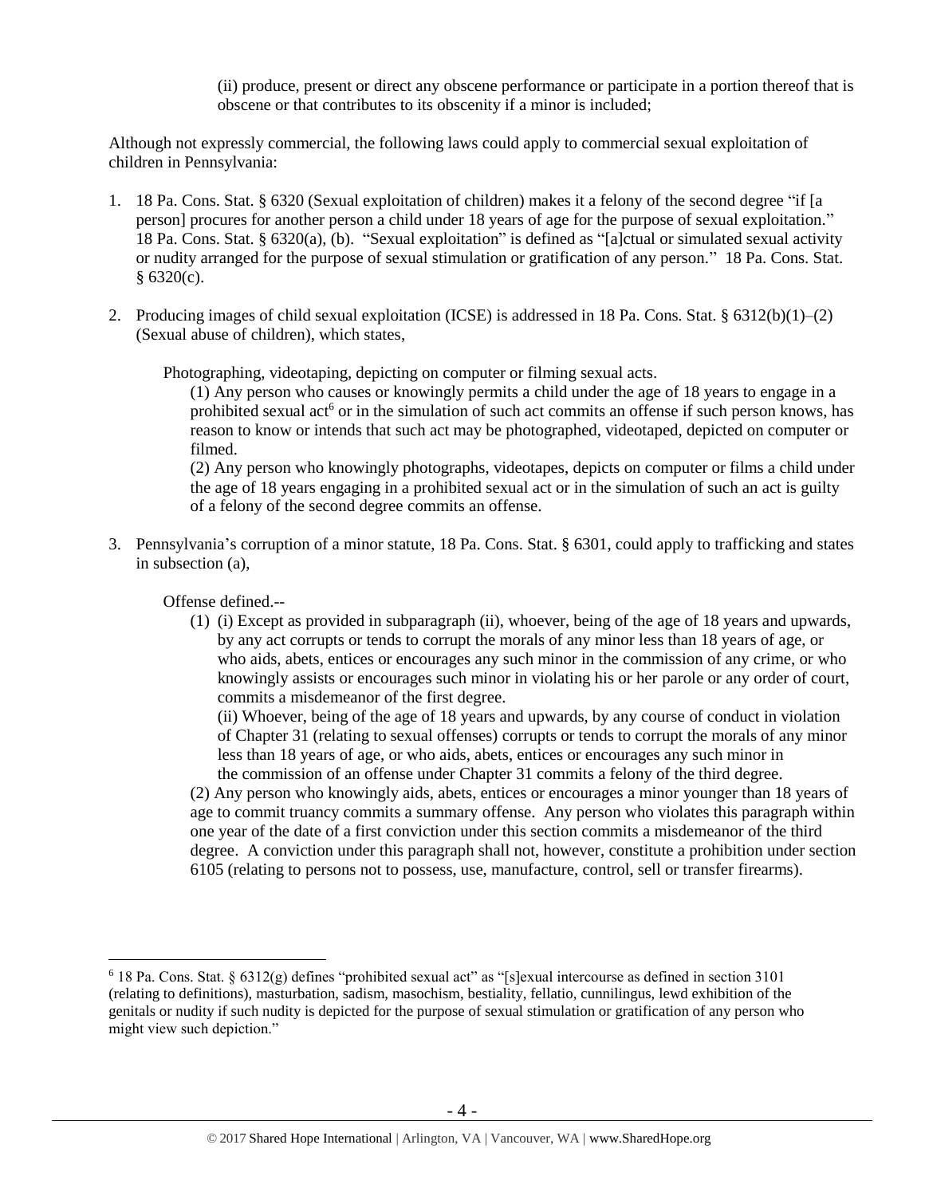(ii) produce, present or direct any obscene performance or participate in a portion thereof that is obscene or that contributes to its obscenity if a minor is included;

Although not expressly commercial, the following laws could apply to commercial sexual exploitation of children in Pennsylvania:

1. 18 Pa. Cons. Stat. § 6320 (Sexual exploitation of children) makes it a felony of the second degree "if [a person] procures for another person a child under 18 years of age for the purpose of sexual exploitation." 18 Pa. Cons. Stat. § 6320(a), (b). "Sexual exploitation" is defined as "[a]ctual or simulated sexual activity or nudity arranged for the purpose of sexual stimulation or gratification of any person." 18 Pa. Cons. Stat. § 6320(c).

2. Producing images of child sexual exploitation (ICSE) is addressed in 18 Pa. Cons. Stat. § 6312(b)(1)–(2) (Sexual abuse of children), which states,

   Photographing, videotaping, depicting on computer or filming sexual acts.

   (1) Any person who causes or knowingly permits a child under the age of 18 years to engage in a prohibited sexual act[6] or in the simulation of such act commits an offense if such person knows, has reason to know or intends that such act may be photographed, videotaped, depicted on computer or filmed.

   (2) Any person who knowingly photographs, videotapes, depicts on computer or films a child under the age of 18 years engaging in a prohibited sexual act or in the simulation of such an act is guilty of a felony of the second degree commits an offense.

3. Pennsylvania's corruption of a minor statute, 18 Pa. Cons. Stat. § 6301, could apply to trafficking and states in subsection (a),

   Offense defined.--

   (1) (i) Except as provided in subparagraph (ii), whoever, being of the age of 18 years and upwards, by any act corrupts or tends to corrupt the morals of any minor less than 18 years of age, or who aids, abets, entices or encourages any such minor in the commission of any crime, or who knowingly assists or encourages such minor in violating his or her parole or any order of court, commits a misdemeanor of the first degree.

   (ii) Whoever, being of the age of 18 years and upwards, by any course of conduct in violation of Chapter 31 (relating to sexual offenses) corrupts or tends to corrupt the morals of any minor less than 18 years of age, or who aids, abets, entices or encourages any such minor in the commission of an offense under Chapter 31 commits a felony of the third degree.

   (2) Any person who knowingly aids, abets, entices or encourages a minor younger than 18 years of age to commit truancy commits a summary offense. Any person who violates this paragraph within one year of the date of a first conviction under this section commits a misdemeanor of the third degree. A conviction under this paragraph shall not, however, constitute a prohibition under section 6105 (relating to persons not to possess, use, manufacture, control, sell or transfer firearms).

---

[6] 18 Pa. Cons. Stat. § 6312(g) defines "prohibited sexual act" as "[s]exual intercourse as defined in section 3101 (relating to definitions), masturbation, sadism, masochism, bestiality, fellatio, cunnilingus, lewd exhibition of the genitals or nudity if such nudity is depicted for the purpose of sexual stimulation or gratification of any person who might view such depiction."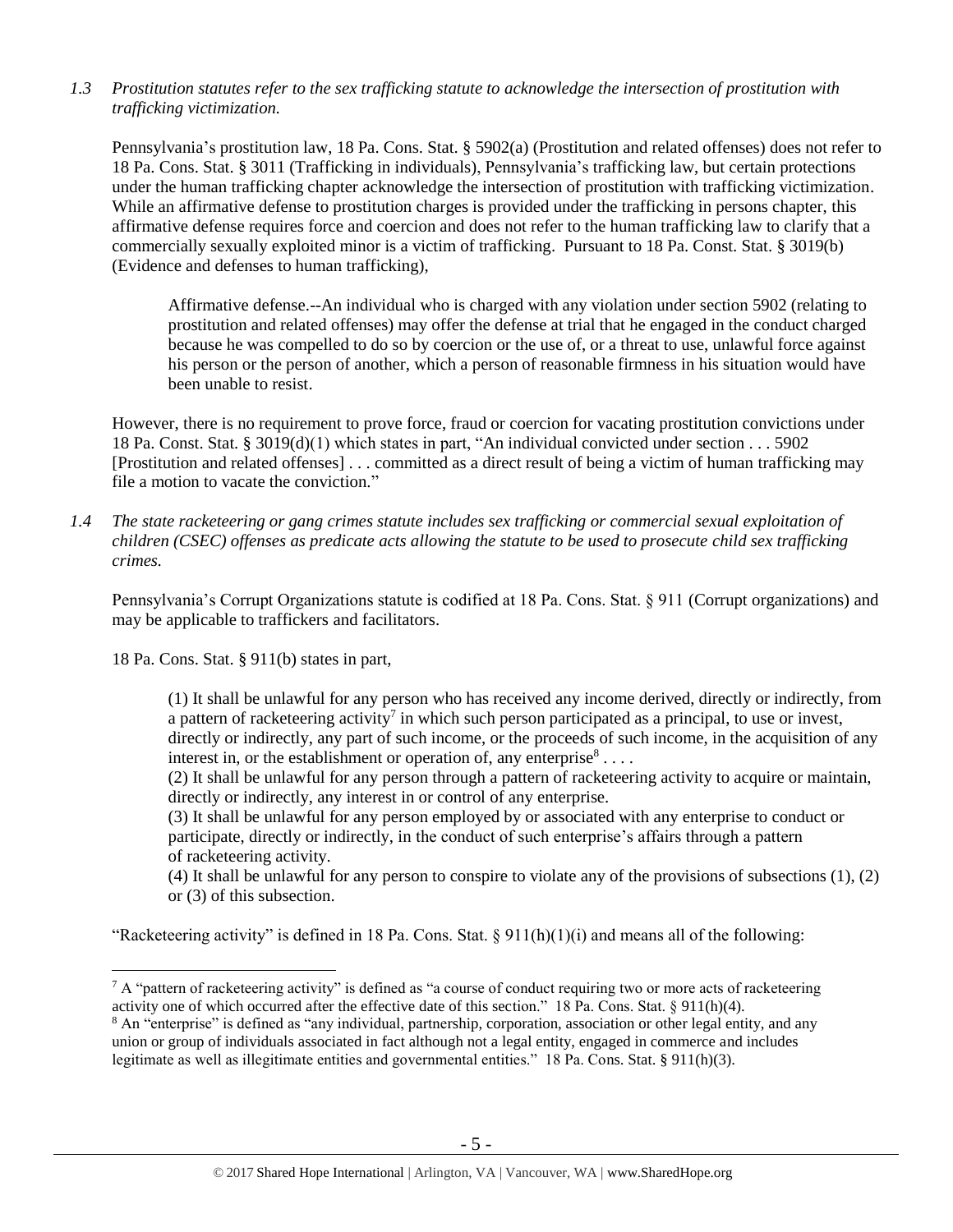*1.3 Prostitution statutes refer to the sex trafficking statute to acknowledge the intersection of prostitution with trafficking victimization.*

Pennsylvania's prostitution law, 18 Pa. Cons. Stat. § 5902(a) (Prostitution and related offenses) does not refer to 18 Pa. Cons. Stat. § 3011 (Trafficking in individuals), Pennsylvania's trafficking law, but certain protections under the human trafficking chapter acknowledge the intersection of prostitution with trafficking victimization. While an affirmative defense to prostitution charges is provided under the trafficking in persons chapter, this affirmative defense requires force and coercion and does not refer to the human trafficking law to clarify that a commercially sexually exploited minor is a victim of trafficking. Pursuant to 18 Pa. Const. Stat. § 3019(b) (Evidence and defenses to human trafficking),

> Affirmative defense.--An individual who is charged with any violation under section 5902 (relating to prostitution and related offenses) may offer the defense at trial that he engaged in the conduct charged because he was compelled to do so by coercion or the use of, or a threat to use, unlawful force against his person or the person of another, which a person of reasonable firmness in his situation would have been unable to resist.

However, there is no requirement to prove force, fraud or coercion for vacating prostitution convictions under 18 Pa. Const. Stat. § 3019(d)(1) which states in part, "An individual convicted under section . . . 5902 [Prostitution and related offenses] . . . committed as a direct result of being a victim of human trafficking may file a motion to vacate the conviction."

*1.4 The state racketeering or gang crimes statute includes sex trafficking or commercial sexual exploitation of children (CSEC) offenses as predicate acts allowing the statute to be used to prosecute child sex trafficking crimes.*

Pennsylvania's Corrupt Organizations statute is codified at 18 Pa. Cons. Stat. § 911 (Corrupt organizations) and may be applicable to traffickers and facilitators.

18 Pa. Cons. Stat. § 911(b) states in part,

> (1) It shall be unlawful for any person who has received any income derived, directly or indirectly, from a pattern of racketeering activity[7] in which such person participated as a principal, to use or invest, directly or indirectly, any part of such income, or the proceeds of such income, in the acquisition of any interest in, or the establishment or operation of, any enterprise[8] . . . .
>
> (2) It shall be unlawful for any person through a pattern of racketeering activity to acquire or maintain, directly or indirectly, any interest in or control of any enterprise.
>
> (3) It shall be unlawful for any person employed by or associated with any enterprise to conduct or participate, directly or indirectly, in the conduct of such enterprise's affairs through a pattern of racketeering activity.
>
> (4) It shall be unlawful for any person to conspire to violate any of the provisions of subsections (1), (2) or (3) of this subsection.

"Racketeering activity" is defined in 18 Pa. Cons. Stat. § 911(h)(1)(i) and means all of the following:

---

[7] A "pattern of racketeering activity" is defined as "a course of conduct requiring two or more acts of racketeering activity one of which occurred after the effective date of this section." 18 Pa. Cons. Stat. § 911(h)(4).

[8] An "enterprise" is defined as "any individual, partnership, corporation, association or other legal entity, and any union or group of individuals associated in fact although not a legal entity, engaged in commerce and includes legitimate as well as illegitimate entities and governmental entities." 18 Pa. Cons. Stat. § 911(h)(3).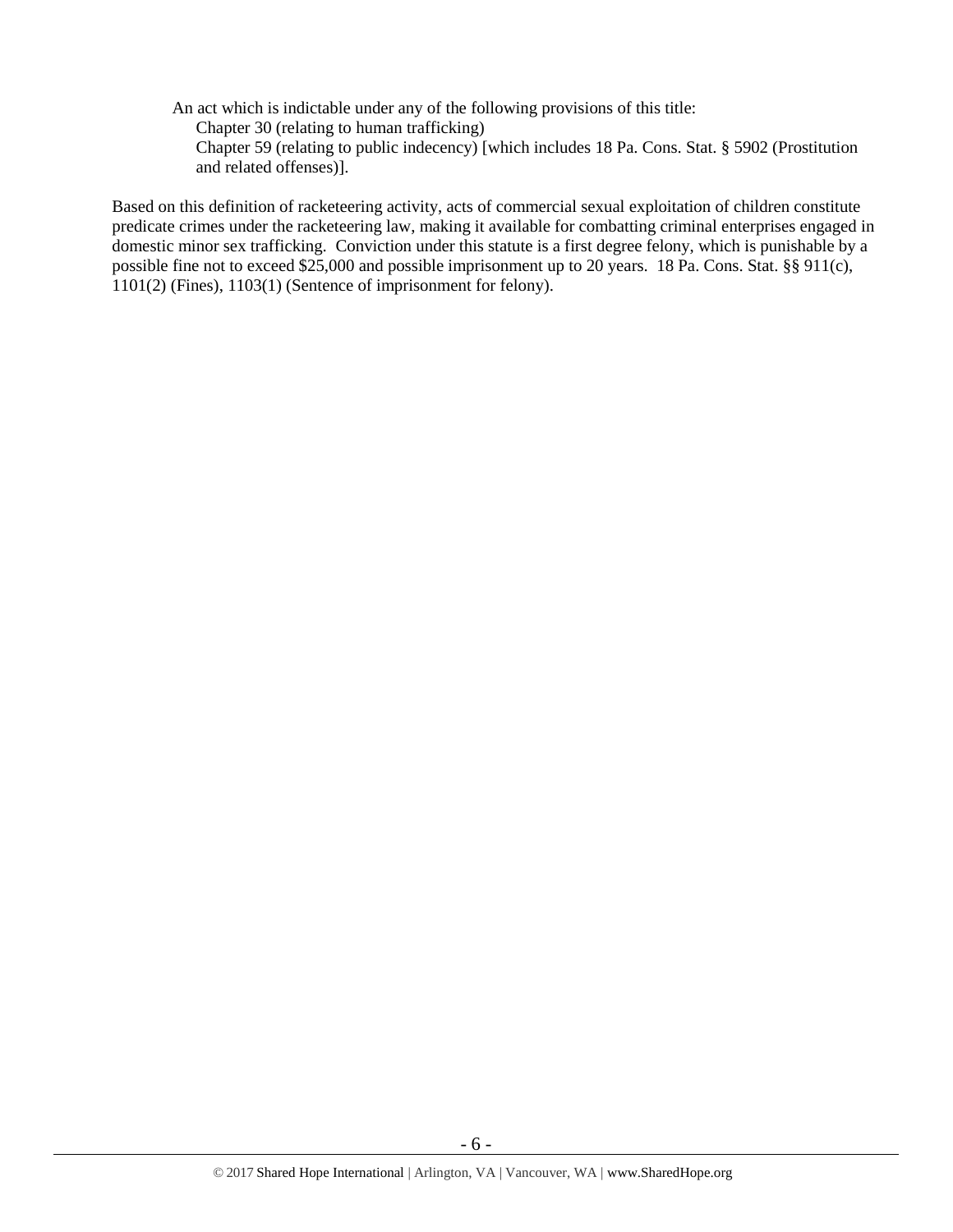An act which is indictable under any of the following provisions of this title:

Chapter 30 (relating to human trafficking)

Chapter 59 (relating to public indecency) [which includes 18 Pa. Cons. Stat. § 5902 (Prostitution and related offenses)].

Based on this definition of racketeering activity, acts of commercial sexual exploitation of children constitute predicate crimes under the racketeering law, making it available for combatting criminal enterprises engaged in domestic minor sex trafficking. Conviction under this statute is a first degree felony, which is punishable by a possible fine not to exceed $25,000 and possible imprisonment up to 20 years. 18 Pa. Cons. Stat. §§ 911(c), 1101(2) (Fines), 1103(1) (Sentence of imprisonment for felony).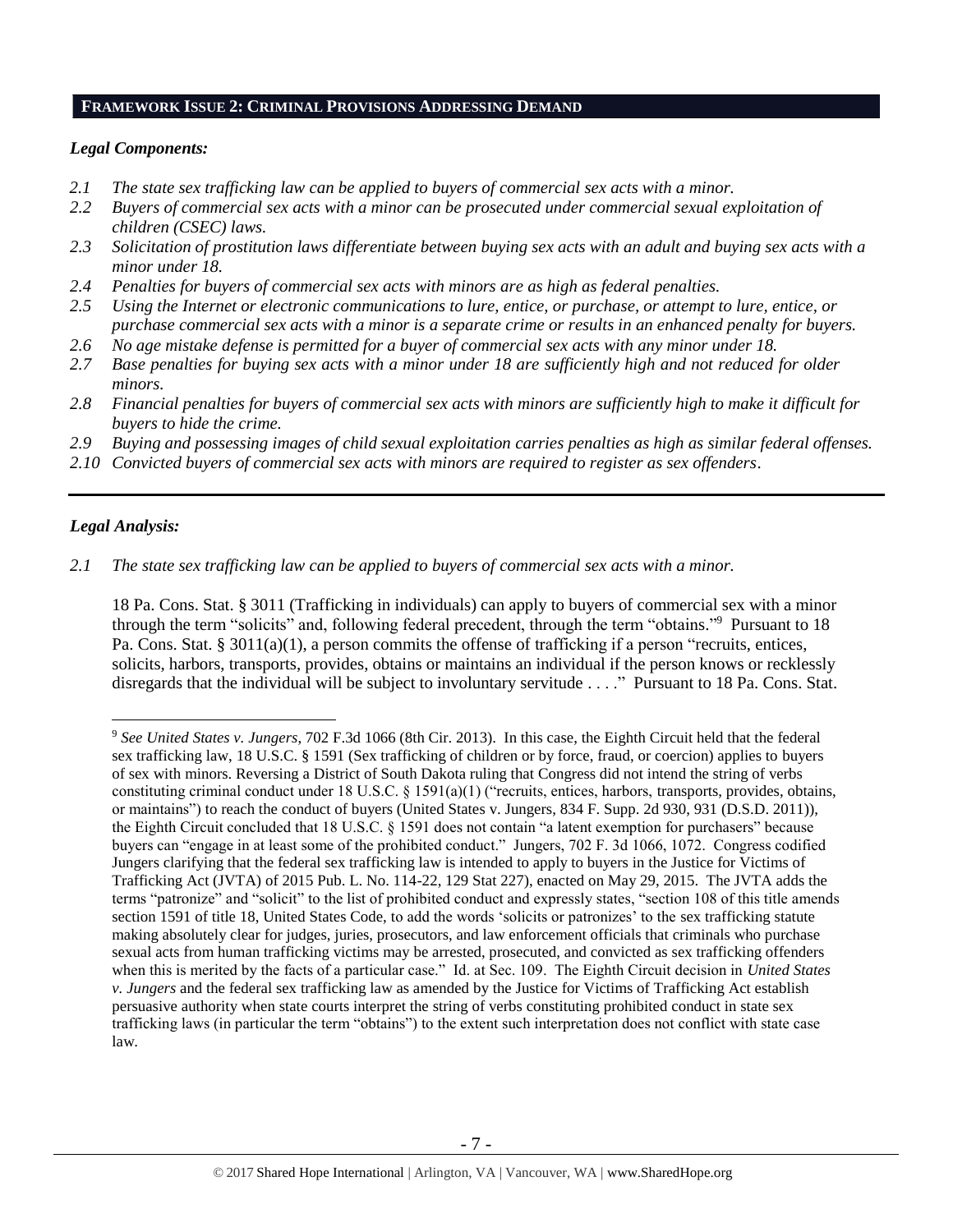## FRAMEWORK ISSUE 2: CRIMINAL PROVISIONS ADDRESSING DEMAND

### *Legal Components:*

- *2.1 The state sex trafficking law can be applied to buyers of commercial sex acts with a minor.*
- *2.2 Buyers of commercial sex acts with a minor can be prosecuted under commercial sexual exploitation of children (CSEC) laws.*
- *2.3 Solicitation of prostitution laws differentiate between buying sex acts with an adult and buying sex acts with a minor under 18.*
- *2.4 Penalties for buyers of commercial sex acts with minors are as high as federal penalties.*
- *2.5 Using the Internet or electronic communications to lure, entice, or purchase, or attempt to lure, entice, or purchase commercial sex acts with a minor is a separate crime or results in an enhanced penalty for buyers.*
- *2.6 No age mistake defense is permitted for a buyer of commercial sex acts with any minor under 18.*
- *2.7 Base penalties for buying sex acts with a minor under 18 are sufficiently high and not reduced for older minors.*
- *2.8 Financial penalties for buyers of commercial sex acts with minors are sufficiently high to make it difficult for buyers to hide the crime.*
- *2.9 Buying and possessing images of child sexual exploitation carries penalties as high as similar federal offenses.*
- *2.10 Convicted buyers of commercial sex acts with minors are required to register as sex offenders.*

---

### *Legal Analysis:*

*2.1 The state sex trafficking law can be applied to buyers of commercial sex acts with a minor.*

18 Pa. Cons. Stat. § 3011 (Trafficking in individuals) can apply to buyers of commercial sex with a minor through the term "solicits" and, following federal precedent, through the term "obtains."[9] Pursuant to 18 Pa. Cons. Stat. § 3011(a)(1), a person commits the offense of trafficking if a person "recruits, entices, solicits, harbors, transports, provides, obtains or maintains an individual if the person knows or recklessly disregards that the individual will be subject to involuntary servitude . . . ." Pursuant to 18 Pa. Cons. Stat.

---

[9] *See United States v. Jungers*, 702 F.3d 1066 (8th Cir. 2013). In this case, the Eighth Circuit held that the federal sex trafficking law, 18 U.S.C. § 1591 (Sex trafficking of children or by force, fraud, or coercion) applies to buyers of sex with minors. Reversing a District of South Dakota ruling that Congress did not intend the string of verbs constituting criminal conduct under 18 U.S.C. § 1591(a)(1) ("recruits, entices, harbors, transports, provides, obtains, or maintains") to reach the conduct of buyers (United States v. Jungers, 834 F. Supp. 2d 930, 931 (D.S.D. 2011)), the Eighth Circuit concluded that 18 U.S.C. § 1591 does not contain "a latent exemption for purchasers" because buyers can "engage in at least some of the prohibited conduct." Jungers, 702 F. 3d 1066, 1072. Congress codified Jungers clarifying that the federal sex trafficking law is intended to apply to buyers in the Justice for Victims of Trafficking Act (JVTA) of 2015 Pub. L. No. 114-22, 129 Stat 227), enacted on May 29, 2015. The JVTA adds the terms "patronize" and "solicit" to the list of prohibited conduct and expressly states, "section 108 of this title amends section 1591 of title 18, United States Code, to add the words 'solicits or patronizes' to the sex trafficking statute making absolutely clear for judges, juries, prosecutors, and law enforcement officials that criminals who purchase sexual acts from human trafficking victims may be arrested, prosecuted, and convicted as sex trafficking offenders when this is merited by the facts of a particular case." Id. at Sec. 109. The Eighth Circuit decision in *United States v. Jungers* and the federal sex trafficking law as amended by the Justice for Victims of Trafficking Act establish persuasive authority when state courts interpret the string of verbs constituting prohibited conduct in state sex trafficking laws (in particular the term "obtains") to the extent such interpretation does not conflict with state case law.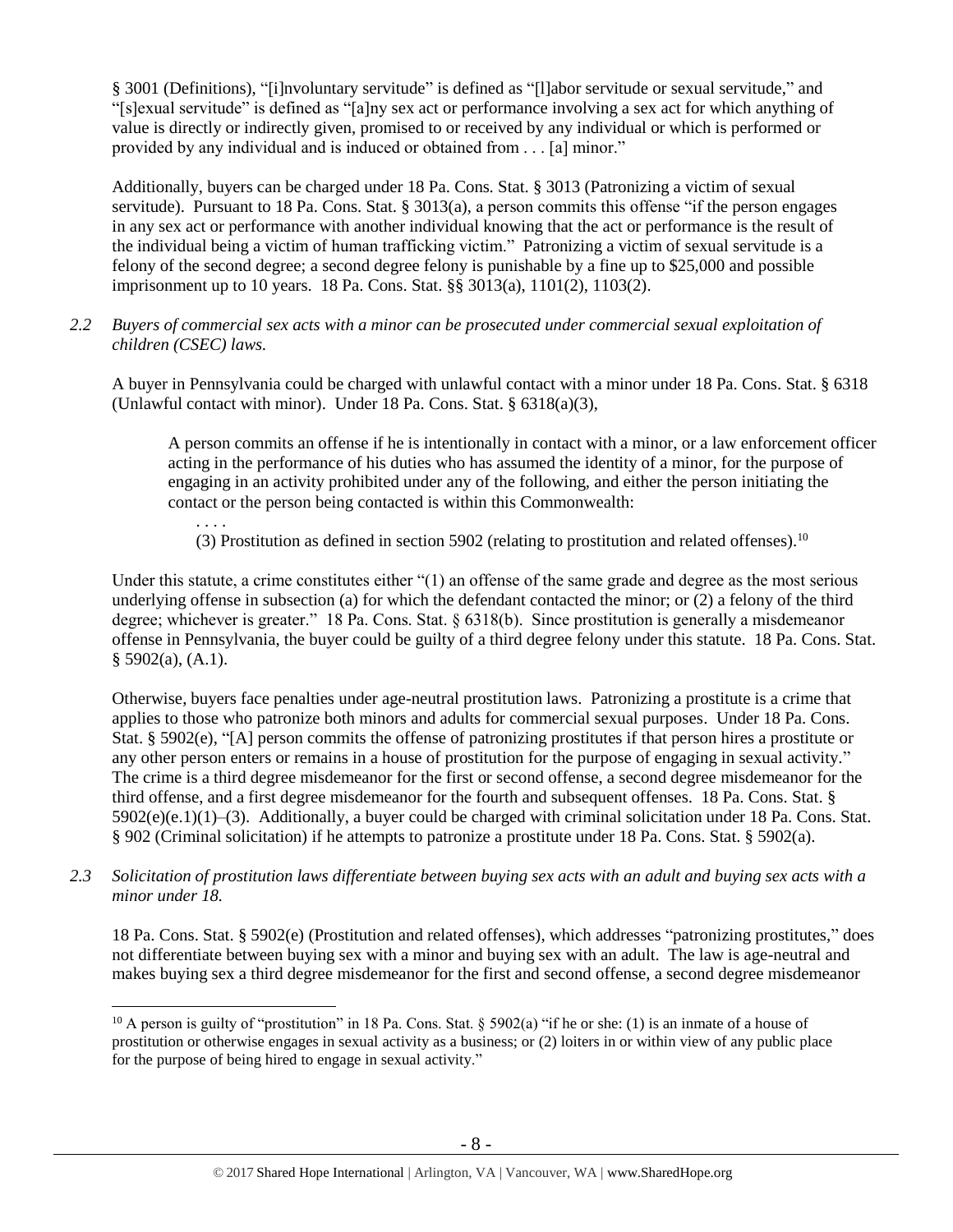§ 3001 (Definitions), "[i]nvoluntary servitude" is defined as "[l]abor servitude or sexual servitude," and "[s]exual servitude" is defined as "[a]ny sex act or performance involving a sex act for which anything of value is directly or indirectly given, promised to or received by any individual or which is performed or provided by any individual and is induced or obtained from . . . [a] minor."

Additionally, buyers can be charged under 18 Pa. Cons. Stat. § 3013 (Patronizing a victim of sexual servitude). Pursuant to 18 Pa. Cons. Stat. § 3013(a), a person commits this offense "if the person engages in any sex act or performance with another individual knowing that the act or performance is the result of the individual being a victim of human trafficking victim." Patronizing a victim of sexual servitude is a felony of the second degree; a second degree felony is punishable by a fine up to $25,000 and possible imprisonment up to 10 years. 18 Pa. Cons. Stat. §§ 3013(a), 1101(2), 1103(2).

*2.2 Buyers of commercial sex acts with a minor can be prosecuted under commercial sexual exploitation of children (CSEC) laws.*

A buyer in Pennsylvania could be charged with unlawful contact with a minor under 18 Pa. Cons. Stat. § 6318 (Unlawful contact with minor). Under 18 Pa. Cons. Stat. § 6318(a)(3),

> A person commits an offense if he is intentionally in contact with a minor, or a law enforcement officer acting in the performance of his duties who has assumed the identity of a minor, for the purpose of engaging in an activity prohibited under any of the following, and either the person initiating the contact or the person being contacted is within this Commonwealth:
>
> . . . .
>
> (3) Prostitution as defined in section 5902 (relating to prostitution and related offenses).[10]

Under this statute, a crime constitutes either "(1) an offense of the same grade and degree as the most serious underlying offense in subsection (a) for which the defendant contacted the minor; or (2) a felony of the third degree; whichever is greater." 18 Pa. Cons. Stat. § 6318(b). Since prostitution is generally a misdemeanor offense in Pennsylvania, the buyer could be guilty of a third degree felony under this statute. 18 Pa. Cons. Stat. § 5902(a), (A.1).

Otherwise, buyers face penalties under age-neutral prostitution laws. Patronizing a prostitute is a crime that applies to those who patronize both minors and adults for commercial sexual purposes. Under 18 Pa. Cons. Stat. § 5902(e), "[A] person commits the offense of patronizing prostitutes if that person hires a prostitute or any other person enters or remains in a house of prostitution for the purpose of engaging in sexual activity." The crime is a third degree misdemeanor for the first or second offense, a second degree misdemeanor for the third offense, and a first degree misdemeanor for the fourth and subsequent offenses. 18 Pa. Cons. Stat. § 5902(e)(e.1)(1)–(3). Additionally, a buyer could be charged with criminal solicitation under 18 Pa. Cons. Stat. § 902 (Criminal solicitation) if he attempts to patronize a prostitute under 18 Pa. Cons. Stat. § 5902(a).

*2.3 Solicitation of prostitution laws differentiate between buying sex acts with an adult and buying sex acts with a minor under 18.*

18 Pa. Cons. Stat. § 5902(e) (Prostitution and related offenses), which addresses "patronizing prostitutes," does not differentiate between buying sex with a minor and buying sex with an adult. The law is age-neutral and makes buying sex a third degree misdemeanor for the first and second offense, a second degree misdemeanor

---

[10] A person is guilty of "prostitution" in 18 Pa. Cons. Stat. § 5902(a) "if he or she: (1) is an inmate of a house of prostitution or otherwise engages in sexual activity as a business; or (2) loiters in or within view of any public place for the purpose of being hired to engage in sexual activity."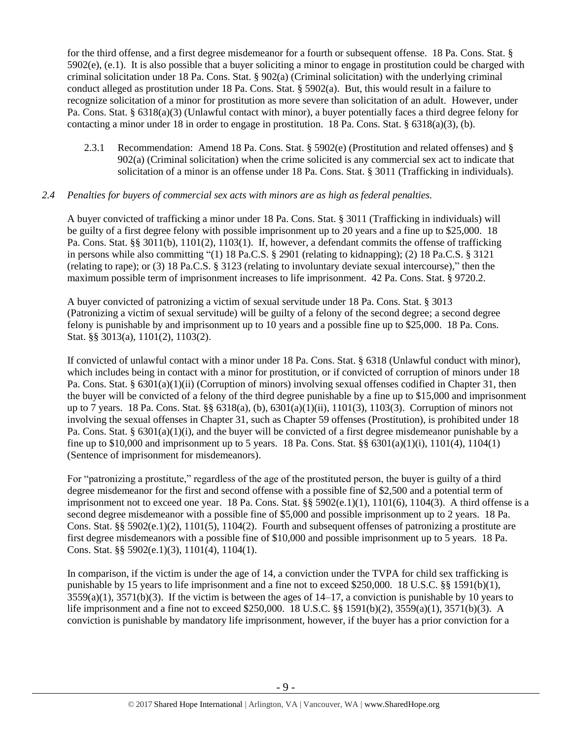for the third offense, and a first degree misdemeanor for a fourth or subsequent offense. 18 Pa. Cons. Stat. § 5902(e), (e.1). It is also possible that a buyer soliciting a minor to engage in prostitution could be charged with criminal solicitation under 18 Pa. Cons. Stat. § 902(a) (Criminal solicitation) with the underlying criminal conduct alleged as prostitution under 18 Pa. Cons. Stat. § 5902(a). But, this would result in a failure to recognize solicitation of a minor for prostitution as more severe than solicitation of an adult. However, under Pa. Cons. Stat. § 6318(a)(3) (Unlawful contact with minor), a buyer potentially faces a third degree felony for contacting a minor under 18 in order to engage in prostitution. 18 Pa. Cons. Stat. § 6318(a)(3), (b).

2.3.1 Recommendation: Amend 18 Pa. Cons. Stat. § 5902(e) (Prostitution and related offenses) and § 902(a) (Criminal solicitation) when the crime solicited is any commercial sex act to indicate that solicitation of a minor is an offense under 18 Pa. Cons. Stat. § 3011 (Trafficking in individuals).

*2.4 Penalties for buyers of commercial sex acts with minors are as high as federal penalties.*

A buyer convicted of trafficking a minor under 18 Pa. Cons. Stat. § 3011 (Trafficking in individuals) will be guilty of a first degree felony with possible imprisonment up to 20 years and a fine up to $25,000. 18 Pa. Cons. Stat. §§ 3011(b), 1101(2), 1103(1). If, however, a defendant commits the offense of trafficking in persons while also committing "(1) 18 Pa.C.S. § 2901 (relating to kidnapping); (2) 18 Pa.C.S. § 3121 (relating to rape); or (3) 18 Pa.C.S. § 3123 (relating to involuntary deviate sexual intercourse)," then the maximum possible term of imprisonment increases to life imprisonment. 42 Pa. Cons. Stat. § 9720.2.

A buyer convicted of patronizing a victim of sexual servitude under 18 Pa. Cons. Stat. § 3013 (Patronizing a victim of sexual servitude) will be guilty of a felony of the second degree; a second degree felony is punishable by and imprisonment up to 10 years and a possible fine up to $25,000. 18 Pa. Cons. Stat. §§ 3013(a), 1101(2), 1103(2).

If convicted of unlawful contact with a minor under 18 Pa. Cons. Stat. § 6318 (Unlawful conduct with minor), which includes being in contact with a minor for prostitution, or if convicted of corruption of minors under 18 Pa. Cons. Stat. § 6301(a)(1)(ii) (Corruption of minors) involving sexual offenses codified in Chapter 31, then the buyer will be convicted of a felony of the third degree punishable by a fine up to $15,000 and imprisonment up to 7 years. 18 Pa. Cons. Stat. §§ 6318(a), (b), 6301(a)(1)(ii), 1101(3), 1103(3). Corruption of minors not involving the sexual offenses in Chapter 31, such as Chapter 59 offenses (Prostitution), is prohibited under 18 Pa. Cons. Stat. § 6301(a)(1)(i), and the buyer will be convicted of a first degree misdemeanor punishable by a fine up to $10,000 and imprisonment up to 5 years. 18 Pa. Cons. Stat. §§ 6301(a)(1)(i), 1101(4), 1104(1) (Sentence of imprisonment for misdemeanors).

For "patronizing a prostitute," regardless of the age of the prostituted person, the buyer is guilty of a third degree misdemeanor for the first and second offense with a possible fine of $2,500 and a potential term of imprisonment not to exceed one year. 18 Pa. Cons. Stat. §§ 5902(e.1)(1), 1101(6), 1104(3). A third offense is a second degree misdemeanor with a possible fine of $5,000 and possible imprisonment up to 2 years. 18 Pa. Cons. Stat. §§ 5902(e.1)(2), 1101(5), 1104(2). Fourth and subsequent offenses of patronizing a prostitute are first degree misdemeanors with a possible fine of $10,000 and possible imprisonment up to 5 years. 18 Pa. Cons. Stat. §§ 5902(e.1)(3), 1101(4), 1104(1).

In comparison, if the victim is under the age of 14, a conviction under the TVPA for child sex trafficking is punishable by 15 years to life imprisonment and a fine not to exceed $250,000. 18 U.S.C. §§ 1591(b)(1), 3559(a)(1), 3571(b)(3). If the victim is between the ages of 14–17, a conviction is punishable by 10 years to life imprisonment and a fine not to exceed $250,000. 18 U.S.C. §§ 1591(b)(2), 3559(a)(1), 3571(b)(3). A conviction is punishable by mandatory life imprisonment, however, if the buyer has a prior conviction for a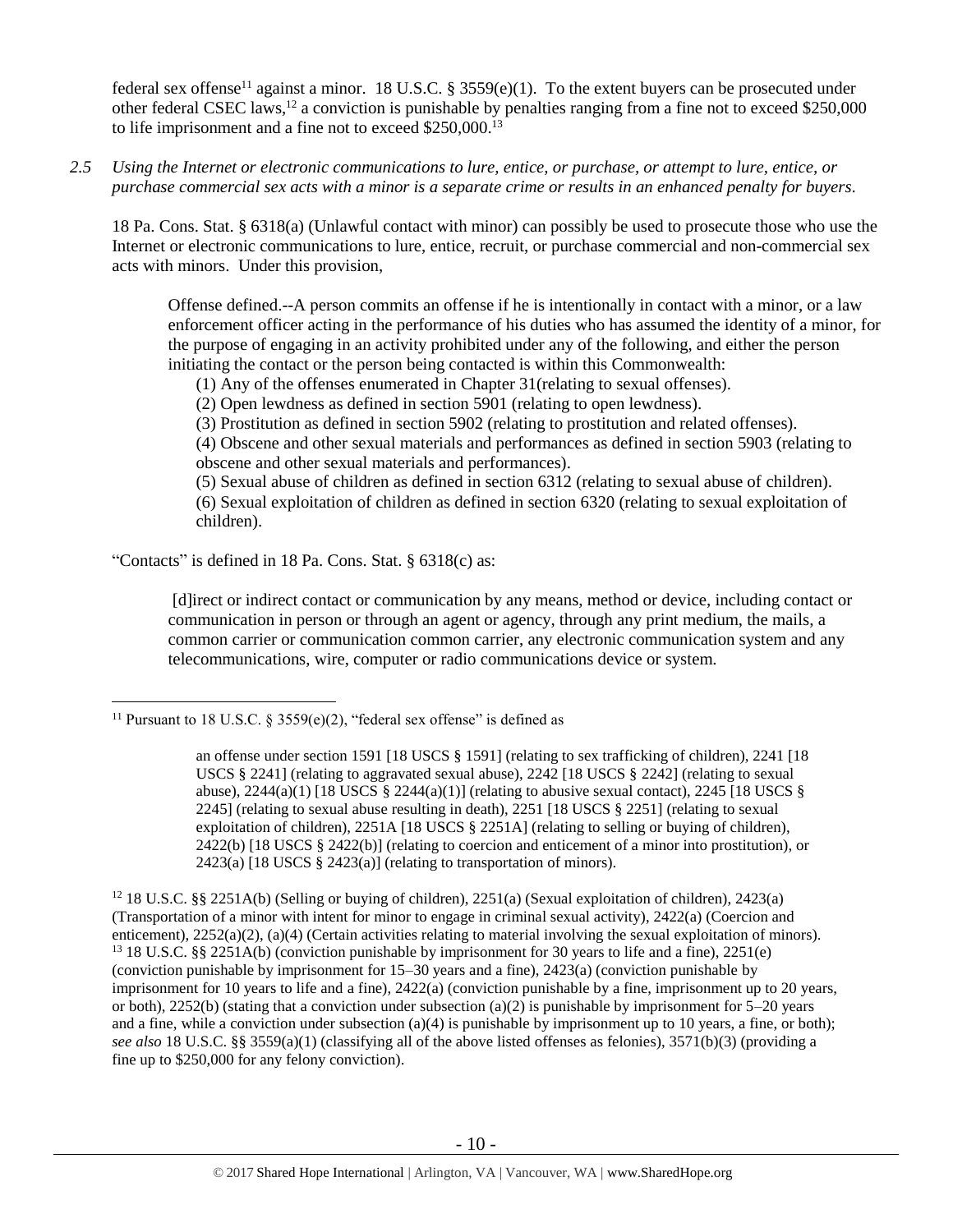federal sex offense[11] against a minor. 18 U.S.C. § 3559(e)(1). To the extent buyers can be prosecuted under other federal CSEC laws,[12] a conviction is punishable by penalties ranging from a fine not to exceed $250,000 to life imprisonment and a fine not to exceed $250,000.[13]

*2.5 Using the Internet or electronic communications to lure, entice, or purchase, or attempt to lure, entice, or purchase commercial sex acts with a minor is a separate crime or results in an enhanced penalty for buyers.*

18 Pa. Cons. Stat. § 6318(a) (Unlawful contact with minor) can possibly be used to prosecute those who use the Internet or electronic communications to lure, entice, recruit, or purchase commercial and non-commercial sex acts with minors. Under this provision,

> Offense defined.--A person commits an offense if he is intentionally in contact with a minor, or a law enforcement officer acting in the performance of his duties who has assumed the identity of a minor, for the purpose of engaging in an activity prohibited under any of the following, and either the person initiating the contact or the person being contacted is within this Commonwealth:
>
> (1) Any of the offenses enumerated in Chapter 31(relating to sexual offenses).
> (2) Open lewdness as defined in section 5901 (relating to open lewdness).
> (3) Prostitution as defined in section 5902 (relating to prostitution and related offenses).
> (4) Obscene and other sexual materials and performances as defined in section 5903 (relating to obscene and other sexual materials and performances).
> (5) Sexual abuse of children as defined in section 6312 (relating to sexual abuse of children).
> (6) Sexual exploitation of children as defined in section 6320 (relating to sexual exploitation of children).

"Contacts" is defined in 18 Pa. Cons. Stat. § 6318(c) as:

> [d]irect or indirect contact or communication by any means, method or device, including contact or communication in person or through an agent or agency, through any print medium, the mails, a common carrier or communication common carrier, any electronic communication system and any telecommunications, wire, computer or radio communications device or system.

---

[11] Pursuant to 18 U.S.C. § 3559(e)(2), "federal sex offense" is defined as

> an offense under section 1591 [18 USCS § 1591] (relating to sex trafficking of children), 2241 [18 USCS § 2241] (relating to aggravated sexual abuse), 2242 [18 USCS § 2242] (relating to sexual abuse), 2244(a)(1) [18 USCS § 2244(a)(1)] (relating to abusive sexual contact), 2245 [18 USCS § 2245] (relating to sexual abuse resulting in death), 2251 [18 USCS § 2251] (relating to sexual exploitation of children), 2251A [18 USCS § 2251A] (relating to selling or buying of children), 2422(b) [18 USCS § 2422(b)] (relating to coercion and enticement of a minor into prostitution), or 2423(a) [18 USCS § 2423(a)] (relating to transportation of minors).

[12] 18 U.S.C. §§ 2251A(b) (Selling or buying of children), 2251(a) (Sexual exploitation of children), 2423(a) (Transportation of a minor with intent for minor to engage in criminal sexual activity), 2422(a) (Coercion and enticement), 2252(a)(2), (a)(4) (Certain activities relating to material involving the sexual exploitation of minors).

[13] 18 U.S.C. §§ 2251A(b) (conviction punishable by imprisonment for 30 years to life and a fine), 2251(e) (conviction punishable by imprisonment for 15–30 years and a fine), 2423(a) (conviction punishable by imprisonment for 10 years to life and a fine), 2422(a) (conviction punishable by a fine, imprisonment up to 20 years, or both), 2252(b) (stating that a conviction under subsection (a)(2) is punishable by imprisonment for 5–20 years and a fine, while a conviction under subsection (a)(4) is punishable by imprisonment up to 10 years, a fine, or both); *see also* 18 U.S.C. §§ 3559(a)(1) (classifying all of the above listed offenses as felonies), 3571(b)(3) (providing a fine up to $250,000 for any felony conviction).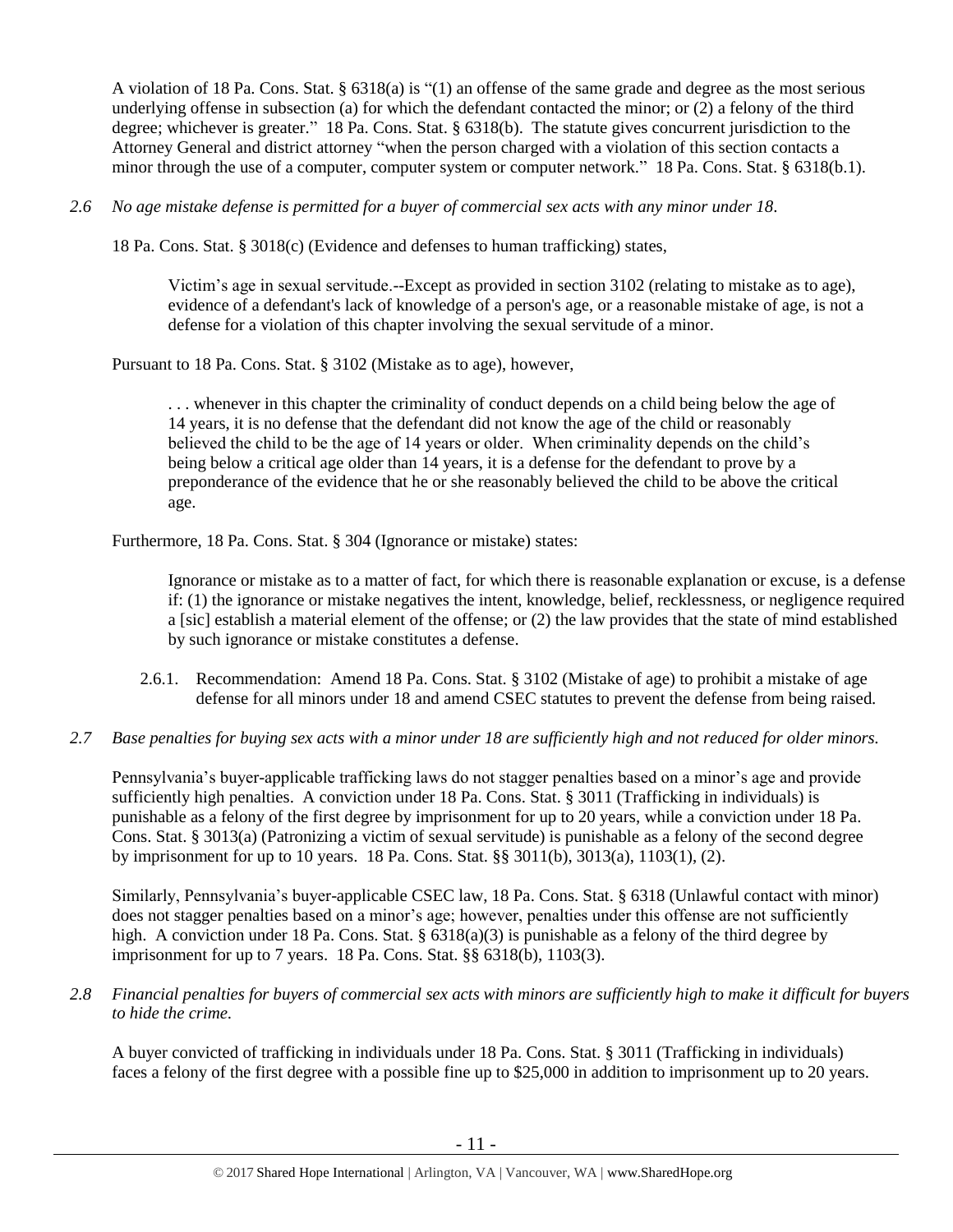A violation of 18 Pa. Cons. Stat. § 6318(a) is "(1) an offense of the same grade and degree as the most serious underlying offense in subsection (a) for which the defendant contacted the minor; or (2) a felony of the third degree; whichever is greater." 18 Pa. Cons. Stat. § 6318(b). The statute gives concurrent jurisdiction to the Attorney General and district attorney "when the person charged with a violation of this section contacts a minor through the use of a computer, computer system or computer network." 18 Pa. Cons. Stat. § 6318(b.1).

*2.6 No age mistake defense is permitted for a buyer of commercial sex acts with any minor under 18.*

18 Pa. Cons. Stat. § 3018(c) (Evidence and defenses to human trafficking) states,

> Victim's age in sexual servitude.--Except as provided in section 3102 (relating to mistake as to age), evidence of a defendant's lack of knowledge of a person's age, or a reasonable mistake of age, is not a defense for a violation of this chapter involving the sexual servitude of a minor.

Pursuant to 18 Pa. Cons. Stat. § 3102 (Mistake as to age), however,

> . . . whenever in this chapter the criminality of conduct depends on a child being below the age of 14 years, it is no defense that the defendant did not know the age of the child or reasonably believed the child to be the age of 14 years or older. When criminality depends on the child's being below a critical age older than 14 years, it is a defense for the defendant to prove by a preponderance of the evidence that he or she reasonably believed the child to be above the critical age.

Furthermore, 18 Pa. Cons. Stat. § 304 (Ignorance or mistake) states:

> Ignorance or mistake as to a matter of fact, for which there is reasonable explanation or excuse, is a defense if: (1) the ignorance or mistake negatives the intent, knowledge, belief, recklessness, or negligence required a [sic] establish a material element of the offense; or (2) the law provides that the state of mind established by such ignorance or mistake constitutes a defense.

2.6.1. Recommendation: Amend 18 Pa. Cons. Stat. § 3102 (Mistake of age) to prohibit a mistake of age defense for all minors under 18 and amend CSEC statutes to prevent the defense from being raised.

*2.7 Base penalties for buying sex acts with a minor under 18 are sufficiently high and not reduced for older minors.*

Pennsylvania's buyer-applicable trafficking laws do not stagger penalties based on a minor's age and provide sufficiently high penalties. A conviction under 18 Pa. Cons. Stat. § 3011 (Trafficking in individuals) is punishable as a felony of the first degree by imprisonment for up to 20 years, while a conviction under 18 Pa. Cons. Stat. § 3013(a) (Patronizing a victim of sexual servitude) is punishable as a felony of the second degree by imprisonment for up to 10 years. 18 Pa. Cons. Stat. §§ 3011(b), 3013(a), 1103(1), (2).

Similarly, Pennsylvania's buyer-applicable CSEC law, 18 Pa. Cons. Stat. § 6318 (Unlawful contact with minor) does not stagger penalties based on a minor's age; however, penalties under this offense are not sufficiently high. A conviction under 18 Pa. Cons. Stat. § 6318(a)(3) is punishable as a felony of the third degree by imprisonment for up to 7 years. 18 Pa. Cons. Stat. §§ 6318(b), 1103(3).

*2.8 Financial penalties for buyers of commercial sex acts with minors are sufficiently high to make it difficult for buyers to hide the crime.*

A buyer convicted of trafficking in individuals under 18 Pa. Cons. Stat. § 3011 (Trafficking in individuals) faces a felony of the first degree with a possible fine up to $25,000 in addition to imprisonment up to 20 years.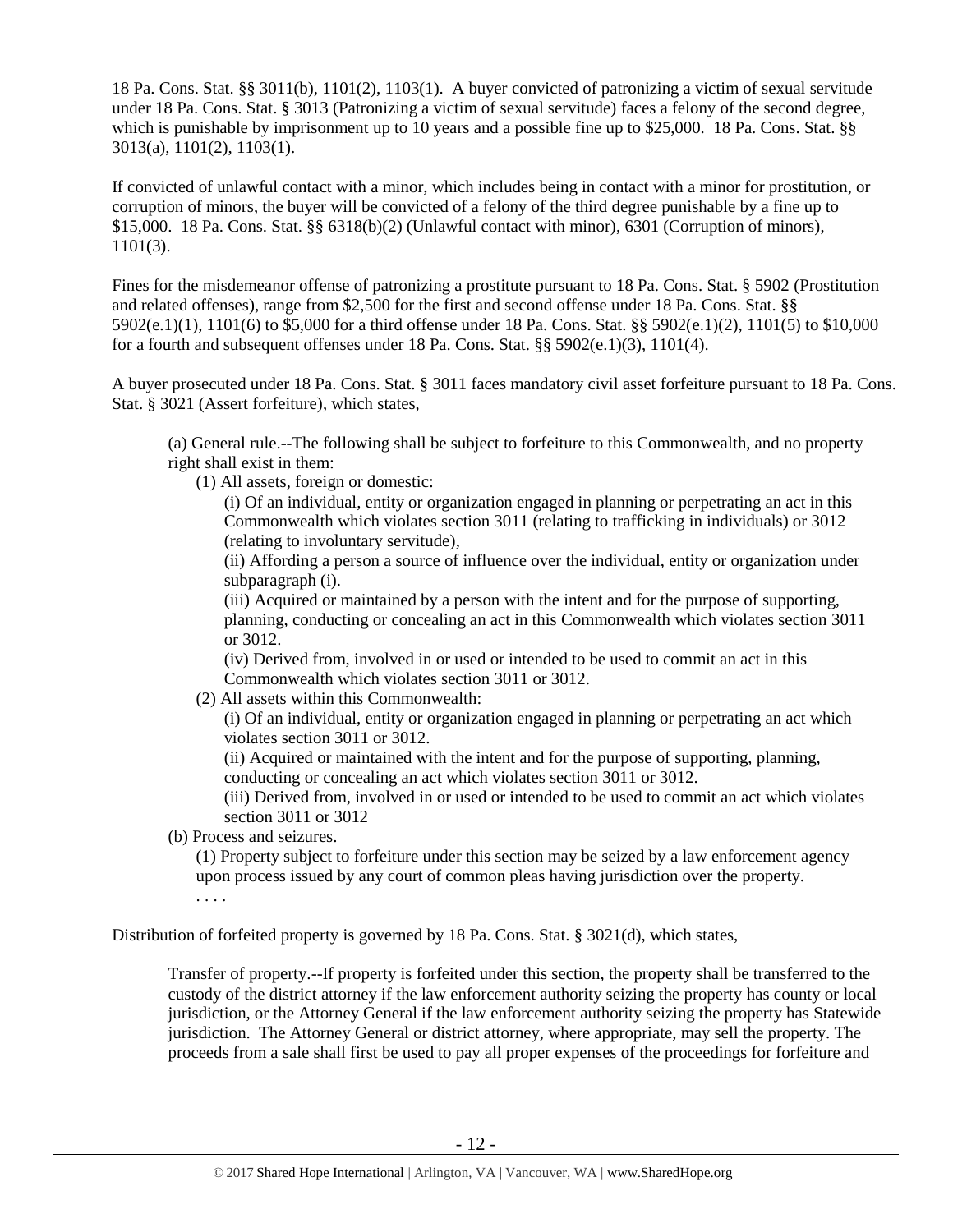18 Pa. Cons. Stat. §§ 3011(b), 1101(2), 1103(1). A buyer convicted of patronizing a victim of sexual servitude under 18 Pa. Cons. Stat. § 3013 (Patronizing a victim of sexual servitude) faces a felony of the second degree, which is punishable by imprisonment up to 10 years and a possible fine up to $25,000. 18 Pa. Cons. Stat. §§ 3013(a), 1101(2), 1103(1).

If convicted of unlawful contact with a minor, which includes being in contact with a minor for prostitution, or corruption of minors, the buyer will be convicted of a felony of the third degree punishable by a fine up to $15,000. 18 Pa. Cons. Stat. §§ 6318(b)(2) (Unlawful contact with minor), 6301 (Corruption of minors), 1101(3).

Fines for the misdemeanor offense of patronizing a prostitute pursuant to 18 Pa. Cons. Stat. § 5902 (Prostitution and related offenses), range from $2,500 for the first and second offense under 18 Pa. Cons. Stat. §§ 5902(e.1)(1), 1101(6) to $5,000 for a third offense under 18 Pa. Cons. Stat. §§ 5902(e.1)(2), 1101(5) to $10,000 for a fourth and subsequent offenses under 18 Pa. Cons. Stat. §§ 5902(e.1)(3), 1101(4).

A buyer prosecuted under 18 Pa. Cons. Stat. § 3011 faces mandatory civil asset forfeiture pursuant to 18 Pa. Cons. Stat. § 3021 (Assert forfeiture), which states,

> (a) General rule.--The following shall be subject to forfeiture to this Commonwealth, and no property right shall exist in them:
>
> (1) All assets, foreign or domestic:
>
> (i) Of an individual, entity or organization engaged in planning or perpetrating an act in this Commonwealth which violates section 3011 (relating to trafficking in individuals) or 3012 (relating to involuntary servitude),
>
> (ii) Affording a person a source of influence over the individual, entity or organization under subparagraph (i).
>
> (iii) Acquired or maintained by a person with the intent and for the purpose of supporting, planning, conducting or concealing an act in this Commonwealth which violates section 3011 or 3012.
>
> (iv) Derived from, involved in or used or intended to be used to commit an act in this Commonwealth which violates section 3011 or 3012.
>
> (2) All assets within this Commonwealth:
>
> (i) Of an individual, entity or organization engaged in planning or perpetrating an act which violates section 3011 or 3012.
>
> (ii) Acquired or maintained with the intent and for the purpose of supporting, planning, conducting or concealing an act which violates section 3011 or 3012.
>
> (iii) Derived from, involved in or used or intended to be used to commit an act which violates section 3011 or 3012
>
> (b) Process and seizures.
>
> (1) Property subject to forfeiture under this section may be seized by a law enforcement agency upon process issued by any court of common pleas having jurisdiction over the property.
>
> . . . .

Distribution of forfeited property is governed by 18 Pa. Cons. Stat. § 3021(d), which states,

> Transfer of property.--If property is forfeited under this section, the property shall be transferred to the custody of the district attorney if the law enforcement authority seizing the property has county or local jurisdiction, or the Attorney General if the law enforcement authority seizing the property has Statewide jurisdiction. The Attorney General or district attorney, where appropriate, may sell the property. The proceeds from a sale shall first be used to pay all proper expenses of the proceedings for forfeiture and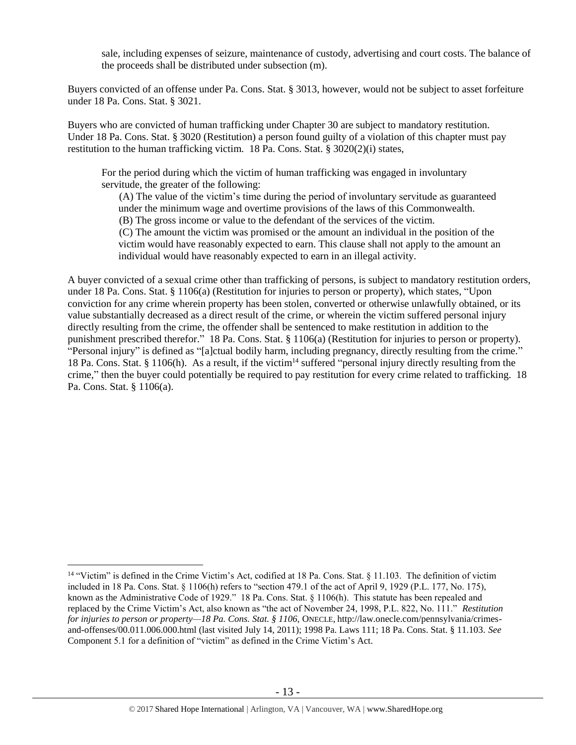sale, including expenses of seizure, maintenance of custody, advertising and court costs. The balance of the proceeds shall be distributed under subsection (m).

Buyers convicted of an offense under Pa. Cons. Stat. § 3013, however, would not be subject to asset forfeiture under 18 Pa. Cons. Stat. § 3021.

Buyers who are convicted of human trafficking under Chapter 30 are subject to mandatory restitution. Under 18 Pa. Cons. Stat. § 3020 (Restitution) a person found guilty of a violation of this chapter must pay restitution to the human trafficking victim. 18 Pa. Cons. Stat. § 3020(2)(i) states,

> For the period during which the victim of human trafficking was engaged in involuntary servitude, the greater of the following:
>
> (A) The value of the victim's time during the period of involuntary servitude as guaranteed under the minimum wage and overtime provisions of the laws of this Commonwealth.
>
> (B) The gross income or value to the defendant of the services of the victim.
>
> (C) The amount the victim was promised or the amount an individual in the position of the victim would have reasonably expected to earn. This clause shall not apply to the amount an individual would have reasonably expected to earn in an illegal activity.

A buyer convicted of a sexual crime other than trafficking of persons, is subject to mandatory restitution orders, under 18 Pa. Cons. Stat. § 1106(a) (Restitution for injuries to person or property), which states, "Upon conviction for any crime wherein property has been stolen, converted or otherwise unlawfully obtained, or its value substantially decreased as a direct result of the crime, or wherein the victim suffered personal injury directly resulting from the crime, the offender shall be sentenced to make restitution in addition to the punishment prescribed therefor." 18 Pa. Cons. Stat. § 1106(a) (Restitution for injuries to person or property). "Personal injury" is defined as "[a]ctual bodily harm, including pregnancy, directly resulting from the crime." 18 Pa. Cons. Stat. § 1106(h). As a result, if the victim[14] suffered "personal injury directly resulting from the crime," then the buyer could potentially be required to pay restitution for every crime related to trafficking. 18 Pa. Cons. Stat. § 1106(a).

---

[14] "Victim" is defined in the Crime Victim's Act, codified at 18 Pa. Cons. Stat. § 11.103. The definition of victim included in 18 Pa. Cons. Stat. § 1106(h) refers to "section 479.1 of the act of April 9, 1929 (P.L. 177, No. 175), known as the Administrative Code of 1929." 18 Pa. Cons. Stat. § 1106(h). This statute has been repealed and replaced by the Crime Victim's Act, also known as "the act of November 24, 1998, P.L. 822, No. 111." *Restitution for injuries to person or property—18 Pa. Cons. Stat. § 1106*, ONECLE, http://law.onecle.com/pennsylvania/crimes-and-offenses/00.011.006.000.html (last visited July 14, 2011); 1998 Pa. Laws 111; 18 Pa. Cons. Stat. § 11.103. *See* Component 5.1 for a definition of "victim" as defined in the Crime Victim's Act.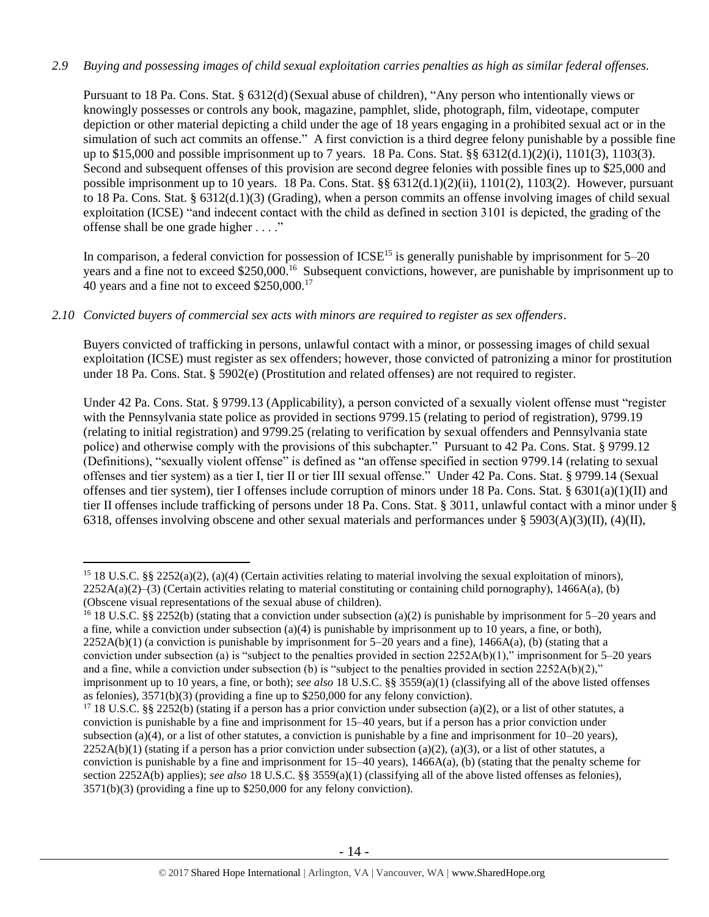*2.9 Buying and possessing images of child sexual exploitation carries penalties as high as similar federal offenses.*

Pursuant to 18 Pa. Cons. Stat. § 6312(d) (Sexual abuse of children), "Any person who intentionally views or knowingly possesses or controls any book, magazine, pamphlet, slide, photograph, film, videotape, computer depiction or other material depicting a child under the age of 18 years engaging in a prohibited sexual act or in the simulation of such act commits an offense." A first conviction is a third degree felony punishable by a possible fine up to $15,000 and possible imprisonment up to 7 years. 18 Pa. Cons. Stat. §§ 6312(d.1)(2)(i), 1101(3), 1103(3). Second and subsequent offenses of this provision are second degree felonies with possible fines up to $25,000 and possible imprisonment up to 10 years. 18 Pa. Cons. Stat. §§ 6312(d.1)(2)(ii), 1101(2), 1103(2). However, pursuant to 18 Pa. Cons. Stat. § 6312(d.1)(3) (Grading), when a person commits an offense involving images of child sexual exploitation (ICSE) "and indecent contact with the child as defined in section 3101 is depicted, the grading of the offense shall be one grade higher . . . ."

In comparison, a federal conviction for possession of ICSE[15] is generally punishable by imprisonment for 5–20 years and a fine not to exceed $250,000.[16] Subsequent convictions, however, are punishable by imprisonment up to 40 years and a fine not to exceed $250,000.[17]

*2.10 Convicted buyers of commercial sex acts with minors are required to register as sex offenders.*

Buyers convicted of trafficking in persons, unlawful contact with a minor, or possessing images of child sexual exploitation (ICSE) must register as sex offenders; however, those convicted of patronizing a minor for prostitution under 18 Pa. Cons. Stat. § 5902(e) (Prostitution and related offenses) are not required to register.

Under 42 Pa. Cons. Stat. § 9799.13 (Applicability), a person convicted of a sexually violent offense must "register with the Pennsylvania state police as provided in sections 9799.15 (relating to period of registration), 9799.19 (relating to initial registration) and 9799.25 (relating to verification by sexual offenders and Pennsylvania state police) and otherwise comply with the provisions of this subchapter." Pursuant to 42 Pa. Cons. Stat. § 9799.12 (Definitions), "sexually violent offense" is defined as "an offense specified in section 9799.14 (relating to sexual offenses and tier system) as a tier I, tier II or tier III sexual offense." Under 42 Pa. Cons. Stat. § 9799.14 (Sexual offenses and tier system), tier I offenses include corruption of minors under 18 Pa. Cons. Stat. § 6301(a)(1)(II) and tier II offenses include trafficking of persons under 18 Pa. Cons. Stat. § 3011, unlawful contact with a minor under § 6318, offenses involving obscene and other sexual materials and performances under § 5903(A)(3)(II), (4)(II),

---

[15] 18 U.S.C. §§ 2252(a)(2), (a)(4) (Certain activities relating to material involving the sexual exploitation of minors), 2252A(a)(2)–(3) (Certain activities relating to material constituting or containing child pornography), 1466A(a), (b) (Obscene visual representations of the sexual abuse of children).

[16] 18 U.S.C. §§ 2252(b) (stating that a conviction under subsection (a)(2) is punishable by imprisonment for 5–20 years and a fine, while a conviction under subsection (a)(4) is punishable by imprisonment up to 10 years, a fine, or both), 2252A(b)(1) (a conviction is punishable by imprisonment for 5–20 years and a fine), 1466A(a), (b) (stating that a conviction under subsection (a) is "subject to the penalties provided in section 2252A(b)(1)," imprisonment for 5–20 years and a fine, while a conviction under subsection (b) is "subject to the penalties provided in section 2252A(b)(2)," imprisonment up to 10 years, a fine, or both); *see also* 18 U.S.C. §§ 3559(a)(1) (classifying all of the above listed offenses as felonies), 3571(b)(3) (providing a fine up to $250,000 for any felony conviction).

[17] 18 U.S.C. §§ 2252(b) (stating if a person has a prior conviction under subsection (a)(2), or a list of other statutes, a conviction is punishable by a fine and imprisonment for 15–40 years, but if a person has a prior conviction under subsection (a)(4), or a list of other statutes, a conviction is punishable by a fine and imprisonment for 10–20 years), 2252A(b)(1) (stating if a person has a prior conviction under subsection (a)(2), (a)(3), or a list of other statutes, a conviction is punishable by a fine and imprisonment for 15–40 years), 1466A(a), (b) (stating that the penalty scheme for section 2252A(b) applies); *see also* 18 U.S.C. §§ 3559(a)(1) (classifying all of the above listed offenses as felonies), 3571(b)(3) (providing a fine up to $250,000 for any felony conviction).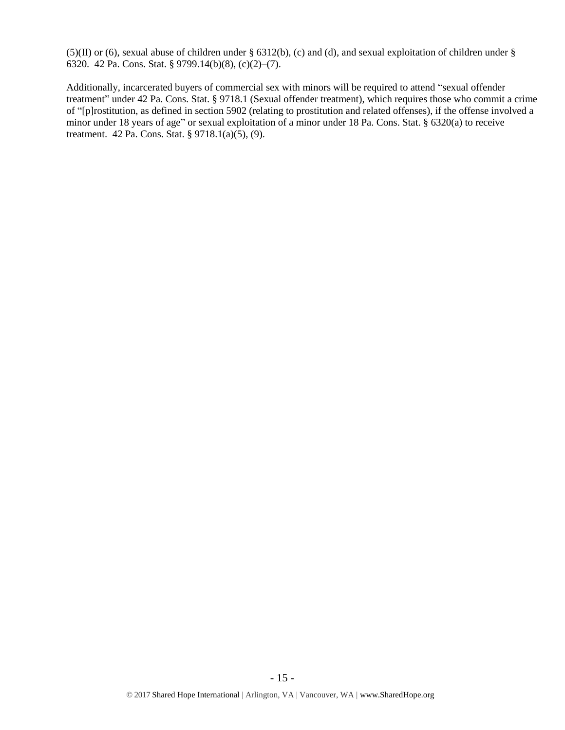(5)(II) or (6), sexual abuse of children under § 6312(b), (c) and (d), and sexual exploitation of children under § 6320. 42 Pa. Cons. Stat. § 9799.14(b)(8), (c)(2)–(7).

Additionally, incarcerated buyers of commercial sex with minors will be required to attend "sexual offender treatment" under 42 Pa. Cons. Stat. § 9718.1 (Sexual offender treatment), which requires those who commit a crime of "[p]rostitution, as defined in section 5902 (relating to prostitution and related offenses), if the offense involved a minor under 18 years of age" or sexual exploitation of a minor under 18 Pa. Cons. Stat. § 6320(a) to receive treatment. 42 Pa. Cons. Stat. § 9718.1(a)(5), (9).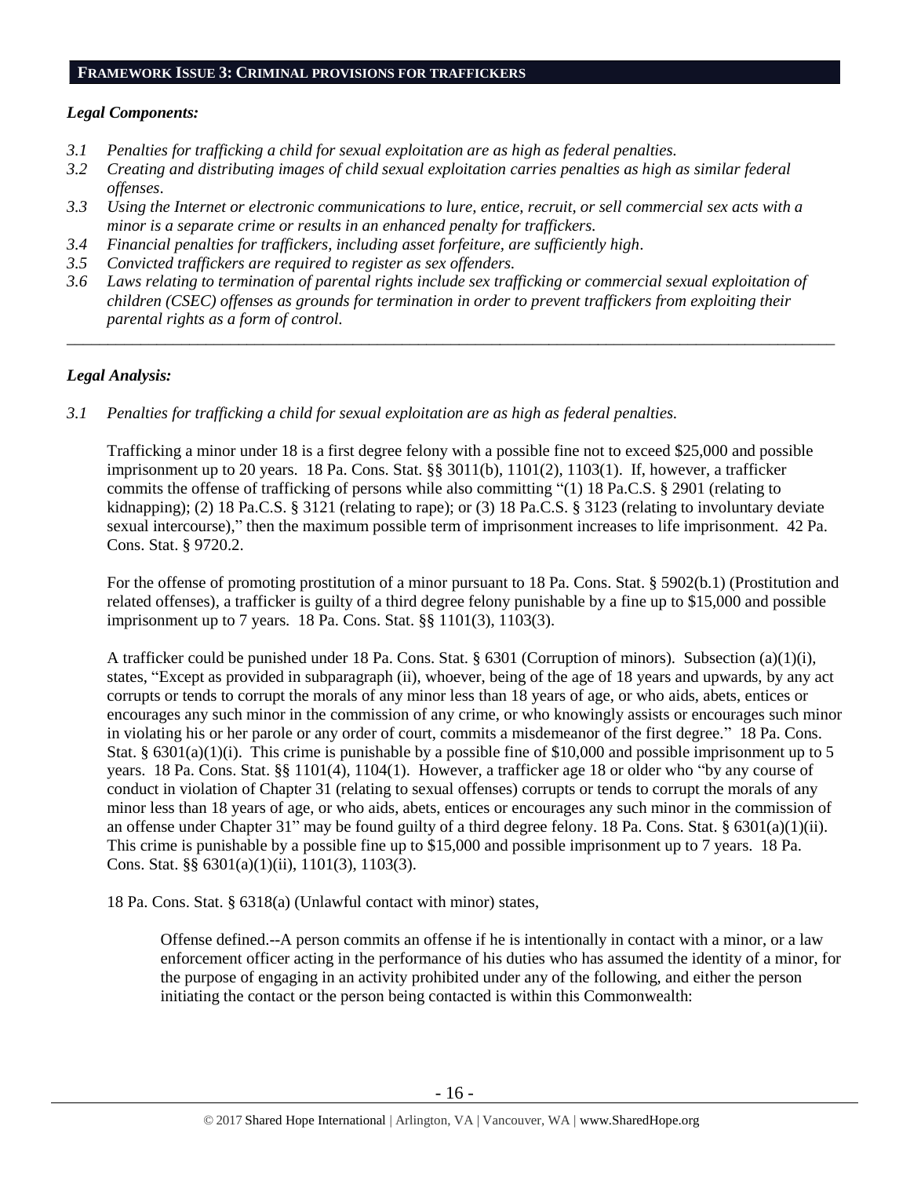## FRAMEWORK ISSUE 3: CRIMINAL PROVISIONS FOR TRAFFICKERS

### *Legal Components:*

*3.1 Penalties for trafficking a child for sexual exploitation are as high as federal penalties.*
*3.2 Creating and distributing images of child sexual exploitation carries penalties as high as similar federal offenses.*
*3.3 Using the Internet or electronic communications to lure, entice, recruit, or sell commercial sex acts with a minor is a separate crime or results in an enhanced penalty for traffickers.*
*3.4 Financial penalties for traffickers, including asset forfeiture, are sufficiently high.*
*3.5 Convicted traffickers are required to register as sex offenders.*
*3.6 Laws relating to termination of parental rights include sex trafficking or commercial sexual exploitation of children (CSEC) offenses as grounds for termination in order to prevent traffickers from exploiting their parental rights as a form of control.*

---

### *Legal Analysis:*

*3.1 Penalties for trafficking a child for sexual exploitation are as high as federal penalties.*

Trafficking a minor under 18 is a first degree felony with a possible fine not to exceed $25,000 and possible imprisonment up to 20 years. 18 Pa. Cons. Stat. §§ 3011(b), 1101(2), 1103(1). If, however, a trafficker commits the offense of trafficking of persons while also committing "(1) 18 Pa.C.S. § 2901 (relating to kidnapping); (2) 18 Pa.C.S. § 3121 (relating to rape); or (3) 18 Pa.C.S. § 3123 (relating to involuntary deviate sexual intercourse)," then the maximum possible term of imprisonment increases to life imprisonment. 42 Pa. Cons. Stat. § 9720.2.

For the offense of promoting prostitution of a minor pursuant to 18 Pa. Cons. Stat. § 5902(b.1) (Prostitution and related offenses), a trafficker is guilty of a third degree felony punishable by a fine up to $15,000 and possible imprisonment up to 7 years. 18 Pa. Cons. Stat. §§ 1101(3), 1103(3).

A trafficker could be punished under 18 Pa. Cons. Stat. § 6301 (Corruption of minors). Subsection (a)(1)(i), states, "Except as provided in subparagraph (ii), whoever, being of the age of 18 years and upwards, by any act corrupts or tends to corrupt the morals of any minor less than 18 years of age, or who aids, abets, entices or encourages any such minor in the commission of any crime, or who knowingly assists or encourages such minor in violating his or her parole or any order of court, commits a misdemeanor of the first degree." 18 Pa. Cons. Stat. § 6301(a)(1)(i). This crime is punishable by a possible fine of $10,000 and possible imprisonment up to 5 years. 18 Pa. Cons. Stat. §§ 1101(4), 1104(1). However, a trafficker age 18 or older who "by any course of conduct in violation of Chapter 31 (relating to sexual offenses) corrupts or tends to corrupt the morals of any minor less than 18 years of age, or who aids, abets, entices or encourages any such minor in the commission of an offense under Chapter 31" may be found guilty of a third degree felony. 18 Pa. Cons. Stat. § 6301(a)(1)(ii). This crime is punishable by a possible fine up to $15,000 and possible imprisonment up to 7 years. 18 Pa. Cons. Stat. §§ 6301(a)(1)(ii), 1101(3), 1103(3).

18 Pa. Cons. Stat. § 6318(a) (Unlawful contact with minor) states,

> Offense defined.--A person commits an offense if he is intentionally in contact with a minor, or a law enforcement officer acting in the performance of his duties who has assumed the identity of a minor, for the purpose of engaging in an activity prohibited under any of the following, and either the person initiating the contact or the person being contacted is within this Commonwealth: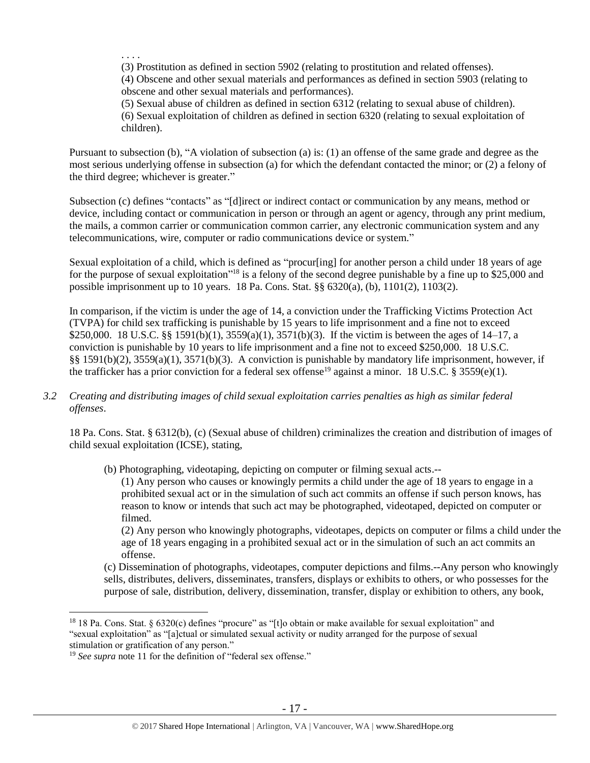. . . .

(3) Prostitution as defined in section 5902 (relating to prostitution and related offenses).

(4) Obscene and other sexual materials and performances as defined in section 5903 (relating to obscene and other sexual materials and performances).

(5) Sexual abuse of children as defined in section 6312 (relating to sexual abuse of children).

(6) Sexual exploitation of children as defined in section 6320 (relating to sexual exploitation of children).

Pursuant to subsection (b), "A violation of subsection (a) is: (1) an offense of the same grade and degree as the most serious underlying offense in subsection (a) for which the defendant contacted the minor; or (2) a felony of the third degree; whichever is greater."

Subsection (c) defines "contacts" as "[d]irect or indirect contact or communication by any means, method or device, including contact or communication in person or through an agent or agency, through any print medium, the mails, a common carrier or communication common carrier, any electronic communication system and any telecommunications, wire, computer or radio communications device or system."

Sexual exploitation of a child, which is defined as "procur[ing] for another person a child under 18 years of age for the purpose of sexual exploitation"[18] is a felony of the second degree punishable by a fine up to $25,000 and possible imprisonment up to 10 years. 18 Pa. Cons. Stat. §§ 6320(a), (b), 1101(2), 1103(2).

In comparison, if the victim is under the age of 14, a conviction under the Trafficking Victims Protection Act (TVPA) for child sex trafficking is punishable by 15 years to life imprisonment and a fine not to exceed $250,000. 18 U.S.C. §§ 1591(b)(1), 3559(a)(1), 3571(b)(3). If the victim is between the ages of 14–17, a conviction is punishable by 10 years to life imprisonment and a fine not to exceed $250,000. 18 U.S.C. §§ 1591(b)(2), 3559(a)(1), 3571(b)(3). A conviction is punishable by mandatory life imprisonment, however, if the trafficker has a prior conviction for a federal sex offense[19] against a minor. 18 U.S.C. § 3559(e)(1).

*3.2 Creating and distributing images of child sexual exploitation carries penalties as high as similar federal offenses.*

18 Pa. Cons. Stat. § 6312(b), (c) (Sexual abuse of children) criminalizes the creation and distribution of images of child sexual exploitation (ICSE), stating,

(b) Photographing, videotaping, depicting on computer or filming sexual acts.--

(1) Any person who causes or knowingly permits a child under the age of 18 years to engage in a prohibited sexual act or in the simulation of such act commits an offense if such person knows, has reason to know or intends that such act may be photographed, videotaped, depicted on computer or filmed.

(2) Any person who knowingly photographs, videotapes, depicts on computer or films a child under the age of 18 years engaging in a prohibited sexual act or in the simulation of such an act commits an offense.

(c) Dissemination of photographs, videotapes, computer depictions and films.--Any person who knowingly sells, distributes, delivers, disseminates, transfers, displays or exhibits to others, or who possesses for the purpose of sale, distribution, delivery, dissemination, transfer, display or exhibition to others, any book,

---

[18] 18 Pa. Cons. Stat. § 6320(c) defines "procure" as "[t]o obtain or make available for sexual exploitation" and "sexual exploitation" as "[a]ctual or simulated sexual activity or nudity arranged for the purpose of sexual stimulation or gratification of any person."

[19] *See supra* note 11 for the definition of "federal sex offense."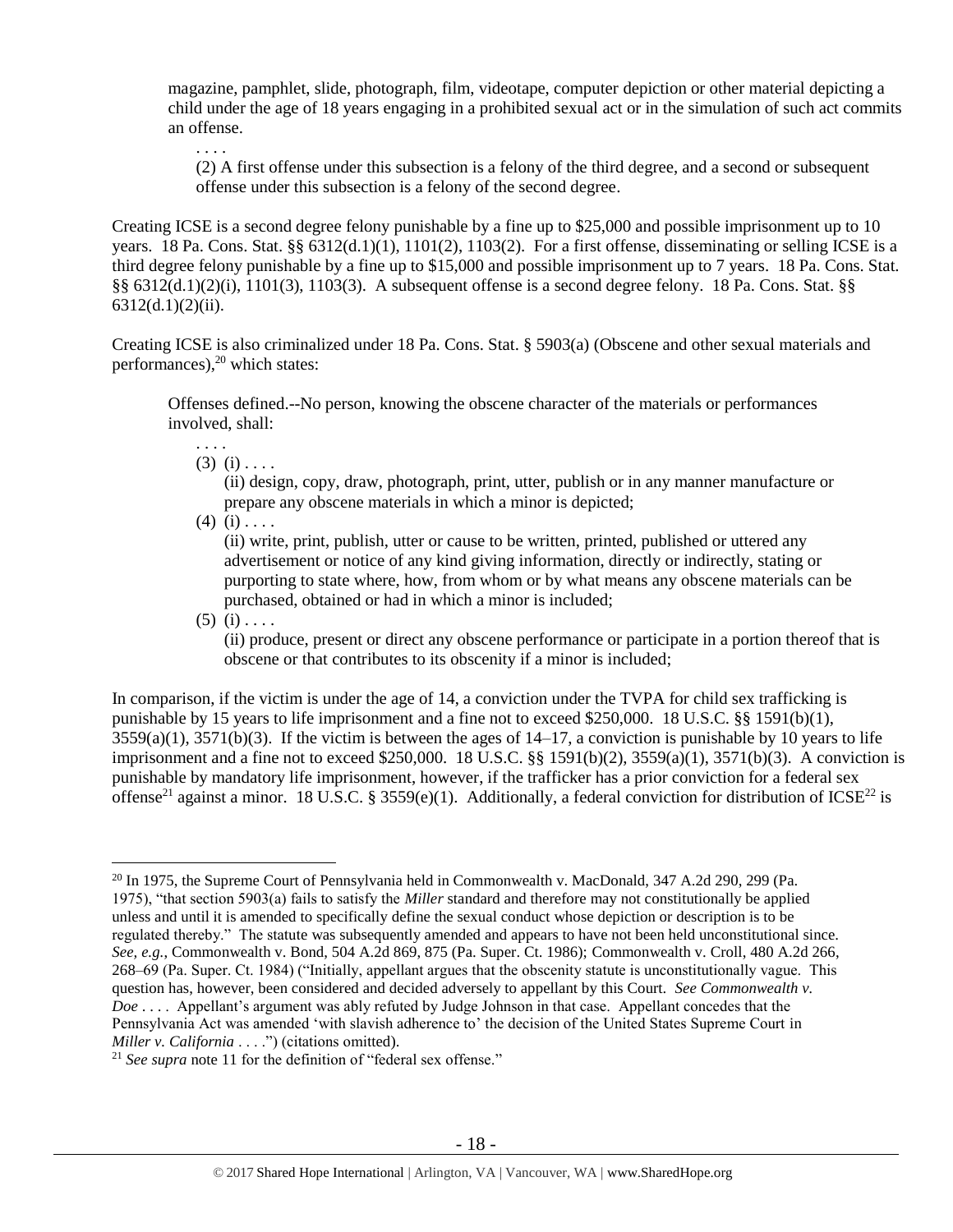magazine, pamphlet, slide, photograph, film, videotape, computer depiction or other material depicting a child under the age of 18 years engaging in a prohibited sexual act or in the simulation of such act commits an offense.

> . . . .
>
> (2) A first offense under this subsection is a felony of the third degree, and a second or subsequent offense under this subsection is a felony of the second degree.

Creating ICSE is a second degree felony punishable by a fine up to $25,000 and possible imprisonment up to 10 years. 18 Pa. Cons. Stat. §§ 6312(d.1)(1), 1101(2), 1103(2). For a first offense, disseminating or selling ICSE is a third degree felony punishable by a fine up to $15,000 and possible imprisonment up to 7 years. 18 Pa. Cons. Stat. §§ 6312(d.1)(2)(i), 1101(3), 1103(3). A subsequent offense is a second degree felony. 18 Pa. Cons. Stat. §§ 6312(d.1)(2)(ii).

Creating ICSE is also criminalized under 18 Pa. Cons. Stat. § 5903(a) (Obscene and other sexual materials and performances),[20] which states:

> Offenses defined.--No person, knowing the obscene character of the materials or performances involved, shall:
>
> . . . .
>
> (3) (i) . . . .
>
> (ii) design, copy, draw, photograph, print, utter, publish or in any manner manufacture or prepare any obscene materials in which a minor is depicted;
>
> (4) (i) . . . .
>
> (ii) write, print, publish, utter or cause to be written, printed, published or uttered any advertisement or notice of any kind giving information, directly or indirectly, stating or purporting to state where, how, from whom or by what means any obscene materials can be purchased, obtained or had in which a minor is included;
>
> (5) (i) . . . .
>
> (ii) produce, present or direct any obscene performance or participate in a portion thereof that is obscene or that contributes to its obscenity if a minor is included;

In comparison, if the victim is under the age of 14, a conviction under the TVPA for child sex trafficking is punishable by 15 years to life imprisonment and a fine not to exceed $250,000. 18 U.S.C. §§ 1591(b)(1), 3559(a)(1), 3571(b)(3). If the victim is between the ages of 14–17, a conviction is punishable by 10 years to life imprisonment and a fine not to exceed $250,000. 18 U.S.C. §§ 1591(b)(2), 3559(a)(1), 3571(b)(3). A conviction is punishable by mandatory life imprisonment, however, if the trafficker has a prior conviction for a federal sex offense[21] against a minor. 18 U.S.C. § 3559(e)(1). Additionally, a federal conviction for distribution of ICSE[22] is

[20] In 1975, the Supreme Court of Pennsylvania held in Commonwealth v. MacDonald, 347 A.2d 290, 299 (Pa. 1975), "that section 5903(a) fails to satisfy the *Miller* standard and therefore may not constitutionally be applied unless and until it is amended to specifically define the sexual conduct whose depiction or description is to be regulated thereby." The statute was subsequently amended and appears to have not been held unconstitutional since. *See, e.g.*, Commonwealth v. Bond, 504 A.2d 869, 875 (Pa. Super. Ct. 1986); Commonwealth v. Croll, 480 A.2d 266, 268–69 (Pa. Super. Ct. 1984) ("Initially, appellant argues that the obscenity statute is unconstitutionally vague. This question has, however, been considered and decided adversely to appellant by this Court. *See Commonwealth v. Doe* . . . . Appellant's argument was ably refuted by Judge Johnson in that case. Appellant concedes that the Pennsylvania Act was amended 'with slavish adherence to' the decision of the United States Supreme Court in *Miller v. California* . . . .") (citations omitted).

[21] *See supra* note 11 for the definition of "federal sex offense."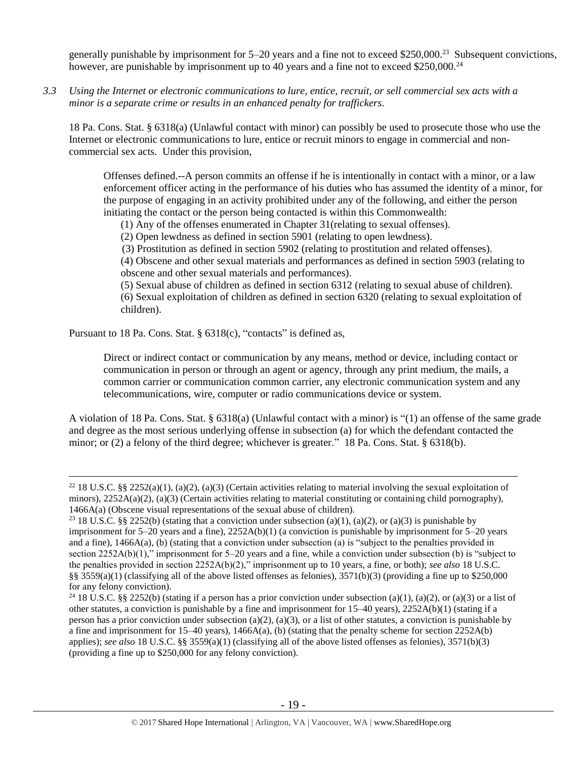generally punishable by imprisonment for 5–20 years and a fine not to exceed $250,000.[23] Subsequent convictions, however, are punishable by imprisonment up to 40 years and a fine not to exceed $250,000.[24]

*3.3 Using the Internet or electronic communications to lure, entice, recruit, or sell commercial sex acts with a minor is a separate crime or results in an enhanced penalty for traffickers.*

18 Pa. Cons. Stat. § 6318(a) (Unlawful contact with minor) can possibly be used to prosecute those who use the Internet or electronic communications to lure, entice or recruit minors to engage in commercial and non-commercial sex acts. Under this provision,

> Offenses defined.--A person commits an offense if he is intentionally in contact with a minor, or a law enforcement officer acting in the performance of his duties who has assumed the identity of a minor, for the purpose of engaging in an activity prohibited under any of the following, and either the person initiating the contact or the person being contacted is within this Commonwealth:
>
> (1) Any of the offenses enumerated in Chapter 31(relating to sexual offenses).
>
> (2) Open lewdness as defined in section 5901 (relating to open lewdness).
>
> (3) Prostitution as defined in section 5902 (relating to prostitution and related offenses).
>
> (4) Obscene and other sexual materials and performances as defined in section 5903 (relating to obscene and other sexual materials and performances).
>
> (5) Sexual abuse of children as defined in section 6312 (relating to sexual abuse of children).
>
> (6) Sexual exploitation of children as defined in section 6320 (relating to sexual exploitation of children).

Pursuant to 18 Pa. Cons. Stat. § 6318(c), "contacts" is defined as,

> Direct or indirect contact or communication by any means, method or device, including contact or communication in person or through an agent or agency, through any print medium, the mails, a common carrier or communication common carrier, any electronic communication system and any telecommunications, wire, computer or radio communications device or system.

A violation of 18 Pa. Cons. Stat. § 6318(a) (Unlawful contact with a minor) is "(1) an offense of the same grade and degree as the most serious underlying offense in subsection (a) for which the defendant contacted the minor; or (2) a felony of the third degree; whichever is greater." 18 Pa. Cons. Stat. § 6318(b).

---

[22] 18 U.S.C. §§ 2252(a)(1), (a)(2), (a)(3) (Certain activities relating to material involving the sexual exploitation of minors), 2252A(a)(2), (a)(3) (Certain activities relating to material constituting or containing child pornography), 1466A(a) (Obscene visual representations of the sexual abuse of children).

[23] 18 U.S.C. §§ 2252(b) (stating that a conviction under subsection (a)(1), (a)(2), or (a)(3) is punishable by imprisonment for 5–20 years and a fine), 2252A(b)(1) (a conviction is punishable by imprisonment for 5–20 years and a fine), 1466A(a), (b) (stating that a conviction under subsection (a) is "subject to the penalties provided in section 2252A(b)(1)," imprisonment for 5–20 years and a fine, while a conviction under subsection (b) is "subject to the penalties provided in section 2252A(b)(2)," imprisonment up to 10 years, a fine, or both); *see also* 18 U.S.C. §§ 3559(a)(1) (classifying all of the above listed offenses as felonies), 3571(b)(3) (providing a fine up to $250,000 for any felony conviction).

[24] 18 U.S.C. §§ 2252(b) (stating if a person has a prior conviction under subsection (a)(1), (a)(2), or (a)(3) or a list of other statutes, a conviction is punishable by a fine and imprisonment for 15–40 years), 2252A(b)(1) (stating if a person has a prior conviction under subsection (a)(2), (a)(3), or a list of other statutes, a conviction is punishable by a fine and imprisonment for 15–40 years), 1466A(a), (b) (stating that the penalty scheme for section 2252A(b) applies); *see also* 18 U.S.C. §§ 3559(a)(1) (classifying all of the above listed offenses as felonies), 3571(b)(3) (providing a fine up to $250,000 for any felony conviction).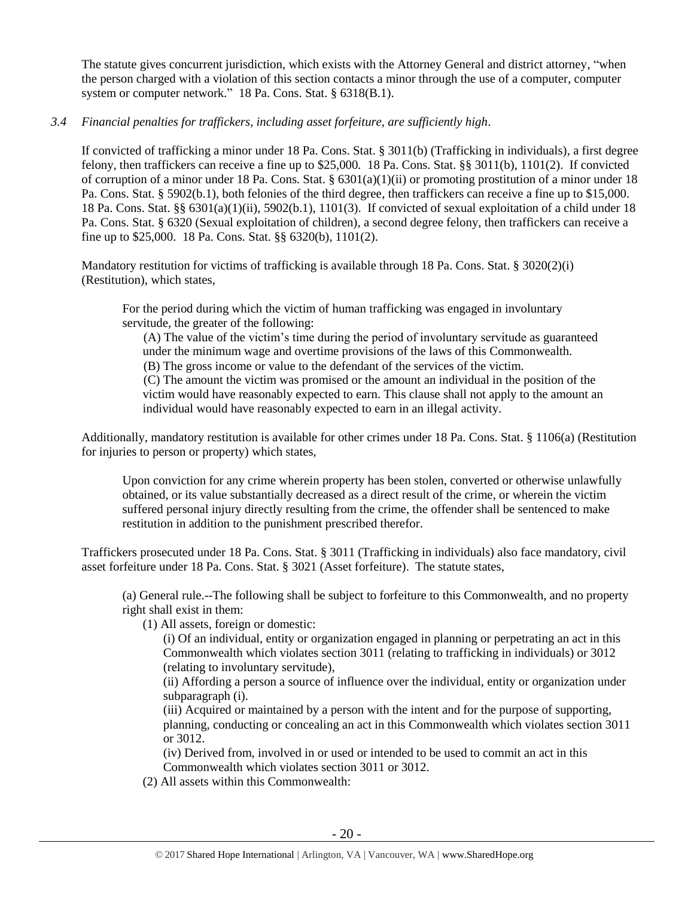The statute gives concurrent jurisdiction, which exists with the Attorney General and district attorney, "when the person charged with a violation of this section contacts a minor through the use of a computer, computer system or computer network." 18 Pa. Cons. Stat. § 6318(B.1).

*3.4 Financial penalties for traffickers, including asset forfeiture, are sufficiently high.*

If convicted of trafficking a minor under 18 Pa. Cons. Stat. § 3011(b) (Trafficking in individuals), a first degree felony, then traffickers can receive a fine up to $25,000. 18 Pa. Cons. Stat. §§ 3011(b), 1101(2). If convicted of corruption of a minor under 18 Pa. Cons. Stat. § 6301(a)(1)(ii) or promoting prostitution of a minor under 18 Pa. Cons. Stat. § 5902(b.1), both felonies of the third degree, then traffickers can receive a fine up to $15,000. 18 Pa. Cons. Stat. §§ 6301(a)(1)(ii), 5902(b.1), 1101(3). If convicted of sexual exploitation of a child under 18 Pa. Cons. Stat. § 6320 (Sexual exploitation of children), a second degree felony, then traffickers can receive a fine up to $25,000. 18 Pa. Cons. Stat. §§ 6320(b), 1101(2).

Mandatory restitution for victims of trafficking is available through 18 Pa. Cons. Stat. § 3020(2)(i) (Restitution), which states,

> For the period during which the victim of human trafficking was engaged in involuntary servitude, the greater of the following:
>
> (A) The value of the victim's time during the period of involuntary servitude as guaranteed under the minimum wage and overtime provisions of the laws of this Commonwealth.
>
> (B) The gross income or value to the defendant of the services of the victim.
>
> (C) The amount the victim was promised or the amount an individual in the position of the victim would have reasonably expected to earn. This clause shall not apply to the amount an individual would have reasonably expected to earn in an illegal activity.

Additionally, mandatory restitution is available for other crimes under 18 Pa. Cons. Stat. § 1106(a) (Restitution for injuries to person or property) which states,

> Upon conviction for any crime wherein property has been stolen, converted or otherwise unlawfully obtained, or its value substantially decreased as a direct result of the crime, or wherein the victim suffered personal injury directly resulting from the crime, the offender shall be sentenced to make restitution in addition to the punishment prescribed therefor.

Traffickers prosecuted under 18 Pa. Cons. Stat. § 3011 (Trafficking in individuals) also face mandatory, civil asset forfeiture under 18 Pa. Cons. Stat. § 3021 (Asset forfeiture). The statute states,

> (a) General rule.--The following shall be subject to forfeiture to this Commonwealth, and no property right shall exist in them:
>
> (1) All assets, foreign or domestic:
>
> (i) Of an individual, entity or organization engaged in planning or perpetrating an act in this Commonwealth which violates section 3011 (relating to trafficking in individuals) or 3012 (relating to involuntary servitude),
>
> (ii) Affording a person a source of influence over the individual, entity or organization under subparagraph (i).
>
> (iii) Acquired or maintained by a person with the intent and for the purpose of supporting, planning, conducting or concealing an act in this Commonwealth which violates section 3011 or 3012.
>
> (iv) Derived from, involved in or used or intended to be used to commit an act in this Commonwealth which violates section 3011 or 3012.
>
> (2) All assets within this Commonwealth: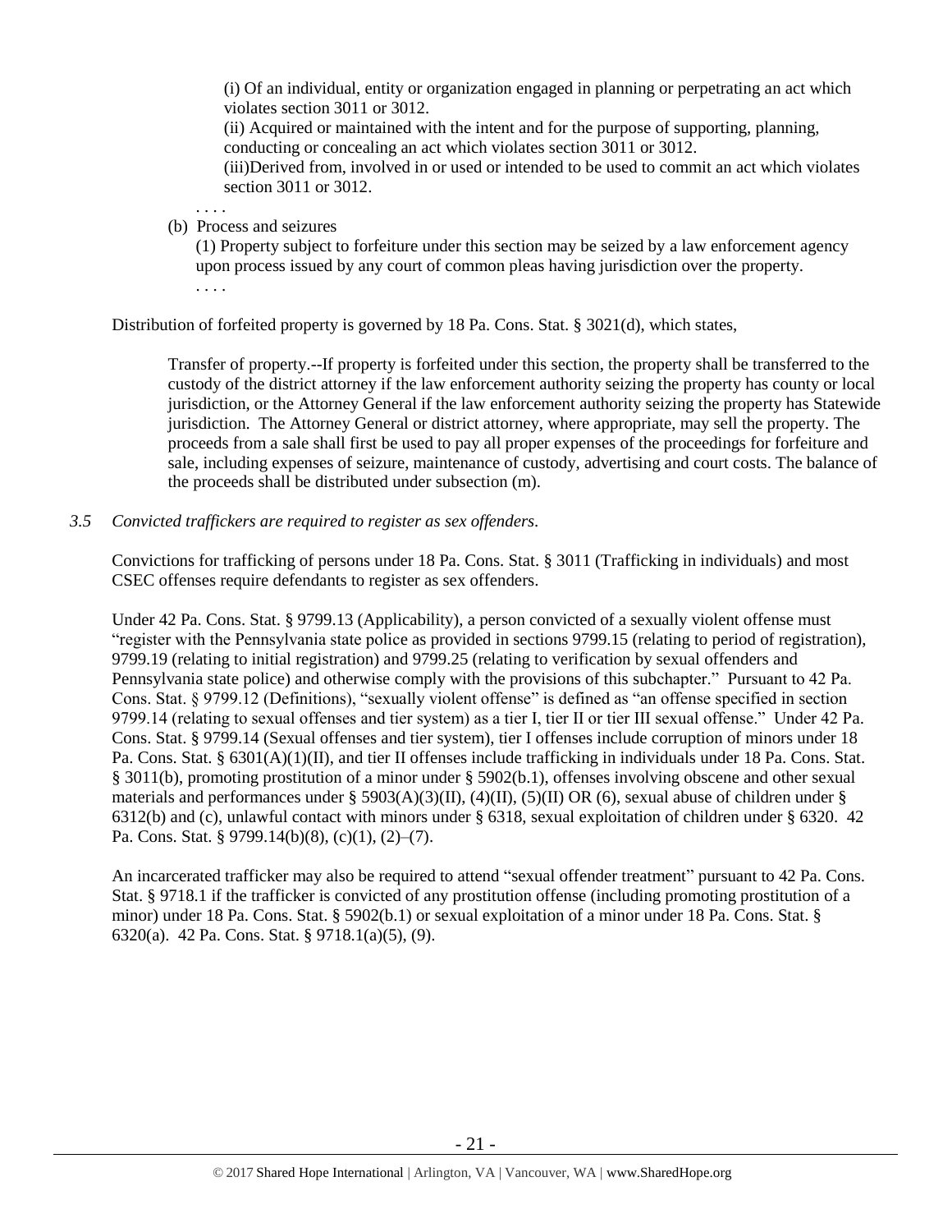(i) Of an individual, entity or organization engaged in planning or perpetrating an act which violates section 3011 or 3012.

(ii) Acquired or maintained with the intent and for the purpose of supporting, planning, conducting or concealing an act which violates section 3011 or 3012.

(iii)Derived from, involved in or used or intended to be used to commit an act which violates section 3011 or 3012.

. . . .

(b) Process and seizures

(1) Property subject to forfeiture under this section may be seized by a law enforcement agency upon process issued by any court of common pleas having jurisdiction over the property.

. . . .

Distribution of forfeited property is governed by 18 Pa. Cons. Stat. § 3021(d), which states,

> Transfer of property.--If property is forfeited under this section, the property shall be transferred to the custody of the district attorney if the law enforcement authority seizing the property has county or local jurisdiction, or the Attorney General if the law enforcement authority seizing the property has Statewide jurisdiction. The Attorney General or district attorney, where appropriate, may sell the property. The proceeds from a sale shall first be used to pay all proper expenses of the proceedings for forfeiture and sale, including expenses of seizure, maintenance of custody, advertising and court costs. The balance of the proceeds shall be distributed under subsection (m).

*3.5 Convicted traffickers are required to register as sex offenders.*

Convictions for trafficking of persons under 18 Pa. Cons. Stat. § 3011 (Trafficking in individuals) and most CSEC offenses require defendants to register as sex offenders.

Under 42 Pa. Cons. Stat. § 9799.13 (Applicability), a person convicted of a sexually violent offense must "register with the Pennsylvania state police as provided in sections 9799.15 (relating to period of registration), 9799.19 (relating to initial registration) and 9799.25 (relating to verification by sexual offenders and Pennsylvania state police) and otherwise comply with the provisions of this subchapter." Pursuant to 42 Pa. Cons. Stat. § 9799.12 (Definitions), "sexually violent offense" is defined as "an offense specified in section 9799.14 (relating to sexual offenses and tier system) as a tier I, tier II or tier III sexual offense." Under 42 Pa. Cons. Stat. § 9799.14 (Sexual offenses and tier system), tier I offenses include corruption of minors under 18 Pa. Cons. Stat. § 6301(A)(1)(II), and tier II offenses include trafficking in individuals under 18 Pa. Cons. Stat. § 3011(b), promoting prostitution of a minor under § 5902(b.1), offenses involving obscene and other sexual materials and performances under § 5903(A)(3)(II), (4)(II), (5)(II) OR (6), sexual abuse of children under § 6312(b) and (c), unlawful contact with minors under § 6318, sexual exploitation of children under § 6320. 42 Pa. Cons. Stat. § 9799.14(b)(8), (c)(1), (2)–(7).

An incarcerated trafficker may also be required to attend "sexual offender treatment" pursuant to 42 Pa. Cons. Stat. § 9718.1 if the trafficker is convicted of any prostitution offense (including promoting prostitution of a minor) under 18 Pa. Cons. Stat. § 5902(b.1) or sexual exploitation of a minor under 18 Pa. Cons. Stat. § 6320(a). 42 Pa. Cons. Stat. § 9718.1(a)(5), (9).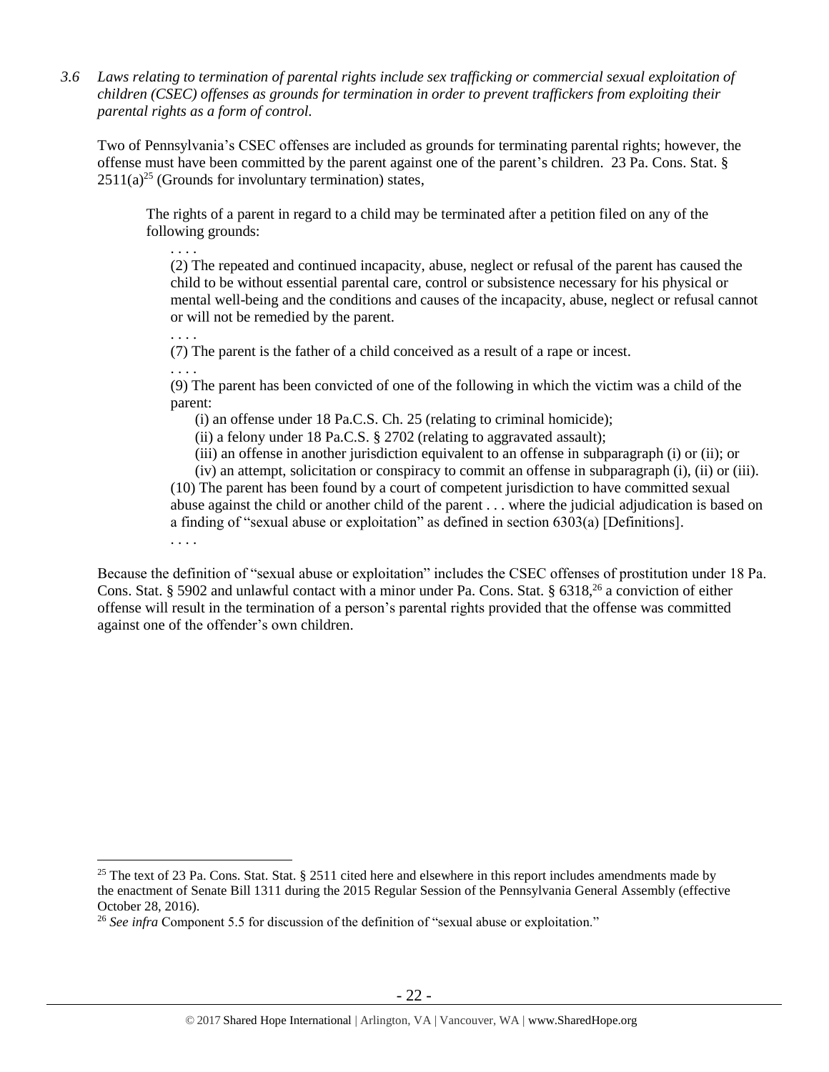*3.6 Laws relating to termination of parental rights include sex trafficking or commercial sexual exploitation of children (CSEC) offenses as grounds for termination in order to prevent traffickers from exploiting their parental rights as a form of control.*

Two of Pennsylvania's CSEC offenses are included as grounds for terminating parental rights; however, the offense must have been committed by the parent against one of the parent's children. 23 Pa. Cons. Stat. § 2511(a)[25] (Grounds for involuntary termination) states,

> The rights of a parent in regard to a child may be terminated after a petition filed on any of the following grounds:
>
> . . . .
>
> (2) The repeated and continued incapacity, abuse, neglect or refusal of the parent has caused the child to be without essential parental care, control or subsistence necessary for his physical or mental well-being and the conditions and causes of the incapacity, abuse, neglect or refusal cannot or will not be remedied by the parent.
>
> . . . .
>
> (7) The parent is the father of a child conceived as a result of a rape or incest.
>
> . . . .
>
> (9) The parent has been convicted of one of the following in which the victim was a child of the parent:
>
> (i) an offense under 18 Pa.C.S. Ch. 25 (relating to criminal homicide);
>
> (ii) a felony under 18 Pa.C.S. § 2702 (relating to aggravated assault);
>
> (iii) an offense in another jurisdiction equivalent to an offense in subparagraph (i) or (ii); or
>
> (iv) an attempt, solicitation or conspiracy to commit an offense in subparagraph (i), (ii) or (iii).
>
> (10) The parent has been found by a court of competent jurisdiction to have committed sexual abuse against the child or another child of the parent . . . where the judicial adjudication is based on a finding of "sexual abuse or exploitation" as defined in section 6303(a) [Definitions].
>
> . . . .

Because the definition of "sexual abuse or exploitation" includes the CSEC offenses of prostitution under 18 Pa. Cons. Stat. § 5902 and unlawful contact with a minor under Pa. Cons. Stat. § 6318,[26] a conviction of either offense will result in the termination of a person's parental rights provided that the offense was committed against one of the offender's own children.

---

[25] The text of 23 Pa. Cons. Stat. Stat. § 2511 cited here and elsewhere in this report includes amendments made by the enactment of Senate Bill 1311 during the 2015 Regular Session of the Pennsylvania General Assembly (effective October 28, 2016).

[26] *See infra* Component 5.5 for discussion of the definition of "sexual abuse or exploitation."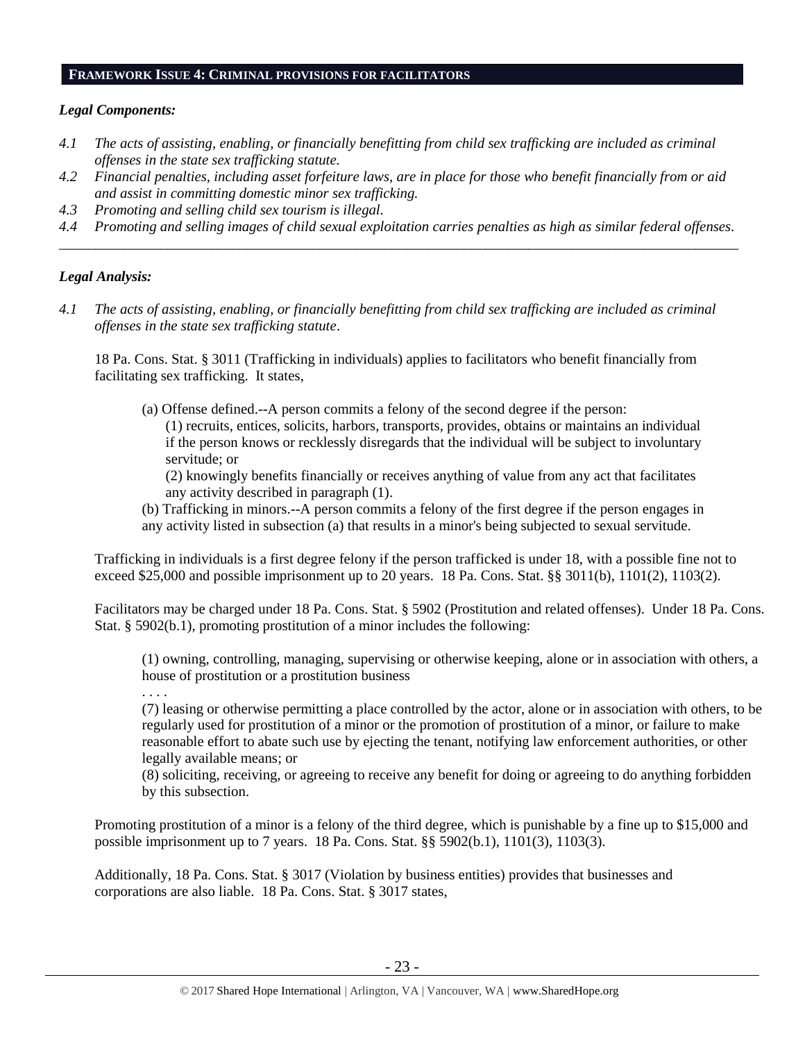## FRAMEWORK ISSUE 4: CRIMINAL PROVISIONS FOR FACILITATORS

### *Legal Components:*

*4.1 The acts of assisting, enabling, or financially benefitting from child sex trafficking are included as criminal offenses in the state sex trafficking statute.*

*4.2 Financial penalties, including asset forfeiture laws, are in place for those who benefit financially from or aid and assist in committing domestic minor sex trafficking.*

*4.3 Promoting and selling child sex tourism is illegal.*

*4.4 Promoting and selling images of child sexual exploitation carries penalties as high as similar federal offenses.*

---

### *Legal Analysis:*

*4.1 The acts of assisting, enabling, or financially benefitting from child sex trafficking are included as criminal offenses in the state sex trafficking statute.*

18 Pa. Cons. Stat. § 3011 (Trafficking in individuals) applies to facilitators who benefit financially from facilitating sex trafficking. It states,

> (a) Offense defined.--A person commits a felony of the second degree if the person:
>
> (1) recruits, entices, solicits, harbors, transports, provides, obtains or maintains an individual if the person knows or recklessly disregards that the individual will be subject to involuntary servitude; or
>
> (2) knowingly benefits financially or receives anything of value from any act that facilitates any activity described in paragraph (1).
>
> (b) Trafficking in minors.--A person commits a felony of the first degree if the person engages in any activity listed in subsection (a) that results in a minor's being subjected to sexual servitude.

Trafficking in individuals is a first degree felony if the person trafficked is under 18, with a possible fine not to exceed $25,000 and possible imprisonment up to 20 years. 18 Pa. Cons. Stat. §§ 3011(b), 1101(2), 1103(2).

Facilitators may be charged under 18 Pa. Cons. Stat. § 5902 (Prostitution and related offenses). Under 18 Pa. Cons. Stat. § 5902(b.1), promoting prostitution of a minor includes the following:

> (1) owning, controlling, managing, supervising or otherwise keeping, alone or in association with others, a house of prostitution or a prostitution business
>
> . . . .
>
> (7) leasing or otherwise permitting a place controlled by the actor, alone or in association with others, to be regularly used for prostitution of a minor or the promotion of prostitution of a minor, or failure to make reasonable effort to abate such use by ejecting the tenant, notifying law enforcement authorities, or other legally available means; or
>
> (8) soliciting, receiving, or agreeing to receive any benefit for doing or agreeing to do anything forbidden by this subsection.

Promoting prostitution of a minor is a felony of the third degree, which is punishable by a fine up to $15,000 and possible imprisonment up to 7 years. 18 Pa. Cons. Stat. §§ 5902(b.1), 1101(3), 1103(3).

Additionally, 18 Pa. Cons. Stat. § 3017 (Violation by business entities) provides that businesses and corporations are also liable. 18 Pa. Cons. Stat. § 3017 states,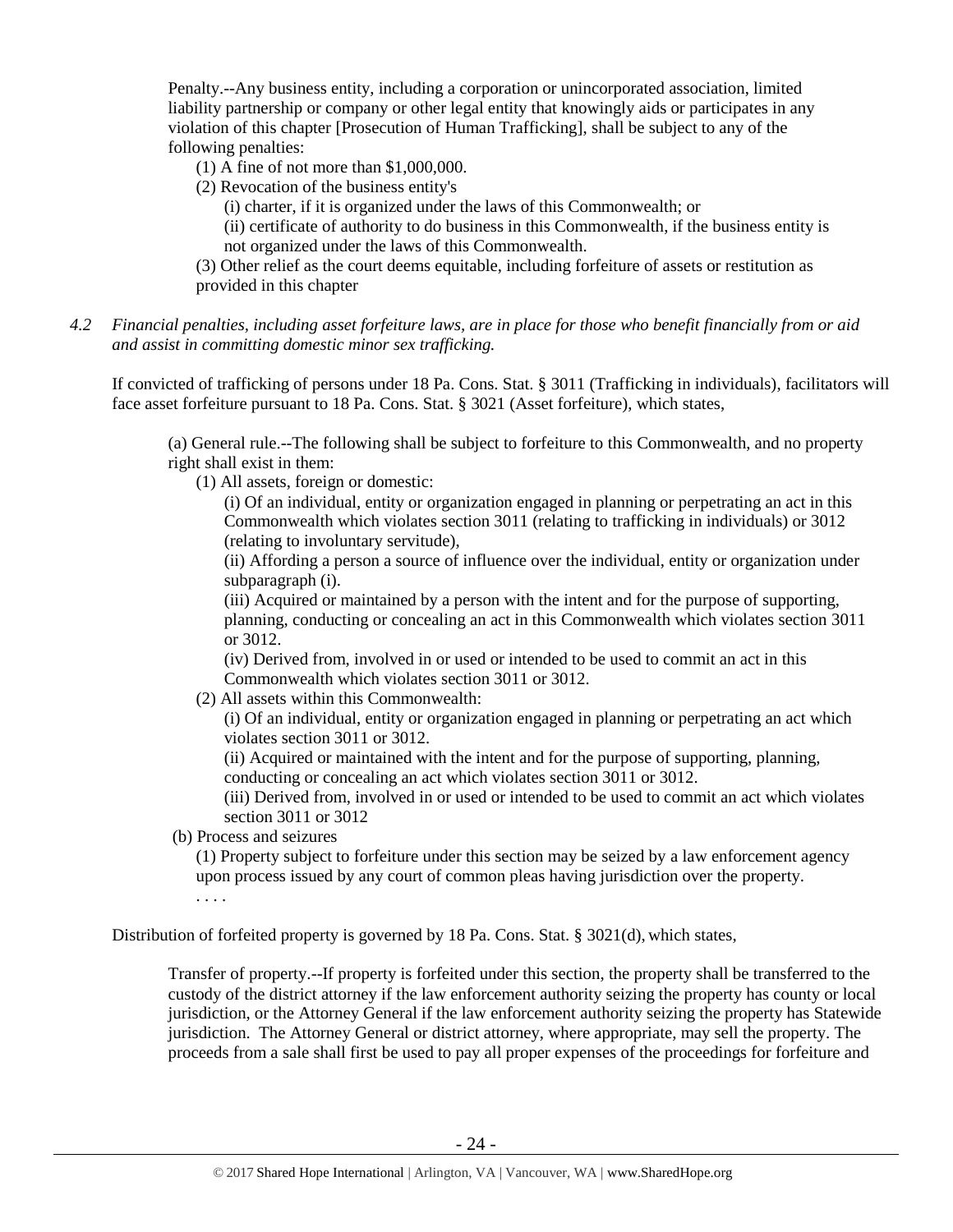Penalty.--Any business entity, including a corporation or unincorporated association, limited liability partnership or company or other legal entity that knowingly aids or participates in any violation of this chapter [Prosecution of Human Trafficking], shall be subject to any of the following penalties:

(1) A fine of not more than $1,000,000.

(2) Revocation of the business entity's

(i) charter, if it is organized under the laws of this Commonwealth; or

(ii) certificate of authority to do business in this Commonwealth, if the business entity is not organized under the laws of this Commonwealth.

(3) Other relief as the court deems equitable, including forfeiture of assets or restitution as provided in this chapter

*4.2 Financial penalties, including asset forfeiture laws, are in place for those who benefit financially from or aid and assist in committing domestic minor sex trafficking.*

If convicted of trafficking of persons under 18 Pa. Cons. Stat. § 3011 (Trafficking in individuals), facilitators will face asset forfeiture pursuant to 18 Pa. Cons. Stat. § 3021 (Asset forfeiture), which states,

(a) General rule.--The following shall be subject to forfeiture to this Commonwealth, and no property right shall exist in them:

(1) All assets, foreign or domestic:

(i) Of an individual, entity or organization engaged in planning or perpetrating an act in this Commonwealth which violates section 3011 (relating to trafficking in individuals) or 3012 (relating to involuntary servitude),

(ii) Affording a person a source of influence over the individual, entity or organization under subparagraph (i).

(iii) Acquired or maintained by a person with the intent and for the purpose of supporting, planning, conducting or concealing an act in this Commonwealth which violates section 3011 or 3012.

(iv) Derived from, involved in or used or intended to be used to commit an act in this Commonwealth which violates section 3011 or 3012.

(2) All assets within this Commonwealth:

(i) Of an individual, entity or organization engaged in planning or perpetrating an act which violates section 3011 or 3012.

(ii) Acquired or maintained with the intent and for the purpose of supporting, planning, conducting or concealing an act which violates section 3011 or 3012.

(iii) Derived from, involved in or used or intended to be used to commit an act which violates section 3011 or 3012

(b) Process and seizures

(1) Property subject to forfeiture under this section may be seized by a law enforcement agency upon process issued by any court of common pleas having jurisdiction over the property.

. . . .

Distribution of forfeited property is governed by 18 Pa. Cons. Stat. § 3021(d), which states,

Transfer of property.--If property is forfeited under this section, the property shall be transferred to the custody of the district attorney if the law enforcement authority seizing the property has county or local jurisdiction, or the Attorney General if the law enforcement authority seizing the property has Statewide jurisdiction. The Attorney General or district attorney, where appropriate, may sell the property. The proceeds from a sale shall first be used to pay all proper expenses of the proceedings for forfeiture and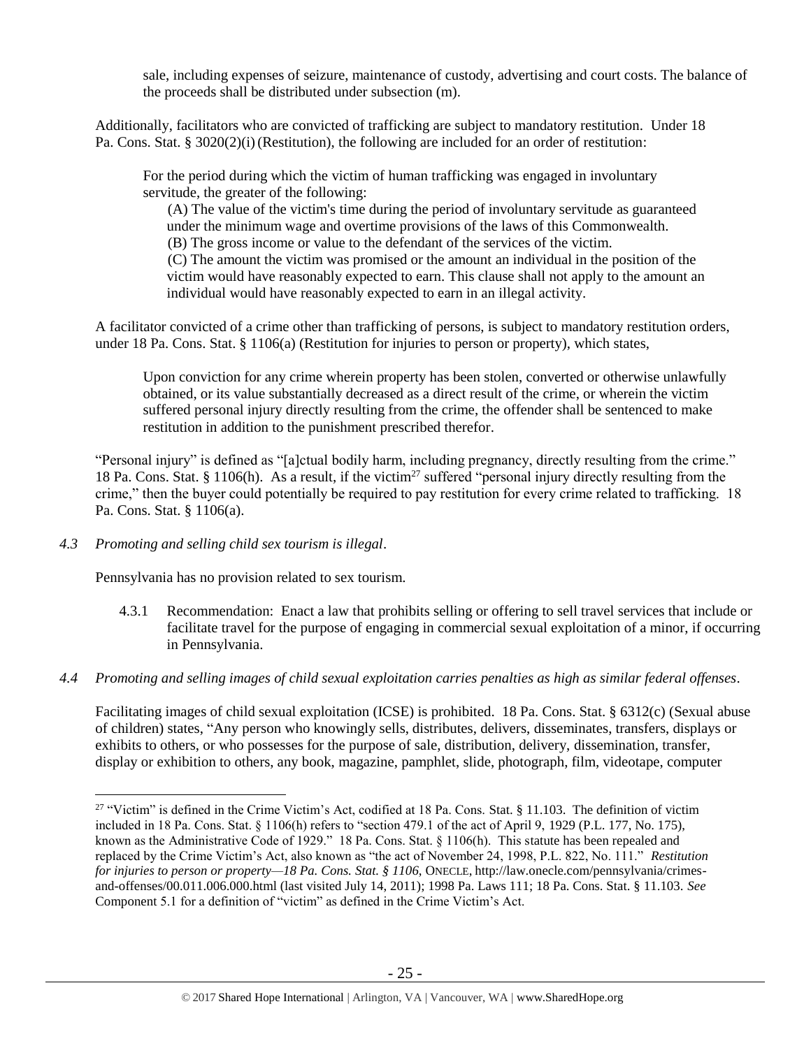> sale, including expenses of seizure, maintenance of custody, advertising and court costs. The balance of the proceeds shall be distributed under subsection (m).

Additionally, facilitators who are convicted of trafficking are subject to mandatory restitution. Under 18 Pa. Cons. Stat. § 3020(2)(i) (Restitution), the following are included for an order of restitution:

> For the period during which the victim of human trafficking was engaged in involuntary servitude, the greater of the following:
>
> (A) The value of the victim's time during the period of involuntary servitude as guaranteed under the minimum wage and overtime provisions of the laws of this Commonwealth.
>
> (B) The gross income or value to the defendant of the services of the victim.
>
> (C) The amount the victim was promised or the amount an individual in the position of the victim would have reasonably expected to earn. This clause shall not apply to the amount an individual would have reasonably expected to earn in an illegal activity.

A facilitator convicted of a crime other than trafficking of persons, is subject to mandatory restitution orders, under 18 Pa. Cons. Stat. § 1106(a) (Restitution for injuries to person or property), which states,

> Upon conviction for any crime wherein property has been stolen, converted or otherwise unlawfully obtained, or its value substantially decreased as a direct result of the crime, or wherein the victim suffered personal injury directly resulting from the crime, the offender shall be sentenced to make restitution in addition to the punishment prescribed therefor.

"Personal injury" is defined as "[a]ctual bodily harm, including pregnancy, directly resulting from the crime." 18 Pa. Cons. Stat. § 1106(h). As a result, if the victim[27] suffered "personal injury directly resulting from the crime," then the buyer could potentially be required to pay restitution for every crime related to trafficking. 18 Pa. Cons. Stat. § 1106(a).

*4.3 Promoting and selling child sex tourism is illegal*.

Pennsylvania has no provision related to sex tourism.

> 4.3.1 Recommendation: Enact a law that prohibits selling or offering to sell travel services that include or facilitate travel for the purpose of engaging in commercial sexual exploitation of a minor, if occurring in Pennsylvania.

*4.4 Promoting and selling images of child sexual exploitation carries penalties as high as similar federal offenses*.

Facilitating images of child sexual exploitation (ICSE) is prohibited. 18 Pa. Cons. Stat. § 6312(c) (Sexual abuse of children) states, "Any person who knowingly sells, distributes, delivers, disseminates, transfers, displays or exhibits to others, or who possesses for the purpose of sale, distribution, delivery, dissemination, transfer, display or exhibition to others, any book, magazine, pamphlet, slide, photograph, film, videotape, computer

---

[27] "Victim" is defined in the Crime Victim's Act, codified at 18 Pa. Cons. Stat. § 11.103. The definition of victim included in 18 Pa. Cons. Stat. § 1106(h) refers to "section 479.1 of the act of April 9, 1929 (P.L. 177, No. 175), known as the Administrative Code of 1929." 18 Pa. Cons. Stat. § 1106(h). This statute has been repealed and replaced by the Crime Victim's Act, also known as "the act of November 24, 1998, P.L. 822, No. 111." *Restitution for injuries to person or property—18 Pa. Cons. Stat. § 1106*, ONECLE, http://law.onecle.com/pennsylvania/crimes-and-offenses/00.011.006.000.html (last visited July 14, 2011); 1998 Pa. Laws 111; 18 Pa. Cons. Stat. § 11.103. *See* Component 5.1 for a definition of "victim" as defined in the Crime Victim's Act.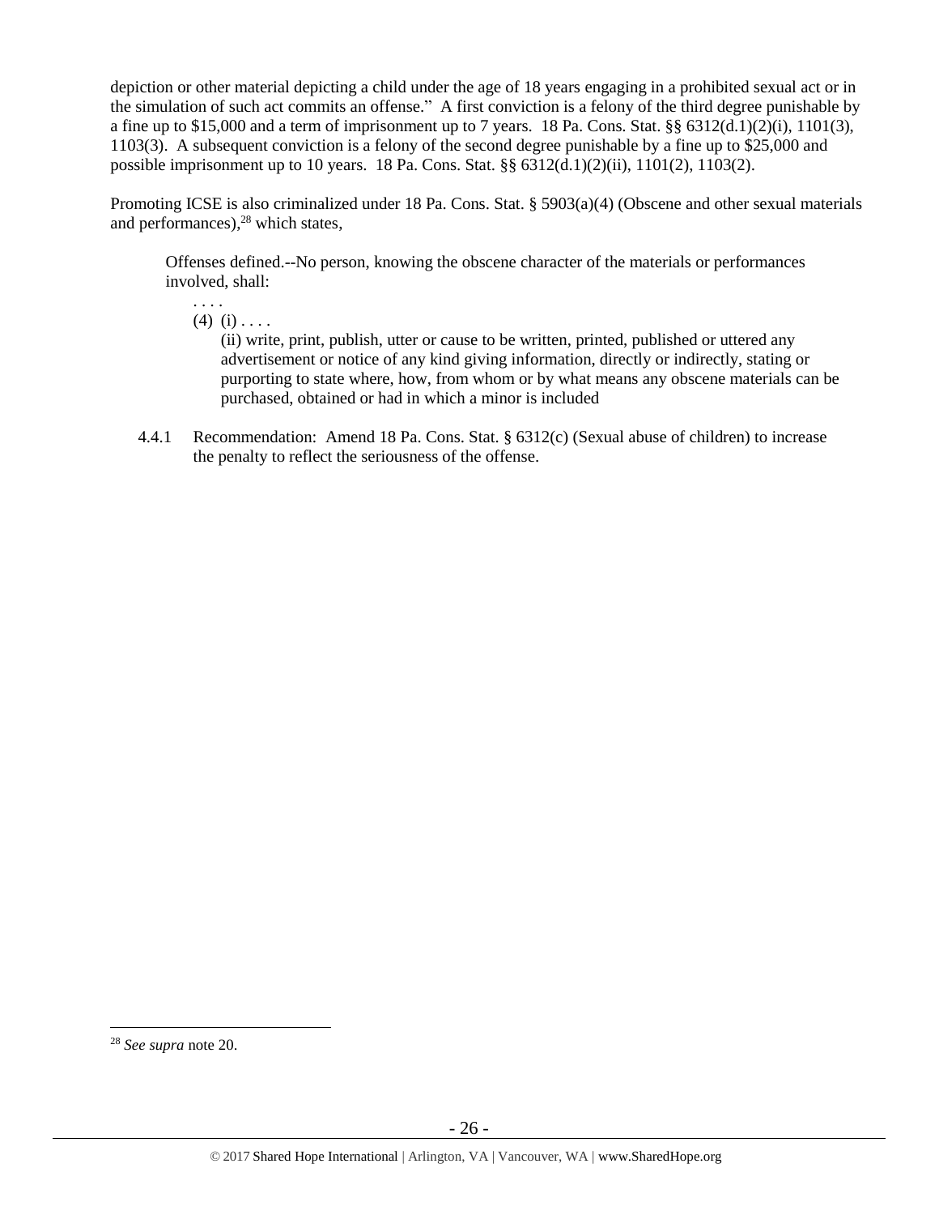depiction or other material depicting a child under the age of 18 years engaging in a prohibited sexual act or in the simulation of such act commits an offense." A first conviction is a felony of the third degree punishable by a fine up to $15,000 and a term of imprisonment up to 7 years. 18 Pa. Cons. Stat. §§ 6312(d.1)(2)(i), 1101(3), 1103(3). A subsequent conviction is a felony of the second degree punishable by a fine up to $25,000 and possible imprisonment up to 10 years. 18 Pa. Cons. Stat. §§ 6312(d.1)(2)(ii), 1101(2), 1103(2).

Promoting ICSE is also criminalized under 18 Pa. Cons. Stat. § 5903(a)(4) (Obscene and other sexual materials and performances),[28] which states,

> Offenses defined.--No person, knowing the obscene character of the materials or performances involved, shall:
>
> . . . .
>
> (4) (i) . . . .
>
> (ii) write, print, publish, utter or cause to be written, printed, published or uttered any advertisement or notice of any kind giving information, directly or indirectly, stating or purporting to state where, how, from whom or by what means any obscene materials can be purchased, obtained or had in which a minor is included

4.4.1 Recommendation: Amend 18 Pa. Cons. Stat. § 6312(c) (Sexual abuse of children) to increase the penalty to reflect the seriousness of the offense.

[28] *See supra* note 20.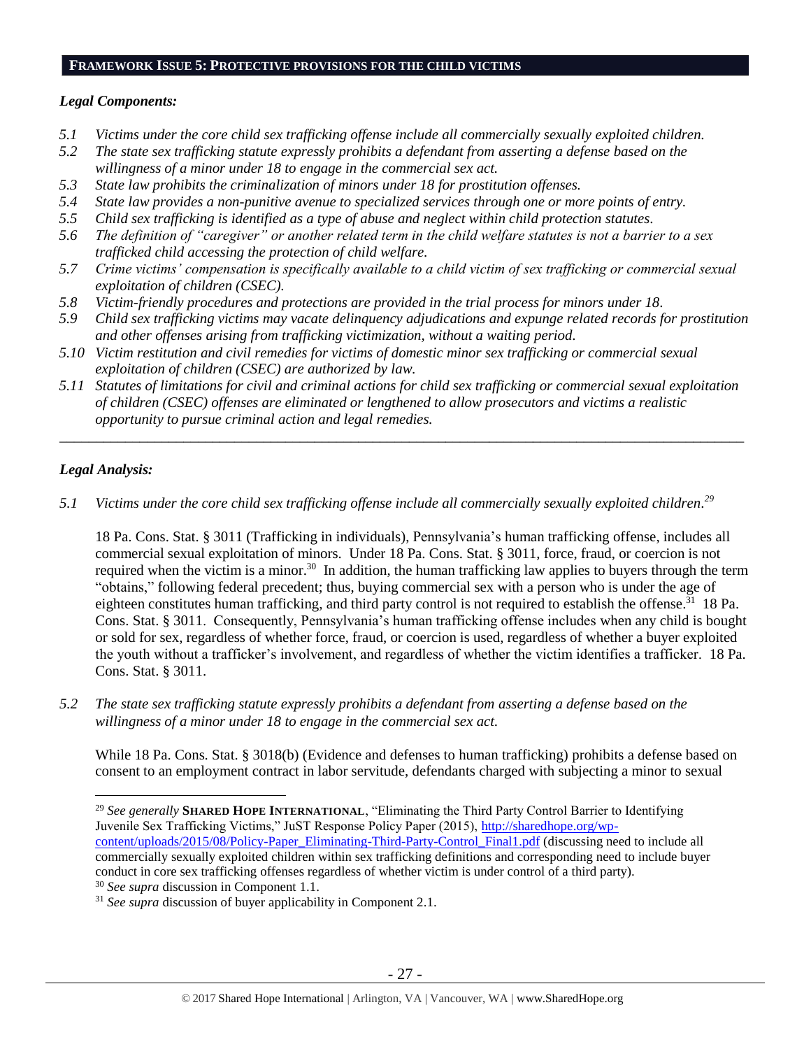## FRAMEWORK ISSUE 5: PROTECTIVE PROVISIONS FOR THE CHILD VICTIMS

### *Legal Components:*

*5.1 Victims under the core child sex trafficking offense include all commercially sexually exploited children.*

*5.2 The state sex trafficking statute expressly prohibits a defendant from asserting a defense based on the willingness of a minor under 18 to engage in the commercial sex act.*

*5.3 State law prohibits the criminalization of minors under 18 for prostitution offenses.*

*5.4 State law provides a non-punitive avenue to specialized services through one or more points of entry.*

*5.5 Child sex trafficking is identified as a type of abuse and neglect within child protection statutes.*

*5.6 The definition of "caregiver" or another related term in the child welfare statutes is not a barrier to a sex trafficked child accessing the protection of child welfare.*

*5.7 Crime victims' compensation is specifically available to a child victim of sex trafficking or commercial sexual exploitation of children (CSEC).*

*5.8 Victim-friendly procedures and protections are provided in the trial process for minors under 18.*

*5.9 Child sex trafficking victims may vacate delinquency adjudications and expunge related records for prostitution and other offenses arising from trafficking victimization, without a waiting period.*

*5.10 Victim restitution and civil remedies for victims of domestic minor sex trafficking or commercial sexual exploitation of children (CSEC) are authorized by law.*

*5.11 Statutes of limitations for civil and criminal actions for child sex trafficking or commercial sexual exploitation of children (CSEC) offenses are eliminated or lengthened to allow prosecutors and victims a realistic opportunity to pursue criminal action and legal remedies.*

---

### *Legal Analysis:*

*5.1 Victims under the core child sex trafficking offense include all commercially sexually exploited children.*[29]

18 Pa. Cons. Stat. § 3011 (Trafficking in individuals), Pennsylvania's human trafficking offense, includes all commercial sexual exploitation of minors. Under 18 Pa. Cons. Stat. § 3011, force, fraud, or coercion is not required when the victim is a minor.[30] In addition, the human trafficking law applies to buyers through the term "obtains," following federal precedent; thus, buying commercial sex with a person who is under the age of eighteen constitutes human trafficking, and third party control is not required to establish the offense.[31] 18 Pa. Cons. Stat. § 3011. Consequently, Pennsylvania's human trafficking offense includes when any child is bought or sold for sex, regardless of whether force, fraud, or coercion is used, regardless of whether a buyer exploited the youth without a trafficker's involvement, and regardless of whether the victim identifies a trafficker. 18 Pa. Cons. Stat. § 3011.

*5.2 The state sex trafficking statute expressly prohibits a defendant from asserting a defense based on the willingness of a minor under 18 to engage in the commercial sex act.*

While 18 Pa. Cons. Stat. § 3018(b) (Evidence and defenses to human trafficking) prohibits a defense based on consent to an employment contract in labor servitude, defendants charged with subjecting a minor to sexual

---

[29] *See generally* **SHARED HOPE INTERNATIONAL**, "Eliminating the Third Party Control Barrier to Identifying Juvenile Sex Trafficking Victims," JuST Response Policy Paper (2015), http://sharedhope.org/wp-content/uploads/2015/08/Policy-Paper_Eliminating-Third-Party-Control_Final1.pdf (discussing need to include all commercially sexually exploited children within sex trafficking definitions and corresponding need to include buyer conduct in core sex trafficking offenses regardless of whether victim is under control of a third party).

[30] *See supra* discussion in Component 1.1.

[31] *See supra* discussion of buyer applicability in Component 2.1.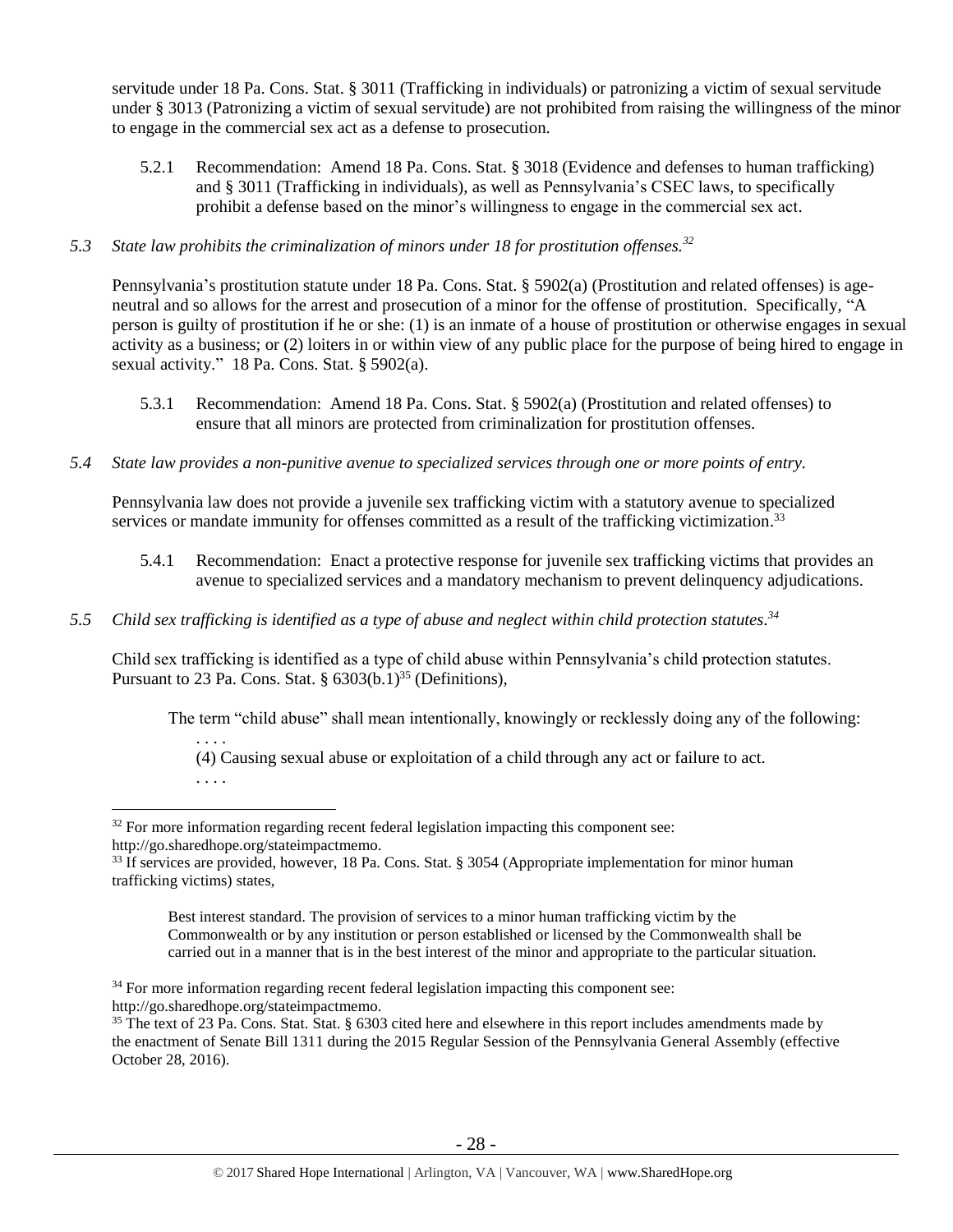servitude under 18 Pa. Cons. Stat. § 3011 (Trafficking in individuals) or patronizing a victim of sexual servitude under § 3013 (Patronizing a victim of sexual servitude) are not prohibited from raising the willingness of the minor to engage in the commercial sex act as a defense to prosecution.

5.2.1 Recommendation: Amend 18 Pa. Cons. Stat. § 3018 (Evidence and defenses to human trafficking) and § 3011 (Trafficking in individuals), as well as Pennsylvania's CSEC laws, to specifically prohibit a defense based on the minor's willingness to engage in the commercial sex act.

*5.3 State law prohibits the criminalization of minors under 18 for prostitution offenses.*[32]

Pennsylvania's prostitution statute under 18 Pa. Cons. Stat. § 5902(a) (Prostitution and related offenses) is age-neutral and so allows for the arrest and prosecution of a minor for the offense of prostitution. Specifically, "A person is guilty of prostitution if he or she: (1) is an inmate of a house of prostitution or otherwise engages in sexual activity as a business; or (2) loiters in or within view of any public place for the purpose of being hired to engage in sexual activity." 18 Pa. Cons. Stat. § 5902(a).

5.3.1 Recommendation: Amend 18 Pa. Cons. Stat. § 5902(a) (Prostitution and related offenses) to ensure that all minors are protected from criminalization for prostitution offenses.

*5.4 State law provides a non-punitive avenue to specialized services through one or more points of entry.*

Pennsylvania law does not provide a juvenile sex trafficking victim with a statutory avenue to specialized services or mandate immunity for offenses committed as a result of the trafficking victimization.[33]

5.4.1 Recommendation: Enact a protective response for juvenile sex trafficking victims that provides an avenue to specialized services and a mandatory mechanism to prevent delinquency adjudications.

*5.5 Child sex trafficking is identified as a type of abuse and neglect within child protection statutes.*[34]

Child sex trafficking is identified as a type of child abuse within Pennsylvania's child protection statutes. Pursuant to 23 Pa. Cons. Stat. § 6303(b.1)[35] (Definitions),

> The term "child abuse" shall mean intentionally, knowingly or recklessly doing any of the following:
>
> . . . .
>
> (4) Causing sexual abuse or exploitation of a child through any act or failure to act.
>
> . . . .

---

[32] For more information regarding recent federal legislation impacting this component see: http://go.sharedhope.org/stateimpactmemo.

[33] If services are provided, however, 18 Pa. Cons. Stat. § 3054 (Appropriate implementation for minor human trafficking victims) states,

> Best interest standard. The provision of services to a minor human trafficking victim by the Commonwealth or by any institution or person established or licensed by the Commonwealth shall be carried out in a manner that is in the best interest of the minor and appropriate to the particular situation.

[34] For more information regarding recent federal legislation impacting this component see: http://go.sharedhope.org/stateimpactmemo.

[35] The text of 23 Pa. Cons. Stat. Stat. § 6303 cited here and elsewhere in this report includes amendments made by the enactment of Senate Bill 1311 during the 2015 Regular Session of the Pennsylvania General Assembly (effective October 28, 2016).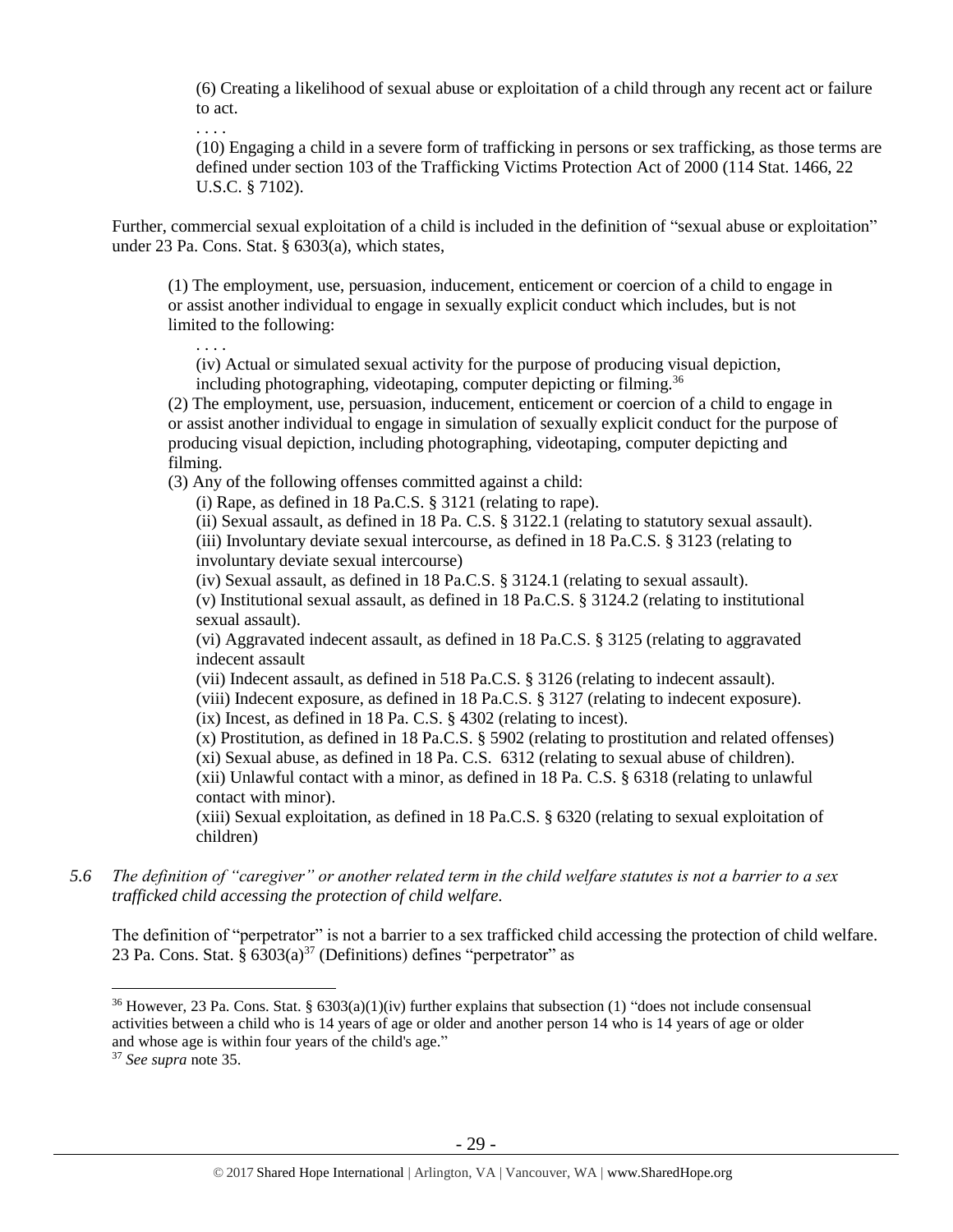> (6) Creating a likelihood of sexual abuse or exploitation of a child through any recent act or failure to act.
>
> . . . .
>
> (10) Engaging a child in a severe form of trafficking in persons or sex trafficking, as those terms are defined under section 103 of the Trafficking Victims Protection Act of 2000 (114 Stat. 1466, 22 U.S.C. § 7102).

Further, commercial sexual exploitation of a child is included in the definition of "sexual abuse or exploitation" under 23 Pa. Cons. Stat. § 6303(a), which states,

> (1) The employment, use, persuasion, inducement, enticement or coercion of a child to engage in or assist another individual to engage in sexually explicit conduct which includes, but is not limited to the following:
>
> . . . .
>
> (iv) Actual or simulated sexual activity for the purpose of producing visual depiction, including photographing, videotaping, computer depicting or filming.[36]
>
> (2) The employment, use, persuasion, inducement, enticement or coercion of a child to engage in or assist another individual to engage in simulation of sexually explicit conduct for the purpose of producing visual depiction, including photographing, videotaping, computer depicting and filming.
>
> (3) Any of the following offenses committed against a child:
>
> (i) Rape, as defined in 18 Pa.C.S. § 3121 (relating to rape).
>
> (ii) Sexual assault, as defined in 18 Pa. C.S. § 3122.1 (relating to statutory sexual assault).
>
> (iii) Involuntary deviate sexual intercourse, as defined in 18 Pa.C.S. § 3123 (relating to involuntary deviate sexual intercourse)
>
> (iv) Sexual assault, as defined in 18 Pa.C.S. § 3124.1 (relating to sexual assault).
>
> (v) Institutional sexual assault, as defined in 18 Pa.C.S. § 3124.2 (relating to institutional sexual assault).
>
> (vi) Aggravated indecent assault, as defined in 18 Pa.C.S. § 3125 (relating to aggravated indecent assault
>
> (vii) Indecent assault, as defined in 518 Pa.C.S. § 3126 (relating to indecent assault).
>
> (viii) Indecent exposure, as defined in 18 Pa.C.S. § 3127 (relating to indecent exposure).
>
> (ix) Incest, as defined in 18 Pa. C.S. § 4302 (relating to incest).
>
> (x) Prostitution, as defined in 18 Pa.C.S. § 5902 (relating to prostitution and related offenses)
>
> (xi) Sexual abuse, as defined in 18 Pa. C.S. 6312 (relating to sexual abuse of children).
>
> (xii) Unlawful contact with a minor, as defined in 18 Pa. C.S. § 6318 (relating to unlawful contact with minor).
>
> (xiii) Sexual exploitation, as defined in 18 Pa.C.S. § 6320 (relating to sexual exploitation of children)

*5.6 The definition of "caregiver" or another related term in the child welfare statutes is not a barrier to a sex trafficked child accessing the protection of child welfare.*

The definition of "perpetrator" is not a barrier to a sex trafficked child accessing the protection of child welfare. 23 Pa. Cons. Stat. § 6303(a)[37] (Definitions) defines "perpetrator" as

---

[36] However, 23 Pa. Cons. Stat. § 6303(a)(1)(iv) further explains that subsection (1) "does not include consensual activities between a child who is 14 years of age or older and another person 14 who is 14 years of age or older and whose age is within four years of the child's age."

[37] *See supra* note 35.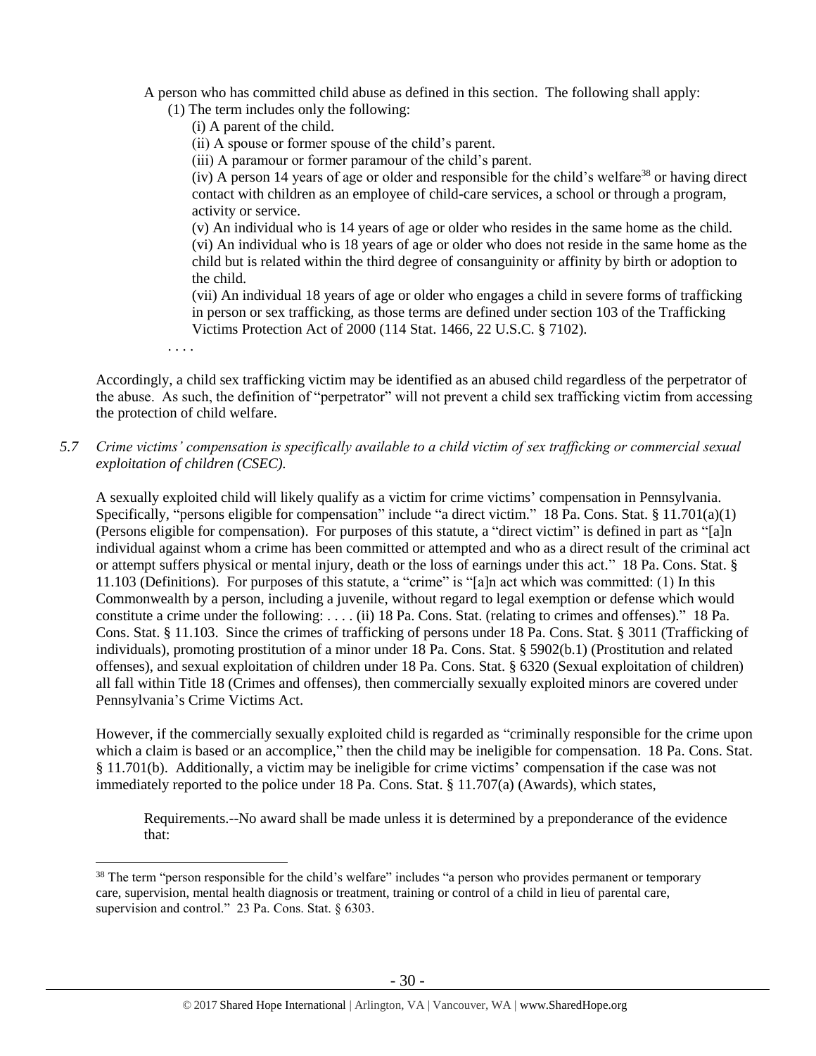A person who has committed child abuse as defined in this section. The following shall apply:

(1) The term includes only the following:

(i) A parent of the child.

(ii) A spouse or former spouse of the child's parent.

(iii) A paramour or former paramour of the child's parent.

(iv) A person 14 years of age or older and responsible for the child's welfare[38] or having direct contact with children as an employee of child-care services, a school or through a program, activity or service.

(v) An individual who is 14 years of age or older who resides in the same home as the child.

(vi) An individual who is 18 years of age or older who does not reside in the same home as the child but is related within the third degree of consanguinity or affinity by birth or adoption to the child.

(vii) An individual 18 years of age or older who engages a child in severe forms of trafficking in person or sex trafficking, as those terms are defined under section 103 of the Trafficking Victims Protection Act of 2000 (114 Stat. 1466, 22 U.S.C. § 7102).

. . . .

Accordingly, a child sex trafficking victim may be identified as an abused child regardless of the perpetrator of the abuse. As such, the definition of "perpetrator" will not prevent a child sex trafficking victim from accessing the protection of child welfare.

*5.7 Crime victims' compensation is specifically available to a child victim of sex trafficking or commercial sexual exploitation of children (CSEC).*

A sexually exploited child will likely qualify as a victim for crime victims' compensation in Pennsylvania. Specifically, "persons eligible for compensation" include "a direct victim." 18 Pa. Cons. Stat. § 11.701(a)(1) (Persons eligible for compensation). For purposes of this statute, a "direct victim" is defined in part as "[a]n individual against whom a crime has been committed or attempted and who as a direct result of the criminal act or attempt suffers physical or mental injury, death or the loss of earnings under this act." 18 Pa. Cons. Stat. § 11.103 (Definitions). For purposes of this statute, a "crime" is "[a]n act which was committed: (1) In this Commonwealth by a person, including a juvenile, without regard to legal exemption or defense which would constitute a crime under the following: . . . . (ii) 18 Pa. Cons. Stat. (relating to crimes and offenses)." 18 Pa. Cons. Stat. § 11.103. Since the crimes of trafficking of persons under 18 Pa. Cons. Stat. § 3011 (Trafficking of individuals), promoting prostitution of a minor under 18 Pa. Cons. Stat. § 5902(b.1) (Prostitution and related offenses), and sexual exploitation of children under 18 Pa. Cons. Stat. § 6320 (Sexual exploitation of children) all fall within Title 18 (Crimes and offenses), then commercially sexually exploited minors are covered under Pennsylvania's Crime Victims Act.

However, if the commercially sexually exploited child is regarded as "criminally responsible for the crime upon which a claim is based or an accomplice," then the child may be ineligible for compensation. 18 Pa. Cons. Stat. § 11.701(b). Additionally, a victim may be ineligible for crime victims' compensation if the case was not immediately reported to the police under 18 Pa. Cons. Stat. § 11.707(a) (Awards), which states,

> Requirements.--No award shall be made unless it is determined by a preponderance of the evidence that:

[38] The term "person responsible for the child's welfare" includes "a person who provides permanent or temporary care, supervision, mental health diagnosis or treatment, training or control of a child in lieu of parental care, supervision and control." 23 Pa. Cons. Stat. § 6303.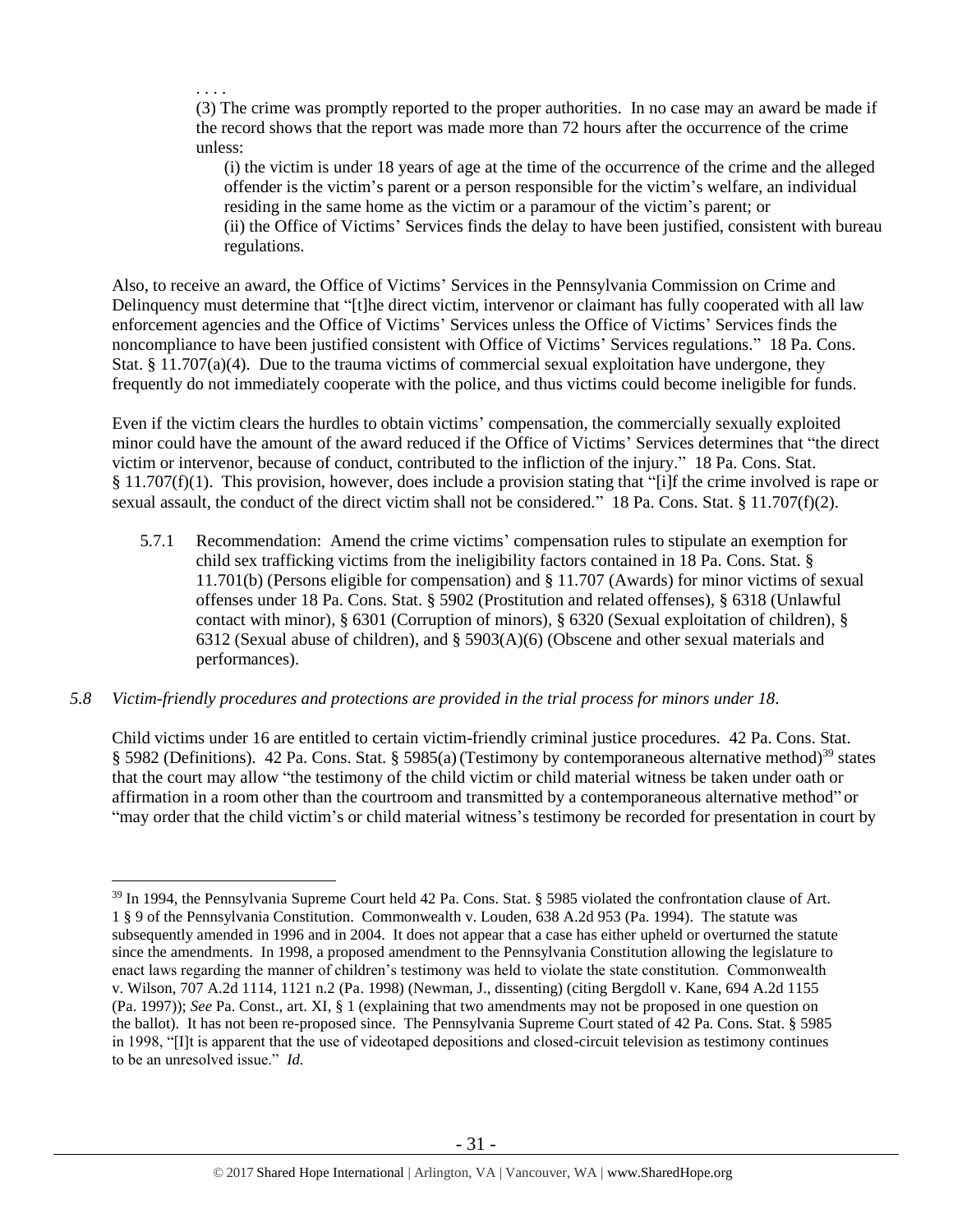. . . .

(3) The crime was promptly reported to the proper authorities. In no case may an award be made if the record shows that the report was made more than 72 hours after the occurrence of the crime unless:

(i) the victim is under 18 years of age at the time of the occurrence of the crime and the alleged offender is the victim's parent or a person responsible for the victim's welfare, an individual residing in the same home as the victim or a paramour of the victim's parent; or

(ii) the Office of Victims' Services finds the delay to have been justified, consistent with bureau regulations.

Also, to receive an award, the Office of Victims' Services in the Pennsylvania Commission on Crime and Delinquency must determine that "[t]he direct victim, intervenor or claimant has fully cooperated with all law enforcement agencies and the Office of Victims' Services unless the Office of Victims' Services finds the noncompliance to have been justified consistent with Office of Victims' Services regulations." 18 Pa. Cons. Stat. § 11.707(a)(4). Due to the trauma victims of commercial sexual exploitation have undergone, they frequently do not immediately cooperate with the police, and thus victims could become ineligible for funds.

Even if the victim clears the hurdles to obtain victims' compensation, the commercially sexually exploited minor could have the amount of the award reduced if the Office of Victims' Services determines that "the direct victim or intervenor, because of conduct, contributed to the infliction of the injury." 18 Pa. Cons. Stat. § 11.707(f)(1). This provision, however, does include a provision stating that "[i]f the crime involved is rape or sexual assault, the conduct of the direct victim shall not be considered." 18 Pa. Cons. Stat. § 11.707(f)(2).

5.7.1 Recommendation: Amend the crime victims' compensation rules to stipulate an exemption for child sex trafficking victims from the ineligibility factors contained in 18 Pa. Cons. Stat. § 11.701(b) (Persons eligible for compensation) and § 11.707 (Awards) for minor victims of sexual offenses under 18 Pa. Cons. Stat. § 5902 (Prostitution and related offenses), § 6318 (Unlawful contact with minor), § 6301 (Corruption of minors), § 6320 (Sexual exploitation of children), § 6312 (Sexual abuse of children), and § 5903(A)(6) (Obscene and other sexual materials and performances).

*5.8 Victim-friendly procedures and protections are provided in the trial process for minors under 18.*

Child victims under 16 are entitled to certain victim-friendly criminal justice procedures. 42 Pa. Cons. Stat. § 5982 (Definitions). 42 Pa. Cons. Stat. § 5985(a) (Testimony by contemporaneous alternative method)[39] states that the court may allow "the testimony of the child victim or child material witness be taken under oath or affirmation in a room other than the courtroom and transmitted by a contemporaneous alternative method" or "may order that the child victim's or child material witness's testimony be recorded for presentation in court by

---

[39] In 1994, the Pennsylvania Supreme Court held 42 Pa. Cons. Stat. § 5985 violated the confrontation clause of Art. 1 § 9 of the Pennsylvania Constitution. Commonwealth v. Louden, 638 A.2d 953 (Pa. 1994). The statute was subsequently amended in 1996 and in 2004. It does not appear that a case has either upheld or overturned the statute since the amendments. In 1998, a proposed amendment to the Pennsylvania Constitution allowing the legislature to enact laws regarding the manner of children's testimony was held to violate the state constitution. Commonwealth v. Wilson, 707 A.2d 1114, 1121 n.2 (Pa. 1998) (Newman, J., dissenting) (citing Bergdoll v. Kane, 694 A.2d 1155 (Pa. 1997)); *See* Pa. Const., art. XI, § 1 (explaining that two amendments may not be proposed in one question on the ballot). It has not been re-proposed since. The Pennsylvania Supreme Court stated of 42 Pa. Cons. Stat. § 5985 in 1998, "[I]t is apparent that the use of videotaped depositions and closed-circuit television as testimony continues to be an unresolved issue." *Id.*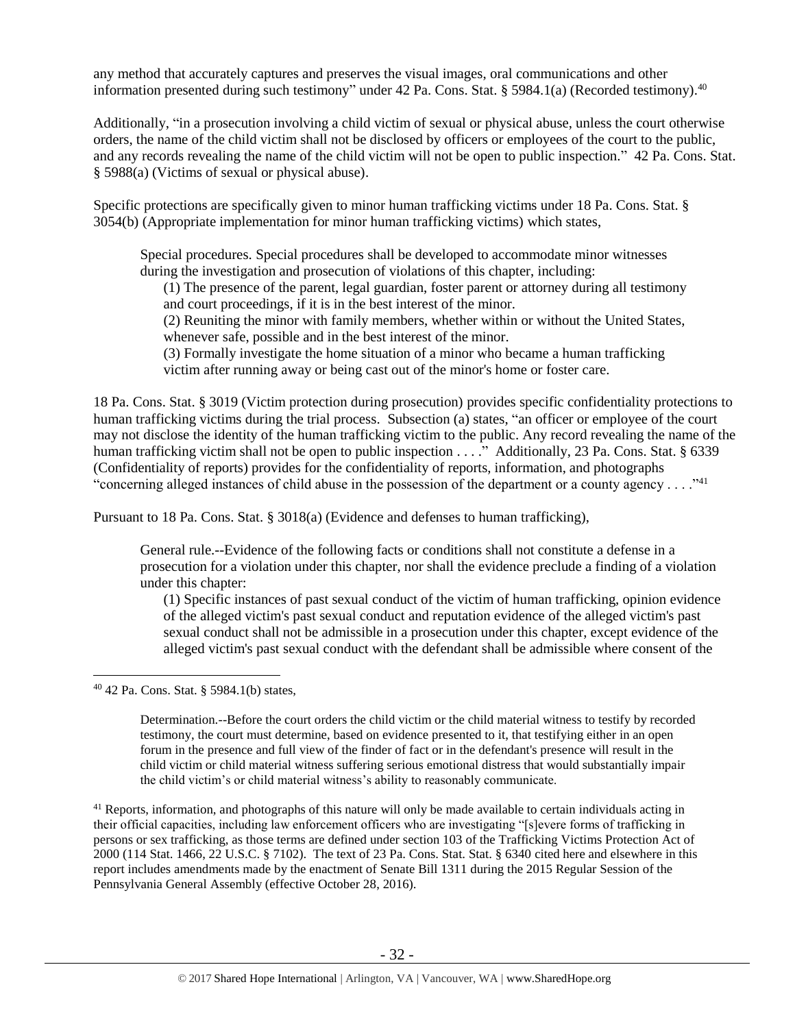any method that accurately captures and preserves the visual images, oral communications and other information presented during such testimony" under 42 Pa. Cons. Stat. § 5984.1(a) (Recorded testimony).[40]

Additionally, "in a prosecution involving a child victim of sexual or physical abuse, unless the court otherwise orders, the name of the child victim shall not be disclosed by officers or employees of the court to the public, and any records revealing the name of the child victim will not be open to public inspection." 42 Pa. Cons. Stat. § 5988(a) (Victims of sexual or physical abuse).

Specific protections are specifically given to minor human trafficking victims under 18 Pa. Cons. Stat. § 3054(b) (Appropriate implementation for minor human trafficking victims) which states,

> Special procedures. Special procedures shall be developed to accommodate minor witnesses during the investigation and prosecution of violations of this chapter, including:
>
> (1) The presence of the parent, legal guardian, foster parent or attorney during all testimony and court proceedings, if it is in the best interest of the minor.
>
> (2) Reuniting the minor with family members, whether within or without the United States, whenever safe, possible and in the best interest of the minor.
>
> (3) Formally investigate the home situation of a minor who became a human trafficking victim after running away or being cast out of the minor's home or foster care.

18 Pa. Cons. Stat. § 3019 (Victim protection during prosecution) provides specific confidentiality protections to human trafficking victims during the trial process. Subsection (a) states, "an officer or employee of the court may not disclose the identity of the human trafficking victim to the public. Any record revealing the name of the human trafficking victim shall not be open to public inspection . . . ." Additionally, 23 Pa. Cons. Stat. § 6339 (Confidentiality of reports) provides for the confidentiality of reports, information, and photographs "concerning alleged instances of child abuse in the possession of the department or a county agency . . . ."[41]

Pursuant to 18 Pa. Cons. Stat. § 3018(a) (Evidence and defenses to human trafficking),

> General rule.--Evidence of the following facts or conditions shall not constitute a defense in a prosecution for a violation under this chapter, nor shall the evidence preclude a finding of a violation under this chapter:
>
> (1) Specific instances of past sexual conduct of the victim of human trafficking, opinion evidence of the alleged victim's past sexual conduct and reputation evidence of the alleged victim's past sexual conduct shall not be admissible in a prosecution under this chapter, except evidence of the alleged victim's past sexual conduct with the defendant shall be admissible where consent of the

---

[40] 42 Pa. Cons. Stat. § 5984.1(b) states,

> Determination.--Before the court orders the child victim or the child material witness to testify by recorded testimony, the court must determine, based on evidence presented to it, that testifying either in an open forum in the presence and full view of the finder of fact or in the defendant's presence will result in the child victim or child material witness suffering serious emotional distress that would substantially impair the child victim's or child material witness's ability to reasonably communicate.

[41] Reports, information, and photographs of this nature will only be made available to certain individuals acting in their official capacities, including law enforcement officers who are investigating "[s]evere forms of trafficking in persons or sex trafficking, as those terms are defined under section 103 of the Trafficking Victims Protection Act of 2000 (114 Stat. 1466, 22 U.S.C. § 7102). The text of 23 Pa. Cons. Stat. Stat. § 6340 cited here and elsewhere in this report includes amendments made by the enactment of Senate Bill 1311 during the 2015 Regular Session of the Pennsylvania General Assembly (effective October 28, 2016).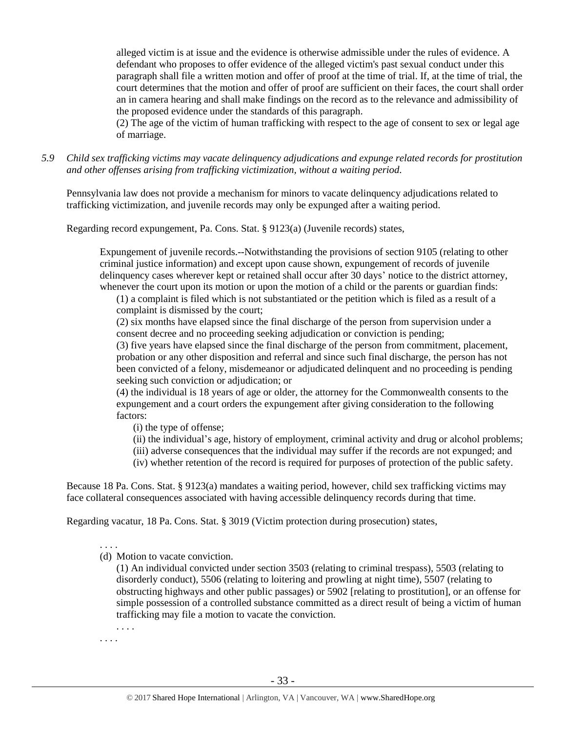alleged victim is at issue and the evidence is otherwise admissible under the rules of evidence. A defendant who proposes to offer evidence of the alleged victim's past sexual conduct under this paragraph shall file a written motion and offer of proof at the time of trial. If, at the time of trial, the court determines that the motion and offer of proof are sufficient on their faces, the court shall order an in camera hearing and shall make findings on the record as to the relevance and admissibility of the proposed evidence under the standards of this paragraph.

(2) The age of the victim of human trafficking with respect to the age of consent to sex or legal age of marriage.

*5.9 Child sex trafficking victims may vacate delinquency adjudications and expunge related records for prostitution and other offenses arising from trafficking victimization, without a waiting period.*

Pennsylvania law does not provide a mechanism for minors to vacate delinquency adjudications related to trafficking victimization, and juvenile records may only be expunged after a waiting period.

Regarding record expungement, Pa. Cons. Stat. § 9123(a) (Juvenile records) states,

> Expungement of juvenile records.--Notwithstanding the provisions of section 9105 (relating to other criminal justice information) and except upon cause shown, expungement of records of juvenile delinquency cases wherever kept or retained shall occur after 30 days' notice to the district attorney, whenever the court upon its motion or upon the motion of a child or the parents or guardian finds:
>
> (1) a complaint is filed which is not substantiated or the petition which is filed as a result of a complaint is dismissed by the court;
>
> (2) six months have elapsed since the final discharge of the person from supervision under a consent decree and no proceeding seeking adjudication or conviction is pending;
>
> (3) five years have elapsed since the final discharge of the person from commitment, placement, probation or any other disposition and referral and since such final discharge, the person has not been convicted of a felony, misdemeanor or adjudicated delinquent and no proceeding is pending seeking such conviction or adjudication; or
>
> (4) the individual is 18 years of age or older, the attorney for the Commonwealth consents to the expungement and a court orders the expungement after giving consideration to the following factors:
>
> (i) the type of offense;
>
> (ii) the individual's age, history of employment, criminal activity and drug or alcohol problems;
>
> (iii) adverse consequences that the individual may suffer if the records are not expunged; and
>
> (iv) whether retention of the record is required for purposes of protection of the public safety.

Because 18 Pa. Cons. Stat. § 9123(a) mandates a waiting period, however, child sex trafficking victims may face collateral consequences associated with having accessible delinquency records during that time.

Regarding vacatur, 18 Pa. Cons. Stat. § 3019 (Victim protection during prosecution) states,

> . . . .
>
> (d) Motion to vacate conviction.
>
> (1) An individual convicted under section 3503 (relating to criminal trespass), 5503 (relating to disorderly conduct), 5506 (relating to loitering and prowling at night time), 5507 (relating to obstructing highways and other public passages) or 5902 [relating to prostitution], or an offense for simple possession of a controlled substance committed as a direct result of being a victim of human trafficking may file a motion to vacate the conviction.
>
> . . . .
>
> . . . .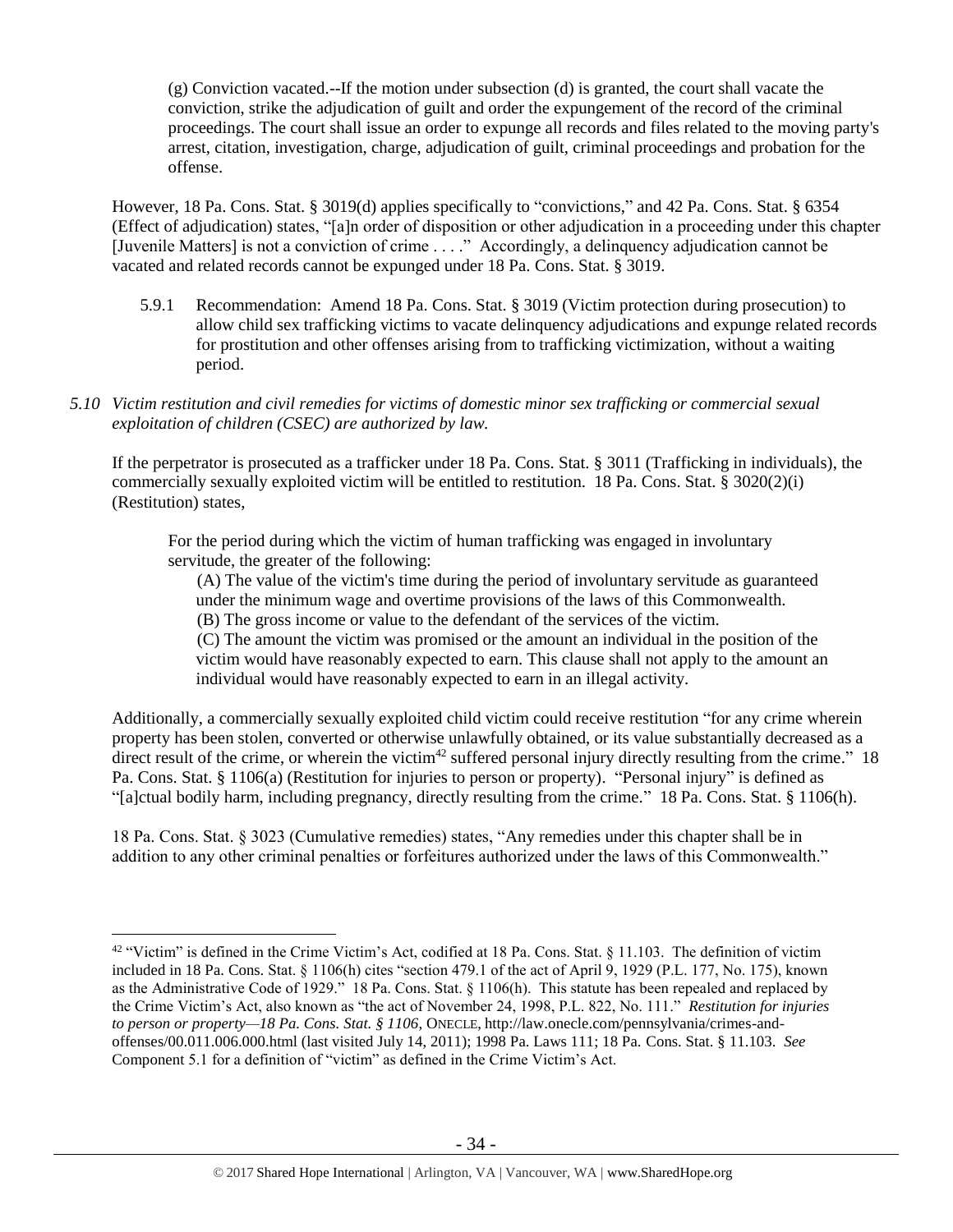(g) Conviction vacated.--If the motion under subsection (d) is granted, the court shall vacate the conviction, strike the adjudication of guilt and order the expungement of the record of the criminal proceedings. The court shall issue an order to expunge all records and files related to the moving party's arrest, citation, investigation, charge, adjudication of guilt, criminal proceedings and probation for the offense.

However, 18 Pa. Cons. Stat. § 3019(d) applies specifically to "convictions," and 42 Pa. Cons. Stat. § 6354 (Effect of adjudication) states, "[a]n order of disposition or other adjudication in a proceeding under this chapter [Juvenile Matters] is not a conviction of crime . . . ." Accordingly, a delinquency adjudication cannot be vacated and related records cannot be expunged under 18 Pa. Cons. Stat. § 3019.

5.9.1 Recommendation: Amend 18 Pa. Cons. Stat. § 3019 (Victim protection during prosecution) to allow child sex trafficking victims to vacate delinquency adjudications and expunge related records for prostitution and other offenses arising from to trafficking victimization, without a waiting period.

*5.10 Victim restitution and civil remedies for victims of domestic minor sex trafficking or commercial sexual exploitation of children (CSEC) are authorized by law.*

If the perpetrator is prosecuted as a trafficker under 18 Pa. Cons. Stat. § 3011 (Trafficking in individuals), the commercially sexually exploited victim will be entitled to restitution. 18 Pa. Cons. Stat. § 3020(2)(i) (Restitution) states,

> For the period during which the victim of human trafficking was engaged in involuntary servitude, the greater of the following:
>
> (A) The value of the victim's time during the period of involuntary servitude as guaranteed under the minimum wage and overtime provisions of the laws of this Commonwealth.
>
> (B) The gross income or value to the defendant of the services of the victim.
>
> (C) The amount the victim was promised or the amount an individual in the position of the victim would have reasonably expected to earn. This clause shall not apply to the amount an individual would have reasonably expected to earn in an illegal activity.

Additionally, a commercially sexually exploited child victim could receive restitution "for any crime wherein property has been stolen, converted or otherwise unlawfully obtained, or its value substantially decreased as a direct result of the crime, or wherein the victim[42] suffered personal injury directly resulting from the crime." 18 Pa. Cons. Stat. § 1106(a) (Restitution for injuries to person or property). "Personal injury" is defined as "[a]ctual bodily harm, including pregnancy, directly resulting from the crime." 18 Pa. Cons. Stat. § 1106(h).

18 Pa. Cons. Stat. § 3023 (Cumulative remedies) states, "Any remedies under this chapter shall be in addition to any other criminal penalties or forfeitures authorized under the laws of this Commonwealth."

---

[42] "Victim" is defined in the Crime Victim's Act, codified at 18 Pa. Cons. Stat. § 11.103. The definition of victim included in 18 Pa. Cons. Stat. § 1106(h) cites "section 479.1 of the act of April 9, 1929 (P.L. 177, No. 175), known as the Administrative Code of 1929." 18 Pa. Cons. Stat. § 1106(h). This statute has been repealed and replaced by the Crime Victim's Act, also known as "the act of November 24, 1998, P.L. 822, No. 111." *Restitution for injuries to person or property—18 Pa. Cons. Stat. § 1106*, ONECLE, http://law.onecle.com/pennsylvania/crimes-and-offenses/00.011.006.000.html (last visited July 14, 2011); 1998 Pa. Laws 111; 18 Pa. Cons. Stat. § 11.103. *See* Component 5.1 for a definition of "victim" as defined in the Crime Victim's Act.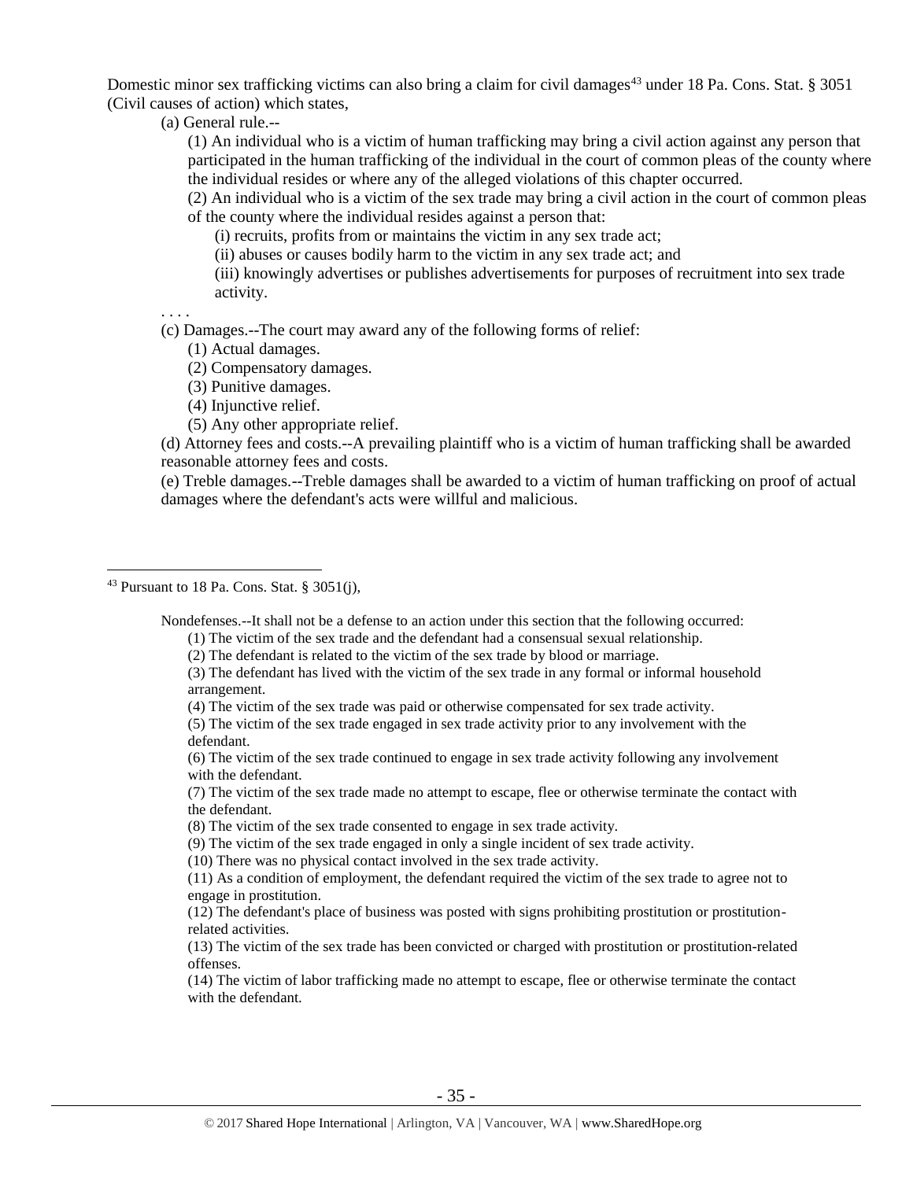Domestic minor sex trafficking victims can also bring a claim for civil damages[43] under 18 Pa. Cons. Stat. § 3051 (Civil causes of action) which states,

> (a) General rule.--
>
> (1) An individual who is a victim of human trafficking may bring a civil action against any person that participated in the human trafficking of the individual in the court of common pleas of the county where the individual resides or where any of the alleged violations of this chapter occurred.
>
> (2) An individual who is a victim of the sex trade may bring a civil action in the court of common pleas of the county where the individual resides against a person that:
>
> (i) recruits, profits from or maintains the victim in any sex trade act;
>
> (ii) abuses or causes bodily harm to the victim in any sex trade act; and
>
> (iii) knowingly advertises or publishes advertisements for purposes of recruitment into sex trade activity.
>
> . . . .
>
> (c) Damages.--The court may award any of the following forms of relief:
>
> (1) Actual damages.
>
> (2) Compensatory damages.
>
> (3) Punitive damages.
>
> (4) Injunctive relief.
>
> (5) Any other appropriate relief.
>
> (d) Attorney fees and costs.--A prevailing plaintiff who is a victim of human trafficking shall be awarded reasonable attorney fees and costs.
>
> (e) Treble damages.--Treble damages shall be awarded to a victim of human trafficking on proof of actual damages where the defendant's acts were willful and malicious.

---

[43] Pursuant to 18 Pa. Cons. Stat. § 3051(j),

> Nondefenses.--It shall not be a defense to an action under this section that the following occurred:
>
> (1) The victim of the sex trade and the defendant had a consensual sexual relationship.
>
> (2) The defendant is related to the victim of the sex trade by blood or marriage.
>
> (3) The defendant has lived with the victim of the sex trade in any formal or informal household arrangement.
>
> (4) The victim of the sex trade was paid or otherwise compensated for sex trade activity.
>
> (5) The victim of the sex trade engaged in sex trade activity prior to any involvement with the defendant.
>
> (6) The victim of the sex trade continued to engage in sex trade activity following any involvement with the defendant.
>
> (7) The victim of the sex trade made no attempt to escape, flee or otherwise terminate the contact with the defendant.
>
> (8) The victim of the sex trade consented to engage in sex trade activity.
>
> (9) The victim of the sex trade engaged in only a single incident of sex trade activity.
>
> (10) There was no physical contact involved in the sex trade activity.
>
> (11) As a condition of employment, the defendant required the victim of the sex trade to agree not to engage in prostitution.
>
> (12) The defendant's place of business was posted with signs prohibiting prostitution or prostitution-related activities.
>
> (13) The victim of the sex trade has been convicted or charged with prostitution or prostitution-related offenses.
>
> (14) The victim of labor trafficking made no attempt to escape, flee or otherwise terminate the contact with the defendant.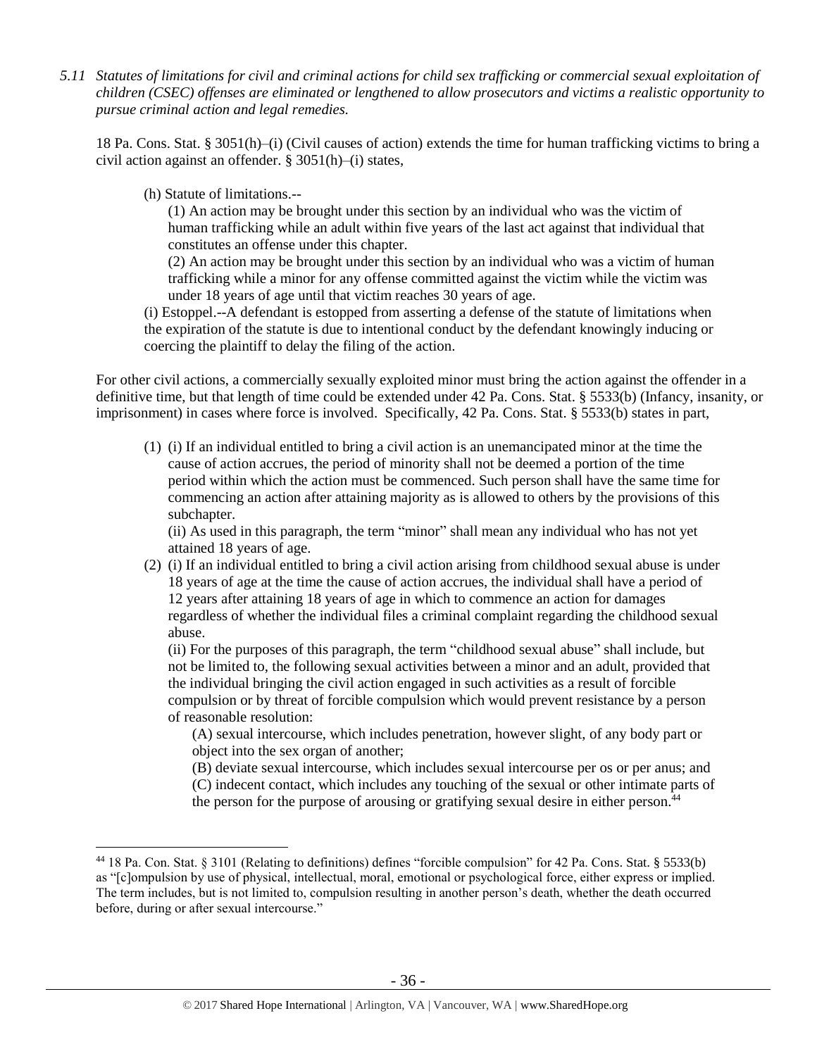*5.11 Statutes of limitations for civil and criminal actions for child sex trafficking or commercial sexual exploitation of children (CSEC) offenses are eliminated or lengthened to allow prosecutors and victims a realistic opportunity to pursue criminal action and legal remedies.*

18 Pa. Cons. Stat. § 3051(h)–(i) (Civil causes of action) extends the time for human trafficking victims to bring a civil action against an offender. § 3051(h)–(i) states,

> (h) Statute of limitations.--
>
> > (1) An action may be brought under this section by an individual who was the victim of human trafficking while an adult within five years of the last act against that individual that constitutes an offense under this chapter.
> >
> > (2) An action may be brought under this section by an individual who was a victim of human trafficking while a minor for any offense committed against the victim while the victim was under 18 years of age until that victim reaches 30 years of age.
>
> (i) Estoppel.--A defendant is estopped from asserting a defense of the statute of limitations when the expiration of the statute is due to intentional conduct by the defendant knowingly inducing or coercing the plaintiff to delay the filing of the action.

For other civil actions, a commercially sexually exploited minor must bring the action against the offender in a definitive time, but that length of time could be extended under 42 Pa. Cons. Stat. § 5533(b) (Infancy, insanity, or imprisonment) in cases where force is involved. Specifically, 42 Pa. Cons. Stat. § 5533(b) states in part,

> (1) (i) If an individual entitled to bring a civil action is an unemancipated minor at the time the cause of action accrues, the period of minority shall not be deemed a portion of the time period within which the action must be commenced. Such person shall have the same time for commencing an action after attaining majority as is allowed to others by the provisions of this subchapter.
>
> (ii) As used in this paragraph, the term "minor" shall mean any individual who has not yet attained 18 years of age.
>
> (2) (i) If an individual entitled to bring a civil action arising from childhood sexual abuse is under 18 years of age at the time the cause of action accrues, the individual shall have a period of 12 years after attaining 18 years of age in which to commence an action for damages regardless of whether the individual files a criminal complaint regarding the childhood sexual abuse.
>
> (ii) For the purposes of this paragraph, the term "childhood sexual abuse" shall include, but not be limited to, the following sexual activities between a minor and an adult, provided that the individual bringing the civil action engaged in such activities as a result of forcible compulsion or by threat of forcible compulsion which would prevent resistance by a person of reasonable resolution:
>
> > (A) sexual intercourse, which includes penetration, however slight, of any body part or object into the sex organ of another;
> >
> > (B) deviate sexual intercourse, which includes sexual intercourse per os or per anus; and
> >
> > (C) indecent contact, which includes any touching of the sexual or other intimate parts of the person for the purpose of arousing or gratifying sexual desire in either person.[44]

---

[44] 18 Pa. Con. Stat. § 3101 (Relating to definitions) defines "forcible compulsion" for 42 Pa. Cons. Stat. § 5533(b) as "[c]ompulsion by use of physical, intellectual, moral, emotional or psychological force, either express or implied. The term includes, but is not limited to, compulsion resulting in another person's death, whether the death occurred before, during or after sexual intercourse."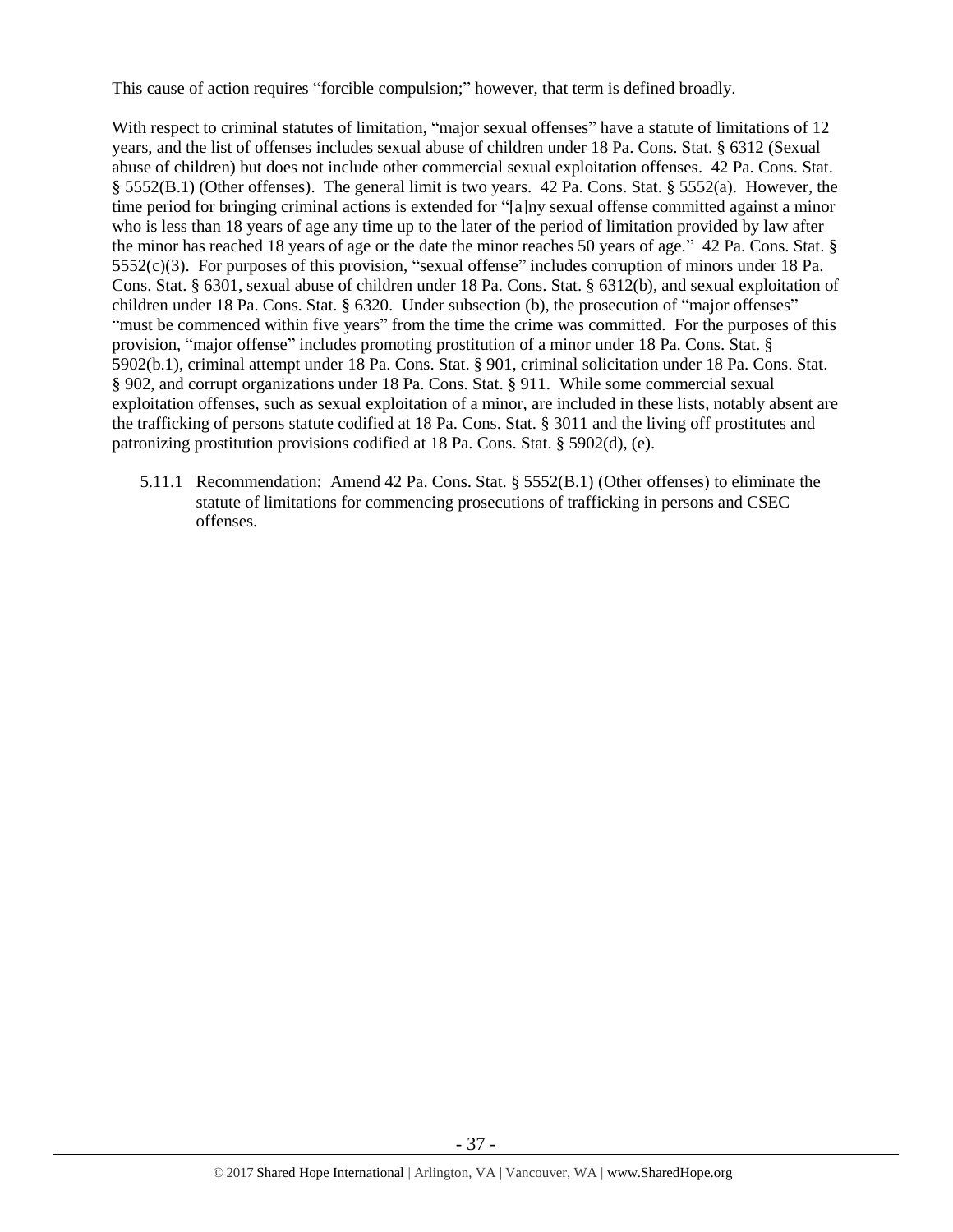This cause of action requires "forcible compulsion;" however, that term is defined broadly.

With respect to criminal statutes of limitation, "major sexual offenses" have a statute of limitations of 12 years, and the list of offenses includes sexual abuse of children under 18 Pa. Cons. Stat. § 6312 (Sexual abuse of children) but does not include other commercial sexual exploitation offenses. 42 Pa. Cons. Stat. § 5552(B.1) (Other offenses). The general limit is two years. 42 Pa. Cons. Stat. § 5552(a). However, the time period for bringing criminal actions is extended for "[a]ny sexual offense committed against a minor who is less than 18 years of age any time up to the later of the period of limitation provided by law after the minor has reached 18 years of age or the date the minor reaches 50 years of age." 42 Pa. Cons. Stat. § 5552(c)(3). For purposes of this provision, "sexual offense" includes corruption of minors under 18 Pa. Cons. Stat. § 6301, sexual abuse of children under 18 Pa. Cons. Stat. § 6312(b), and sexual exploitation of children under 18 Pa. Cons. Stat. § 6320. Under subsection (b), the prosecution of "major offenses" "must be commenced within five years" from the time the crime was committed. For the purposes of this provision, "major offense" includes promoting prostitution of a minor under 18 Pa. Cons. Stat. § 5902(b.1), criminal attempt under 18 Pa. Cons. Stat. § 901, criminal solicitation under 18 Pa. Cons. Stat. § 902, and corrupt organizations under 18 Pa. Cons. Stat. § 911. While some commercial sexual exploitation offenses, such as sexual exploitation of a minor, are included in these lists, notably absent are the trafficking of persons statute codified at 18 Pa. Cons. Stat. § 3011 and the living off prostitutes and patronizing prostitution provisions codified at 18 Pa. Cons. Stat. § 5902(d), (e).

5.11.1 Recommendation: Amend 42 Pa. Cons. Stat. § 5552(B.1) (Other offenses) to eliminate the statute of limitations for commencing prosecutions of trafficking in persons and CSEC offenses.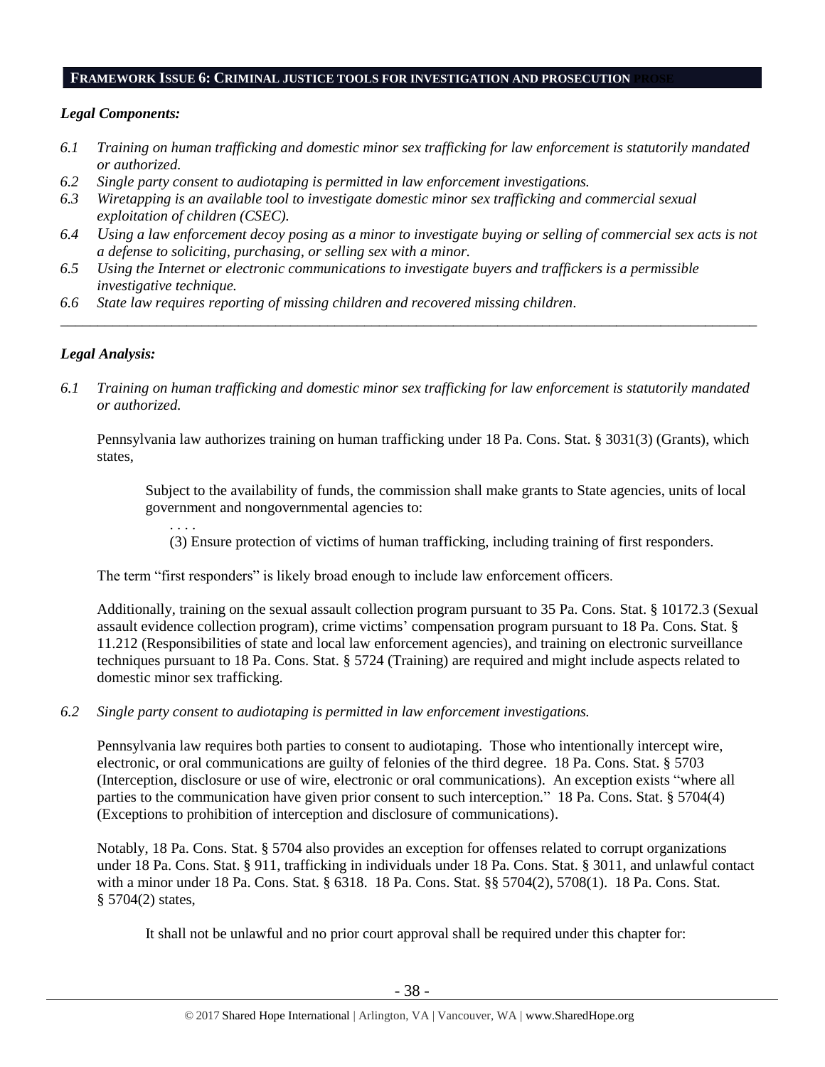## **FRAMEWORK ISSUE 6: CRIMINAL JUSTICE TOOLS FOR INVESTIGATION AND PROSECUTION**

***Legal Components:***

*6.1 Training on human trafficking and domestic minor sex trafficking for law enforcement is statutorily mandated or authorized.*

*6.2 Single party consent to audiotaping is permitted in law enforcement investigations.*

*6.3 Wiretapping is an available tool to investigate domestic minor sex trafficking and commercial sexual exploitation of children (CSEC).*

*6.4 Using a law enforcement decoy posing as a minor to investigate buying or selling of commercial sex acts is not a defense to soliciting, purchasing, or selling sex with a minor.*

*6.5 Using the Internet or electronic communications to investigate buyers and traffickers is a permissible investigative technique.*

*6.6 State law requires reporting of missing children and recovered missing children.*

---

***Legal Analysis:***

*6.1 Training on human trafficking and domestic minor sex trafficking for law enforcement is statutorily mandated or authorized.*

Pennsylvania law authorizes training on human trafficking under 18 Pa. Cons. Stat. § 3031(3) (Grants), which states,

> Subject to the availability of funds, the commission shall make grants to State agencies, units of local government and nongovernmental agencies to:
>
> . . . .
>
> (3) Ensure protection of victims of human trafficking, including training of first responders.

The term "first responders" is likely broad enough to include law enforcement officers.

Additionally, training on the sexual assault collection program pursuant to 35 Pa. Cons. Stat. § 10172.3 (Sexual assault evidence collection program), crime victims' compensation program pursuant to 18 Pa. Cons. Stat. § 11.212 (Responsibilities of state and local law enforcement agencies), and training on electronic surveillance techniques pursuant to 18 Pa. Cons. Stat. § 5724 (Training) are required and might include aspects related to domestic minor sex trafficking.

*6.2 Single party consent to audiotaping is permitted in law enforcement investigations.*

Pennsylvania law requires both parties to consent to audiotaping. Those who intentionally intercept wire, electronic, or oral communications are guilty of felonies of the third degree. 18 Pa. Cons. Stat. § 5703 (Interception, disclosure or use of wire, electronic or oral communications). An exception exists "where all parties to the communication have given prior consent to such interception." 18 Pa. Cons. Stat. § 5704(4) (Exceptions to prohibition of interception and disclosure of communications).

Notably, 18 Pa. Cons. Stat. § 5704 also provides an exception for offenses related to corrupt organizations under 18 Pa. Cons. Stat. § 911, trafficking in individuals under 18 Pa. Cons. Stat. § 3011, and unlawful contact with a minor under 18 Pa. Cons. Stat. § 6318. 18 Pa. Cons. Stat. §§ 5704(2), 5708(1). 18 Pa. Cons. Stat. § 5704(2) states,

> It shall not be unlawful and no prior court approval shall be required under this chapter for: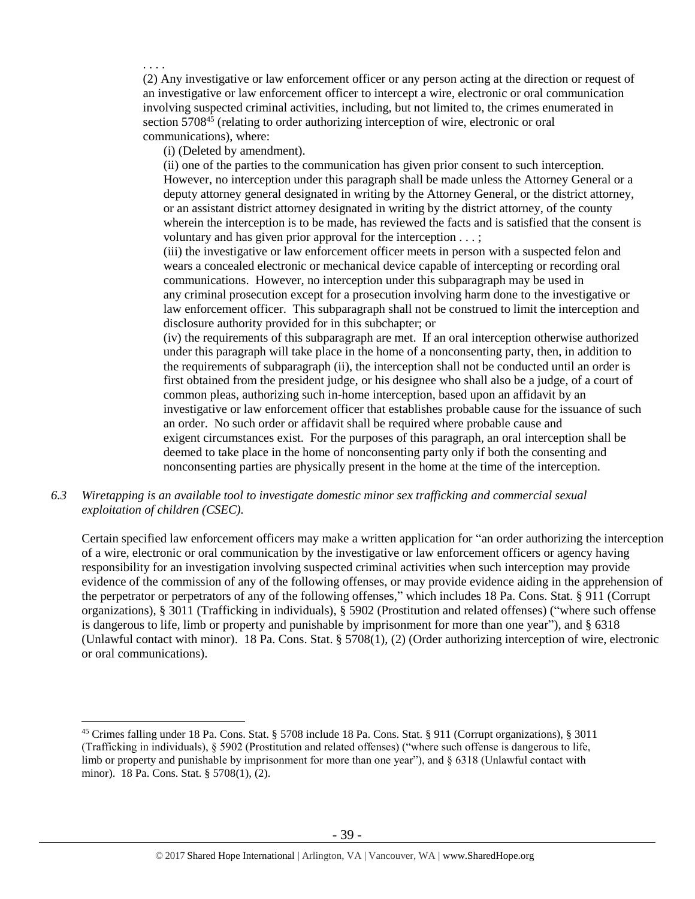. . . .

(2) Any investigative or law enforcement officer or any person acting at the direction or request of an investigative or law enforcement officer to intercept a wire, electronic or oral communication involving suspected criminal activities, including, but not limited to, the crimes enumerated in section 5708[45] (relating to order authorizing interception of wire, electronic or oral communications), where:

(i) (Deleted by amendment).

(ii) one of the parties to the communication has given prior consent to such interception. However, no interception under this paragraph shall be made unless the Attorney General or a deputy attorney general designated in writing by the Attorney General, or the district attorney, or an assistant district attorney designated in writing by the district attorney, of the county wherein the interception is to be made, has reviewed the facts and is satisfied that the consent is voluntary and has given prior approval for the interception . . . ;

(iii) the investigative or law enforcement officer meets in person with a suspected felon and wears a concealed electronic or mechanical device capable of intercepting or recording oral communications. However, no interception under this subparagraph may be used in any criminal prosecution except for a prosecution involving harm done to the investigative or law enforcement officer. This subparagraph shall not be construed to limit the interception and disclosure authority provided for in this subchapter; or

(iv) the requirements of this subparagraph are met. If an oral interception otherwise authorized under this paragraph will take place in the home of a nonconsenting party, then, in addition to the requirements of subparagraph (ii), the interception shall not be conducted until an order is first obtained from the president judge, or his designee who shall also be a judge, of a court of common pleas, authorizing such in-home interception, based upon an affidavit by an investigative or law enforcement officer that establishes probable cause for the issuance of such an order. No such order or affidavit shall be required where probable cause and exigent circumstances exist. For the purposes of this paragraph, an oral interception shall be deemed to take place in the home of nonconsenting party only if both the consenting and nonconsenting parties are physically present in the home at the time of the interception.

*6.3 Wiretapping is an available tool to investigate domestic minor sex trafficking and commercial sexual exploitation of children (CSEC).*

Certain specified law enforcement officers may make a written application for "an order authorizing the interception of a wire, electronic or oral communication by the investigative or law enforcement officers or agency having responsibility for an investigation involving suspected criminal activities when such interception may provide evidence of the commission of any of the following offenses, or may provide evidence aiding in the apprehension of the perpetrator or perpetrators of any of the following offenses," which includes 18 Pa. Cons. Stat. § 911 (Corrupt organizations), § 3011 (Trafficking in individuals), § 5902 (Prostitution and related offenses) ("where such offense is dangerous to life, limb or property and punishable by imprisonment for more than one year"), and § 6318 (Unlawful contact with minor). 18 Pa. Cons. Stat. § 5708(1), (2) (Order authorizing interception of wire, electronic or oral communications).

---

[45] Crimes falling under 18 Pa. Cons. Stat. § 5708 include 18 Pa. Cons. Stat. § 911 (Corrupt organizations), § 3011 (Trafficking in individuals), § 5902 (Prostitution and related offenses) ("where such offense is dangerous to life, limb or property and punishable by imprisonment for more than one year"), and § 6318 (Unlawful contact with minor). 18 Pa. Cons. Stat. § 5708(1), (2).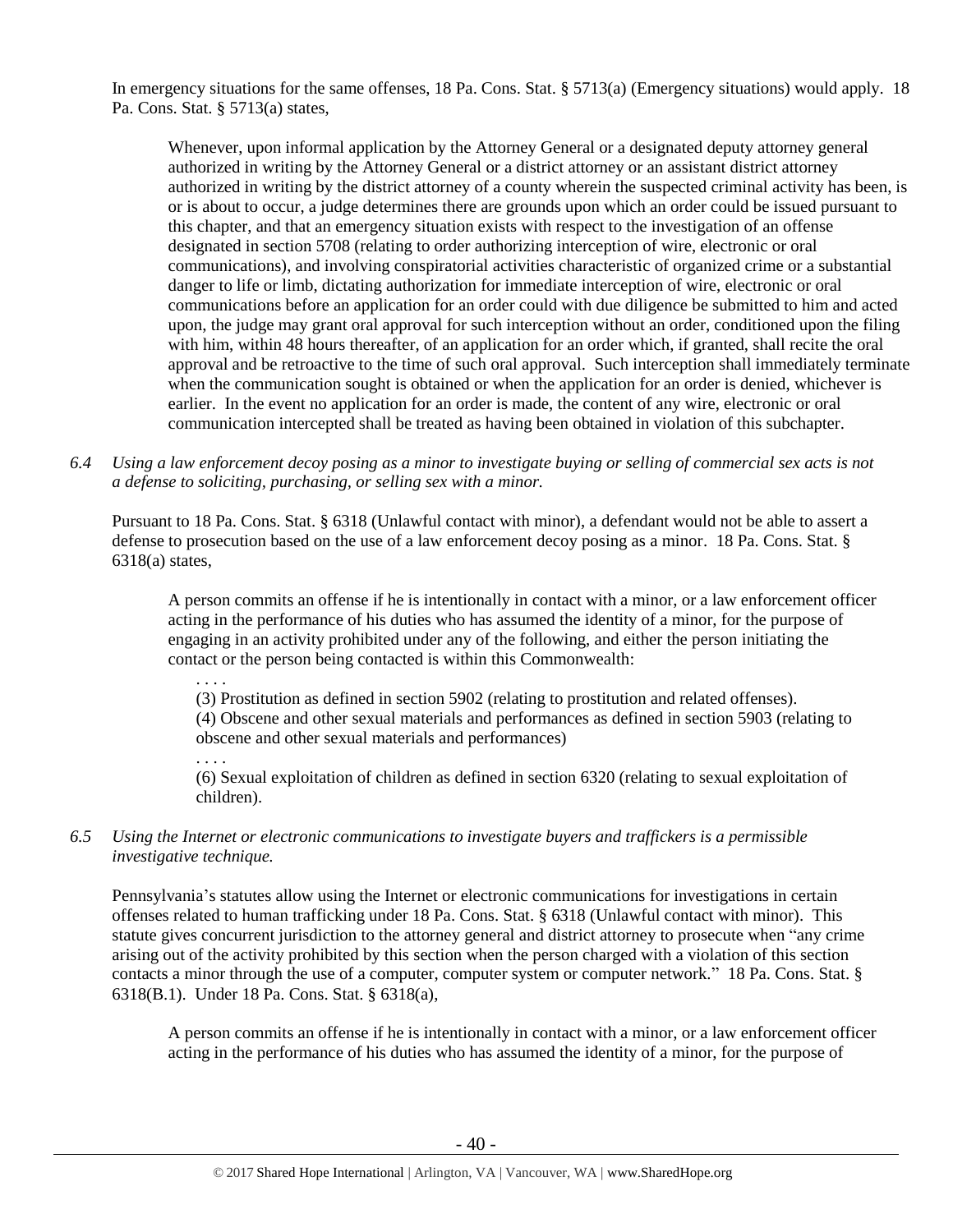In emergency situations for the same offenses, 18 Pa. Cons. Stat. § 5713(a) (Emergency situations) would apply. 18 Pa. Cons. Stat. § 5713(a) states,

> Whenever, upon informal application by the Attorney General or a designated deputy attorney general authorized in writing by the Attorney General or a district attorney or an assistant district attorney authorized in writing by the district attorney of a county wherein the suspected criminal activity has been, is or is about to occur, a judge determines there are grounds upon which an order could be issued pursuant to this chapter, and that an emergency situation exists with respect to the investigation of an offense designated in section 5708 (relating to order authorizing interception of wire, electronic or oral communications), and involving conspiratorial activities characteristic of organized crime or a substantial danger to life or limb, dictating authorization for immediate interception of wire, electronic or oral communications before an application for an order could with due diligence be submitted to him and acted upon, the judge may grant oral approval for such interception without an order, conditioned upon the filing with him, within 48 hours thereafter, of an application for an order which, if granted, shall recite the oral approval and be retroactive to the time of such oral approval. Such interception shall immediately terminate when the communication sought is obtained or when the application for an order is denied, whichever is earlier. In the event no application for an order is made, the content of any wire, electronic or oral communication intercepted shall be treated as having been obtained in violation of this subchapter.

*6.4 Using a law enforcement decoy posing as a minor to investigate buying or selling of commercial sex acts is not a defense to soliciting, purchasing, or selling sex with a minor.*

Pursuant to 18 Pa. Cons. Stat. § 6318 (Unlawful contact with minor), a defendant would not be able to assert a defense to prosecution based on the use of a law enforcement decoy posing as a minor. 18 Pa. Cons. Stat. § 6318(a) states,

> A person commits an offense if he is intentionally in contact with a minor, or a law enforcement officer acting in the performance of his duties who has assumed the identity of a minor, for the purpose of engaging in an activity prohibited under any of the following, and either the person initiating the contact or the person being contacted is within this Commonwealth:
>
> . . . .
>
> (3) Prostitution as defined in section 5902 (relating to prostitution and related offenses).
>
> (4) Obscene and other sexual materials and performances as defined in section 5903 (relating to obscene and other sexual materials and performances)
>
> . . . .
>
> (6) Sexual exploitation of children as defined in section 6320 (relating to sexual exploitation of children).

*6.5 Using the Internet or electronic communications to investigate buyers and traffickers is a permissible investigative technique.*

Pennsylvania's statutes allow using the Internet or electronic communications for investigations in certain offenses related to human trafficking under 18 Pa. Cons. Stat. § 6318 (Unlawful contact with minor). This statute gives concurrent jurisdiction to the attorney general and district attorney to prosecute when "any crime arising out of the activity prohibited by this section when the person charged with a violation of this section contacts a minor through the use of a computer, computer system or computer network." 18 Pa. Cons. Stat. § 6318(B.1). Under 18 Pa. Cons. Stat. § 6318(a),

> A person commits an offense if he is intentionally in contact with a minor, or a law enforcement officer acting in the performance of his duties who has assumed the identity of a minor, for the purpose of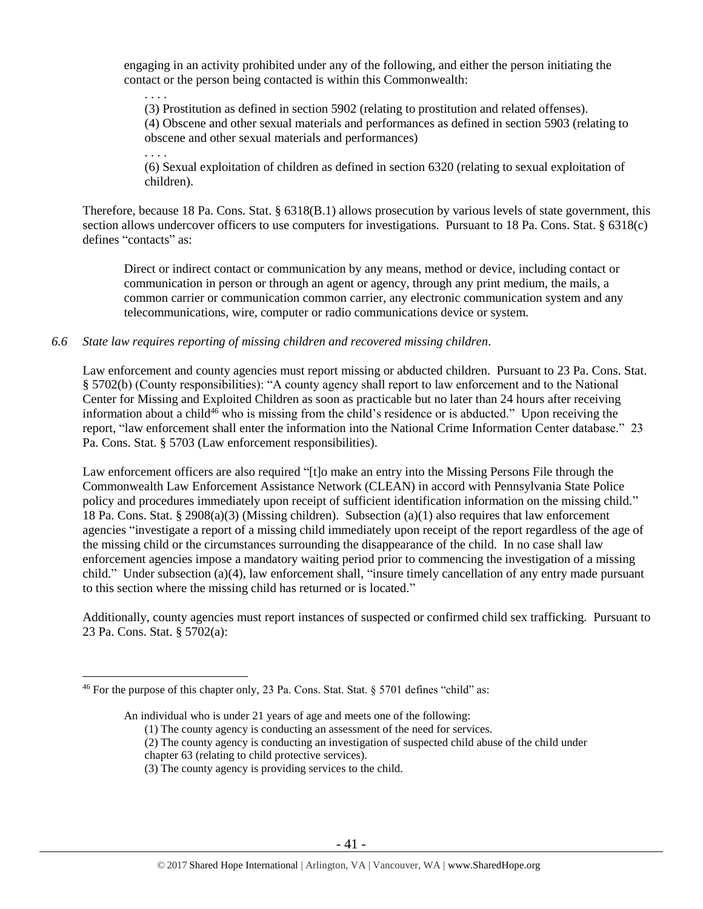engaging in an activity prohibited under any of the following, and either the person initiating the contact or the person being contacted is within this Commonwealth:

> . . . .
>
> (3) Prostitution as defined in section 5902 (relating to prostitution and related offenses).
>
> (4) Obscene and other sexual materials and performances as defined in section 5903 (relating to obscene and other sexual materials and performances)
>
> . . . .
>
> (6) Sexual exploitation of children as defined in section 6320 (relating to sexual exploitation of children).

Therefore, because 18 Pa. Cons. Stat. § 6318(B.1) allows prosecution by various levels of state government, this section allows undercover officers to use computers for investigations. Pursuant to 18 Pa. Cons. Stat. § 6318(c) defines "contacts" as:

> Direct or indirect contact or communication by any means, method or device, including contact or communication in person or through an agent or agency, through any print medium, the mails, a common carrier or communication common carrier, any electronic communication system and any telecommunications, wire, computer or radio communications device or system.

*6.6 State law requires reporting of missing children and recovered missing children.*

Law enforcement and county agencies must report missing or abducted children. Pursuant to 23 Pa. Cons. Stat. § 5702(b) (County responsibilities): "A county agency shall report to law enforcement and to the National Center for Missing and Exploited Children as soon as practicable but no later than 24 hours after receiving information about a child[46] who is missing from the child's residence or is abducted." Upon receiving the report, "law enforcement shall enter the information into the National Crime Information Center database." 23 Pa. Cons. Stat. § 5703 (Law enforcement responsibilities).

Law enforcement officers are also required "[t]o make an entry into the Missing Persons File through the Commonwealth Law Enforcement Assistance Network (CLEAN) in accord with Pennsylvania State Police policy and procedures immediately upon receipt of sufficient identification information on the missing child." 18 Pa. Cons. Stat. § 2908(a)(3) (Missing children). Subsection (a)(1) also requires that law enforcement agencies "investigate a report of a missing child immediately upon receipt of the report regardless of the age of the missing child or the circumstances surrounding the disappearance of the child. In no case shall law enforcement agencies impose a mandatory waiting period prior to commencing the investigation of a missing child." Under subsection (a)(4), law enforcement shall, "insure timely cancellation of any entry made pursuant to this section where the missing child has returned or is located."

Additionally, county agencies must report instances of suspected or confirmed child sex trafficking. Pursuant to 23 Pa. Cons. Stat. § 5702(a):

---

[46] For the purpose of this chapter only, 23 Pa. Cons. Stat. Stat. § 5701 defines "child" as:

> An individual who is under 21 years of age and meets one of the following:
>
> (1) The county agency is conducting an assessment of the need for services.
>
> (2) The county agency is conducting an investigation of suspected child abuse of the child under chapter 63 (relating to child protective services).
>
> (3) The county agency is providing services to the child.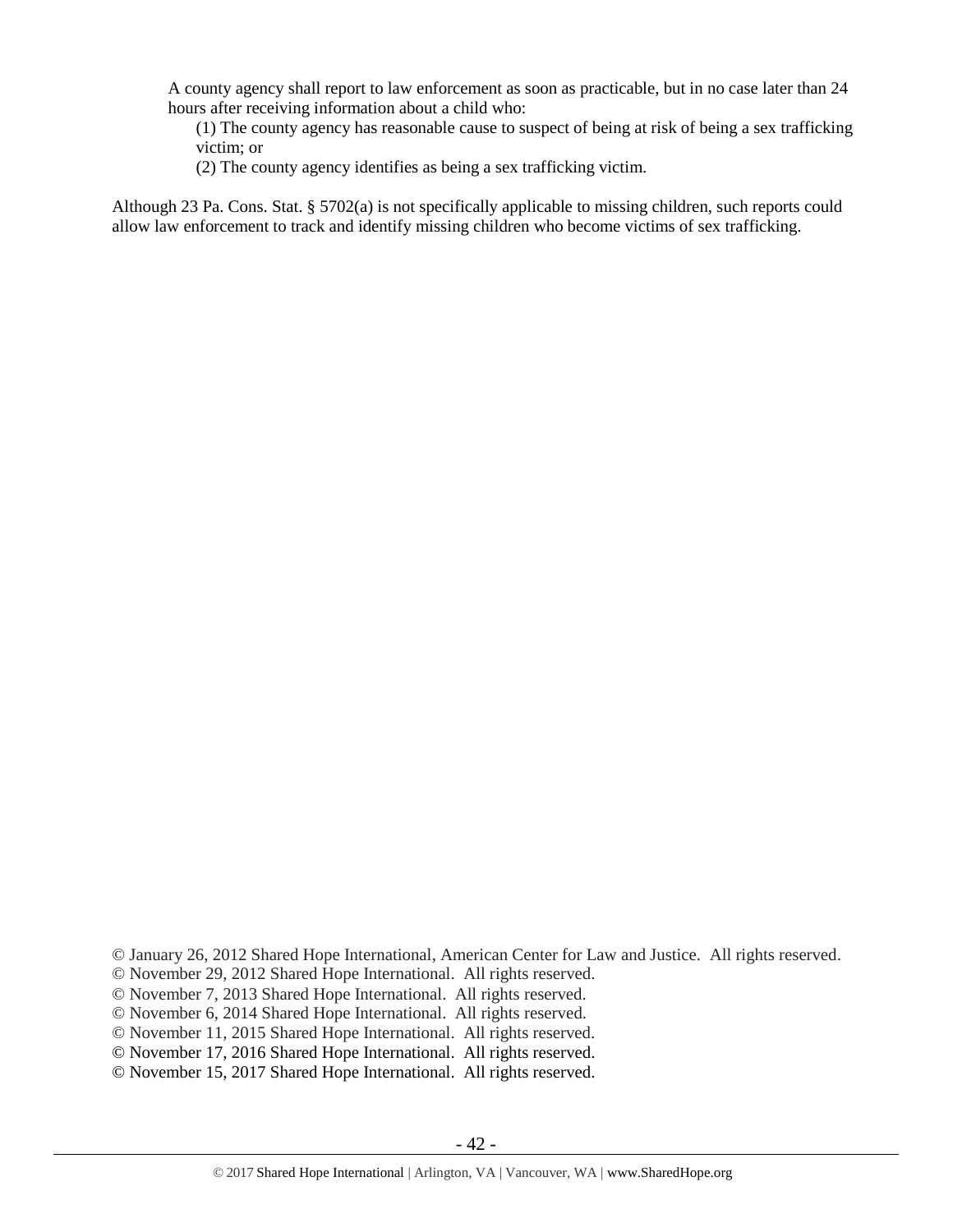> A county agency shall report to law enforcement as soon as practicable, but in no case later than 24 hours after receiving information about a child who:
>
> (1) The county agency has reasonable cause to suspect of being at risk of being a sex trafficking victim; or
>
> (2) The county agency identifies as being a sex trafficking victim.

Although 23 Pa. Cons. Stat. § 5702(a) is not specifically applicable to missing children, such reports could allow law enforcement to track and identify missing children who become victims of sex trafficking.

© January 26, 2012 Shared Hope International, American Center for Law and Justice. All rights reserved.
© November 29, 2012 Shared Hope International. All rights reserved.
© November 7, 2013 Shared Hope International. All rights reserved.
© November 6, 2014 Shared Hope International. All rights reserved.
© November 11, 2015 Shared Hope International. All rights reserved.
© November 17, 2016 Shared Hope International. All rights reserved.
© November 15, 2017 Shared Hope International. All rights reserved.